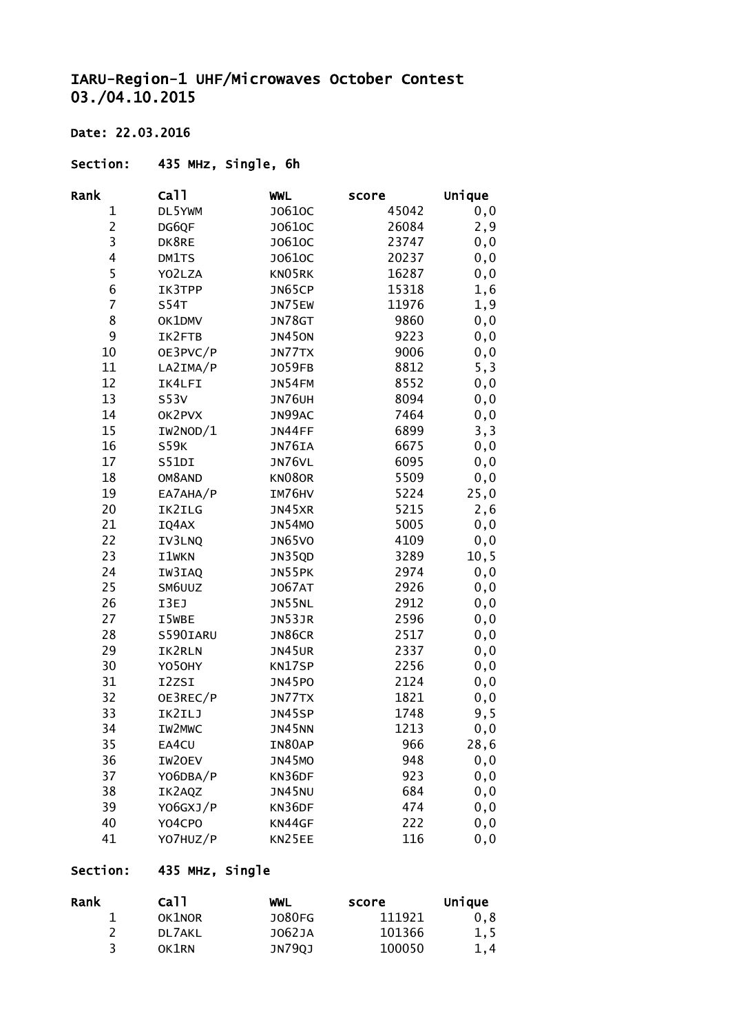# IARU-Region-1 UHF/Microwaves October Contest
# 03./04.10.2015

**Date: 22.03.2016**

## Section: 435 MHz, Single, 6h

| Rank | Call | WWL | score | Unique |
|---|---|---|---|---|
| 1 | DL5YWM | JO61OC | 45042 | 0,0 |
| 2 | DG6QF | JO61OC | 26084 | 2,9 |
| 3 | DK8RE | JO61OC | 23747 | 0,0 |
| 4 | DM1TS | JO61OC | 20237 | 0,0 |
| 5 | YO2LZA | KN05RK | 16287 | 0,0 |
| 6 | IK3TPP | JN65CP | 15318 | 1,6 |
| 7 | S54T | JN75EW | 11976 | 1,9 |
| 8 | OK1DMV | JN78GT | 9860 | 0,0 |
| 9 | IK2FTB | JN45ON | 9223 | 0,0 |
| 10 | OE3PVC/P | JN77TX | 9006 | 0,0 |
| 11 | LA2IMA/P | JO59FB | 8812 | 5,3 |
| 12 | IK4LFI | JN54FM | 8552 | 0,0 |
| 13 | S53V | JN76UH | 8094 | 0,0 |
| 14 | OK2PVX | JN99AC | 7464 | 0,0 |
| 15 | IW2NOD/1 | JN44FF | 6899 | 3,3 |
| 16 | S59K | JN76IA | 6675 | 0,0 |
| 17 | S51DI | JN76VL | 6095 | 0,0 |
| 18 | OM8AND | KN08OR | 5509 | 0,0 |
| 19 | EA7AHA/P | IM76HV | 5224 | 25,0 |
| 20 | IK2ILG | JN45XR | 5215 | 2,6 |
| 21 | IQ4AX | JN54MO | 5005 | 0,0 |
| 22 | IV3LNQ | JN65VO | 4109 | 0,0 |
| 23 | I1WKN | JN35QD | 3289 | 10,5 |
| 24 | IW3IAQ | JN55PK | 2974 | 0,0 |
| 25 | SM6UUZ | JO67AT | 2926 | 0,0 |
| 26 | I3EJ | JN55NL | 2912 | 0,0 |
| 27 | I5WBE | JN53JR | 2596 | 0,0 |
| 28 | S590IARU | JN86CR | 2517 | 0,0 |
| 29 | IK2RLN | JN45UR | 2337 | 0,0 |
| 30 | YO5OHY | KN17SP | 2256 | 0,0 |
| 31 | I2ZSI | JN45PO | 2124 | 0,0 |
| 32 | OE3REC/P | JN77TX | 1821 | 0,0 |
| 33 | IK2ILJ | JN45SP | 1748 | 9,5 |
| 34 | IW2MWC | JN45NN | 1213 | 0,0 |
| 35 | EA4CU | IN80AP | 966 | 28,6 |
| 36 | IW2OEV | JN45MO | 948 | 0,0 |
| 37 | YO6DBA/P | KN36DF | 923 | 0,0 |
| 38 | IK2AQZ | JN45NU | 684 | 0,0 |
| 39 | YO6GXJ/P | KN36DF | 474 | 0,0 |
| 40 | YO4CPO | KN44GF | 222 | 0,0 |
| 41 | YO7HUZ/P | KN25EE | 116 | 0,0 |

## Section: 435 MHz, Single

| Rank | Call | WWL | score | Unique |
|---|---|---|---|---|
| 1 | OK1NOR | JO80FG | 111921 | 0,8 |
| 2 | DL7AKL | JO62JA | 101366 | 1,5 |
| 3 | OK1RN | JN79QJ | 100050 | 1,4 |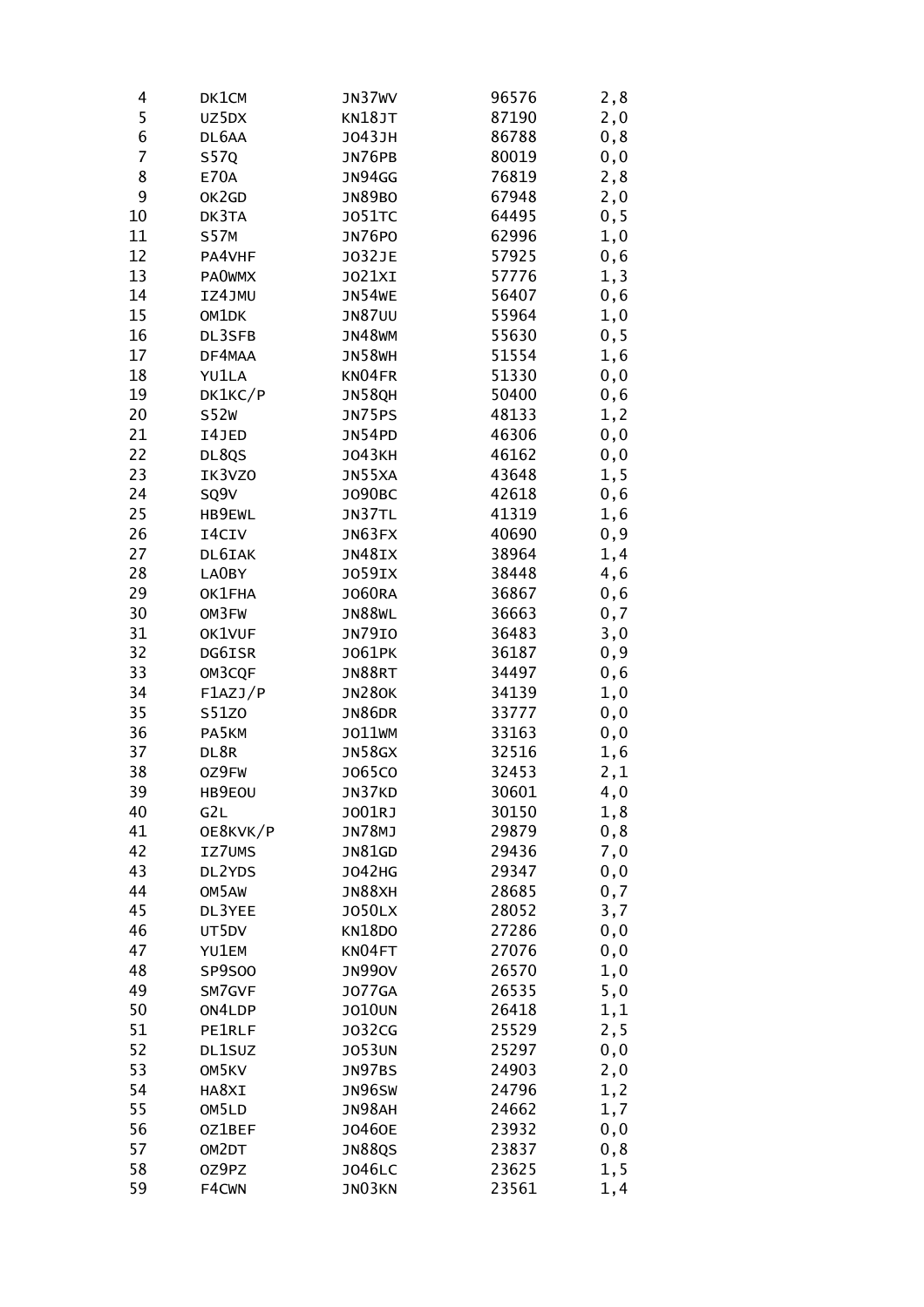| | | | | |
|---|---|---|---|---|
| 4 | DK1CM | JN37WV | 96576 | 2,8 |
| 5 | UZ5DX | KN18JT | 87190 | 2,0 |
| 6 | DL6AA | JO43JH | 86788 | 0,8 |
| 7 | S57Q | JN76PB | 80019 | 0,0 |
| 8 | E70A | JN94GG | 76819 | 2,8 |
| 9 | OK2GD | JN89BO | 67948 | 2,0 |
| 10 | DK3TA | JO51TC | 64495 | 0,5 |
| 11 | S57M | JN76PO | 62996 | 1,0 |
| 12 | PA4VHF | JO32JE | 57925 | 0,6 |
| 13 | PA0WMX | JO21XI | 57776 | 1,3 |
| 14 | IZ4JMU | JN54WE | 56407 | 0,6 |
| 15 | OM1DK | JN87UU | 55964 | 1,0 |
| 16 | DL3SFB | JN48WM | 55630 | 0,5 |
| 17 | DF4MAA | JN58WH | 51554 | 1,6 |
| 18 | YU1LA | KN04FR | 51330 | 0,0 |
| 19 | DK1KC/P | JN58QH | 50400 | 0,6 |
| 20 | S52W | JN75PS | 48133 | 1,2 |
| 21 | I4JED | JN54PD | 46306 | 0,0 |
| 22 | DL8QS | JO43KH | 46162 | 0,0 |
| 23 | IK3VZO | JN55XA | 43648 | 1,5 |
| 24 | SQ9V | JO90BC | 42618 | 0,6 |
| 25 | HB9EWL | JN37TL | 41319 | 1,6 |
| 26 | I4CIV | JN63FX | 40690 | 0,9 |
| 27 | DL6IAK | JN48IX | 38964 | 1,4 |
| 28 | LA0BY | JO59IX | 38448 | 4,6 |
| 29 | OK1FHA | JO60RA | 36867 | 0,6 |
| 30 | OM3FW | JN88WL | 36663 | 0,7 |
| 31 | OK1VUF | JN79IO | 36483 | 3,0 |
| 32 | DG6ISR | JO61PK | 36187 | 0,9 |
| 33 | OM3CQF | JN88RT | 34497 | 0,6 |
| 34 | F1AZJ/P | JN28OK | 34139 | 1,0 |
| 35 | S51ZO | JN86DR | 33777 | 0,0 |
| 36 | PA5KM | JO11WM | 33163 | 0,0 |
| 37 | DL8R | JN58GX | 32516 | 1,6 |
| 38 | OZ9FW | JO65CO | 32453 | 2,1 |
| 39 | HB9EOU | JN37KD | 30601 | 4,0 |
| 40 | G2L | JO01RJ | 30150 | 1,8 |
| 41 | OE8KVK/P | JN78MJ | 29879 | 0,8 |
| 42 | IZ7UMS | JN81GD | 29436 | 7,0 |
| 43 | DL2YDS | JO42HG | 29347 | 0,0 |
| 44 | OM5AW | JN88XH | 28685 | 0,7 |
| 45 | DL3YEE | JO50LX | 28052 | 3,7 |
| 46 | UT5DV | KN18DO | 27286 | 0,0 |
| 47 | YU1EM | KN04FT | 27076 | 0,0 |
| 48 | SP9SOO | JN99OV | 26570 | 1,0 |
| 49 | SM7GVF | JO77GA | 26535 | 5,0 |
| 50 | ON4LDP | JO10UN | 26418 | 1,1 |
| 51 | PE1RLF | JO32CG | 25529 | 2,5 |
| 52 | DL1SUZ | JO53UN | 25297 | 0,0 |
| 53 | OM5KV | JN97BS | 24903 | 2,0 |
| 54 | HA8XI | JN96SW | 24796 | 1,2 |
| 55 | OM5LD | JN98AH | 24662 | 1,7 |
| 56 | OZ1BEF | JO46OE | 23932 | 0,0 |
| 57 | OM2DT | JN88QS | 23837 | 0,8 |
| 58 | OZ9PZ | JO46LC | 23625 | 1,5 |
| 59 | F4CWN | JN03KN | 23561 | 1,4 |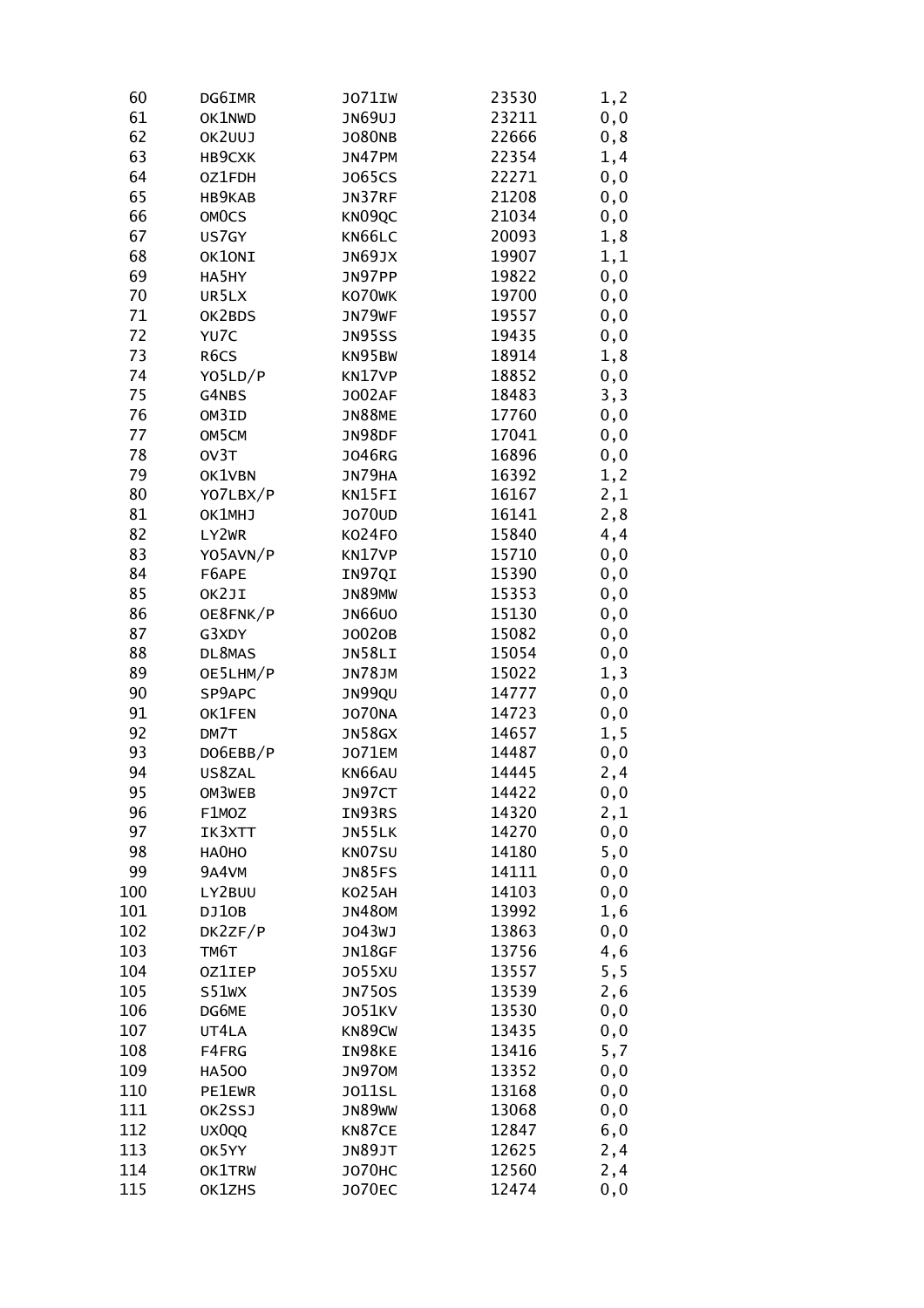| | | | | |
|---|---|---|---|---|
| 60 | DG6IMR | JO71IW | 23530 | 1,2 |
| 61 | OK1NWD | JN69UJ | 23211 | 0,0 |
| 62 | OK2UUJ | JO80NB | 22666 | 0,8 |
| 63 | HB9CXK | JN47PM | 22354 | 1,4 |
| 64 | OZ1FDH | JO65CS | 22271 | 0,0 |
| 65 | HB9KAB | JN37RF | 21208 | 0,0 |
| 66 | OM0CS | KN09QC | 21034 | 0,0 |
| 67 | US7GY | KN66LC | 20093 | 1,8 |
| 68 | OK1ONI | JN69JX | 19907 | 1,1 |
| 69 | HA5HY | JN97PP | 19822 | 0,0 |
| 70 | UR5LX | KO70WK | 19700 | 0,0 |
| 71 | OK2BDS | JN79WF | 19557 | 0,0 |
| 72 | YU7C | JN95SS | 19435 | 0,0 |
| 73 | R6CS | KN95BW | 18914 | 1,8 |
| 74 | YO5LD/P | KN17VP | 18852 | 0,0 |
| 75 | G4NBS | JO02AF | 18483 | 3,3 |
| 76 | OM3ID | JN88ME | 17760 | 0,0 |
| 77 | OM5CM | JN98DF | 17041 | 0,0 |
| 78 | OV3T | JO46RG | 16896 | 0,0 |
| 79 | OK1VBN | JN79HA | 16392 | 1,2 |
| 80 | YO7LBX/P | KN15FI | 16167 | 2,1 |
| 81 | OK1MHJ | JO70UD | 16141 | 2,8 |
| 82 | LY2WR | KO24FO | 15840 | 4,4 |
| 83 | YO5AVN/P | KN17VP | 15710 | 0,0 |
| 84 | F6APE | IN97QI | 15390 | 0,0 |
| 85 | OK2JI | JN89MW | 15353 | 0,0 |
| 86 | OE8FNK/P | JN66UO | 15130 | 0,0 |
| 87 | G3XDY | JO02OB | 15082 | 0,0 |
| 88 | DL8MAS | JN58LI | 15054 | 0,0 |
| 89 | OE5LHM/P | JN78JM | 15022 | 1,3 |
| 90 | SP9APC | JN99QU | 14777 | 0,0 |
| 91 | OK1FEN | JO70NA | 14723 | 0,0 |
| 92 | DM7T | JN58GX | 14657 | 1,5 |
| 93 | DO6EBB/P | JO71EM | 14487 | 0,0 |
| 94 | US8ZAL | KN66AU | 14445 | 2,4 |
| 95 | OM3WEB | JN97CT | 14422 | 0,0 |
| 96 | F1MOZ | IN93RS | 14320 | 2,1 |
| 97 | IK3XTT | JN55LK | 14270 | 0,0 |
| 98 | HA0HO | KN07SU | 14180 | 5,0 |
| 99 | 9A4VM | JN85FS | 14111 | 0,0 |
| 100 | LY2BUU | KO25AH | 14103 | 0,0 |
| 101 | DJ1OB | JN48OM | 13992 | 1,6 |
| 102 | DK2ZF/P | JO43WJ | 13863 | 0,0 |
| 103 | TM6T | JN18GF | 13756 | 4,6 |
| 104 | OZ1IEP | JO55XU | 13557 | 5,5 |
| 105 | S51WX | JN75OS | 13539 | 2,6 |
| 106 | DG6ME | JO51KV | 13530 | 0,0 |
| 107 | UT4LA | KN89CW | 13435 | 0,0 |
| 108 | F4FRG | IN98KE | 13416 | 5,7 |
| 109 | HA5OO | JN97OM | 13352 | 0,0 |
| 110 | PE1EWR | JO11SL | 13168 | 0,0 |
| 111 | OK2SSJ | JN89WW | 13068 | 0,0 |
| 112 | UX0QQ | KN87CE | 12847 | 6,0 |
| 113 | OK5YY | JN89JT | 12625 | 2,4 |
| 114 | OK1TRW | JO70HC | 12560 | 2,4 |
| 115 | OK1ZHS | JO70EC | 12474 | 0,0 |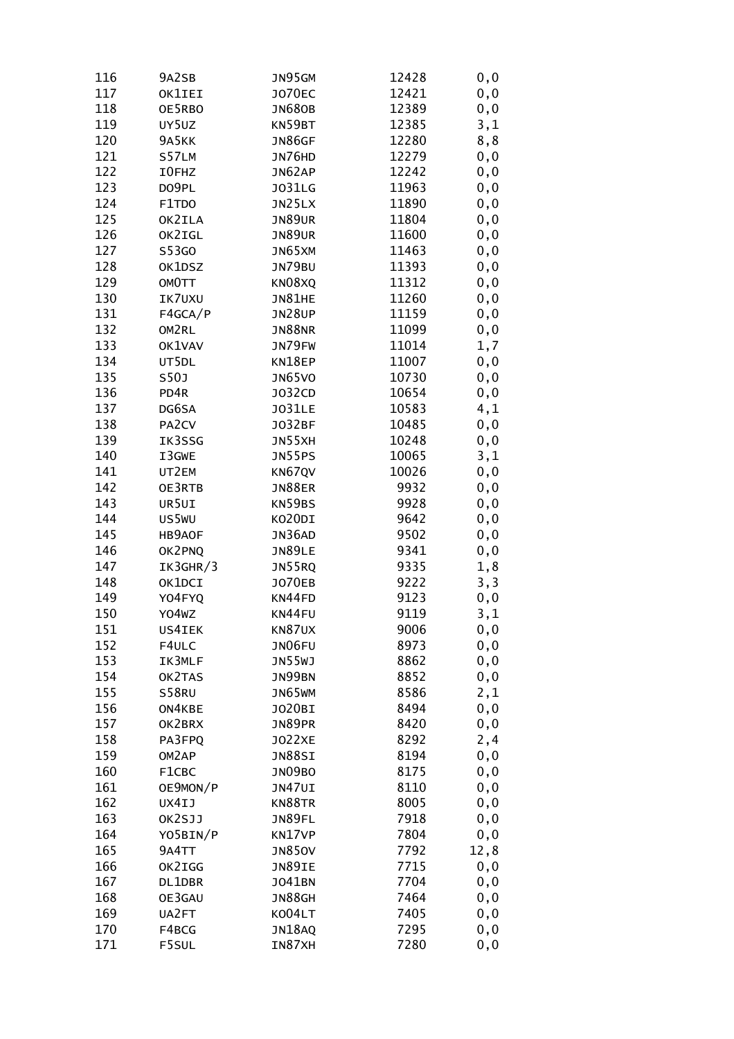| | | | | |
|---|---|---|---|---|
| 116 | 9A2SB | JN95GM | 12428 | 0,0 |
| 117 | OK1IEI | JO70EC | 12421 | 0,0 |
| 118 | OE5RBO | JN68OB | 12389 | 0,0 |
| 119 | UY5UZ | KN59BT | 12385 | 3,1 |
| 120 | 9A5KK | JN86GF | 12280 | 8,8 |
| 121 | S57LM | JN76HD | 12279 | 0,0 |
| 122 | I0FHZ | JN62AP | 12242 | 0,0 |
| 123 | DO9PL | JO31LG | 11963 | 0,0 |
| 124 | F1TDO | JN25LX | 11890 | 0,0 |
| 125 | OK2ILA | JN89UR | 11804 | 0,0 |
| 126 | OK2IGL | JN89UR | 11600 | 0,0 |
| 127 | S53GO | JN65XM | 11463 | 0,0 |
| 128 | OK1DSZ | JN79BU | 11393 | 0,0 |
| 129 | OM0TT | KN08XQ | 11312 | 0,0 |
| 130 | IK7UXU | JN81HE | 11260 | 0,0 |
| 131 | F4GCA/P | JN28UP | 11159 | 0,0 |
| 132 | OM2RL | JN88NR | 11099 | 0,0 |
| 133 | OK1VAV | JN79FW | 11014 | 1,7 |
| 134 | UT5DL | KN18EP | 11007 | 0,0 |
| 135 | S50J | JN65VO | 10730 | 0,0 |
| 136 | PD4R | JO32CD | 10654 | 0,0 |
| 137 | DG6SA | JO31LE | 10583 | 4,1 |
| 138 | PA2CV | JO32BF | 10485 | 0,0 |
| 139 | IK3SSG | JN55XH | 10248 | 0,0 |
| 140 | I3GWE | JN55PS | 10065 | 3,1 |
| 141 | UT2EM | KN67QV | 10026 | 0,0 |
| 142 | OE3RTB | JN88ER | 9932 | 0,0 |
| 143 | UR5UI | KN59BS | 9928 | 0,0 |
| 144 | US5WU | KO20DI | 9642 | 0,0 |
| 145 | HB9AOF | JN36AD | 9502 | 0,0 |
| 146 | OK2PNQ | JN89LE | 9341 | 0,0 |
| 147 | IK3GHR/3 | JN55RQ | 9335 | 1,8 |
| 148 | OK1DCI | JO70EB | 9222 | 3,3 |
| 149 | YO4FYQ | KN44FD | 9123 | 0,0 |
| 150 | YO4WZ | KN44FU | 9119 | 3,1 |
| 151 | US4IEK | KN87UX | 9006 | 0,0 |
| 152 | F4ULC | JN06FU | 8973 | 0,0 |
| 153 | IK3MLF | JN55WJ | 8862 | 0,0 |
| 154 | OK2TAS | JN99BN | 8852 | 0,0 |
| 155 | S58RU | JN65WM | 8586 | 2,1 |
| 156 | ON4KBE | JO20BI | 8494 | 0,0 |
| 157 | OK2BRX | JN89PR | 8420 | 0,0 |
| 158 | PA3FPQ | JO22XE | 8292 | 2,4 |
| 159 | OM2AP | JN88SI | 8194 | 0,0 |
| 160 | F1CBC | JN09BO | 8175 | 0,0 |
| 161 | OE9MON/P | JN47UI | 8110 | 0,0 |
| 162 | UX4IJ | KN88TR | 8005 | 0,0 |
| 163 | OK2SJJ | JN89FL | 7918 | 0,0 |
| 164 | YO5BIN/P | KN17VP | 7804 | 0,0 |
| 165 | 9A4TT | JN85OV | 7792 | 12,8 |
| 166 | OK2IGG | JN89IE | 7715 | 0,0 |
| 167 | DL1DBR | JO41BN | 7704 | 0,0 |
| 168 | OE3GAU | JN88GH | 7464 | 0,0 |
| 169 | UA2FT | KO04LT | 7405 | 0,0 |
| 170 | F4BCG | JN18AQ | 7295 | 0,0 |
| 171 | F5SUL | IN87XH | 7280 | 0,0 |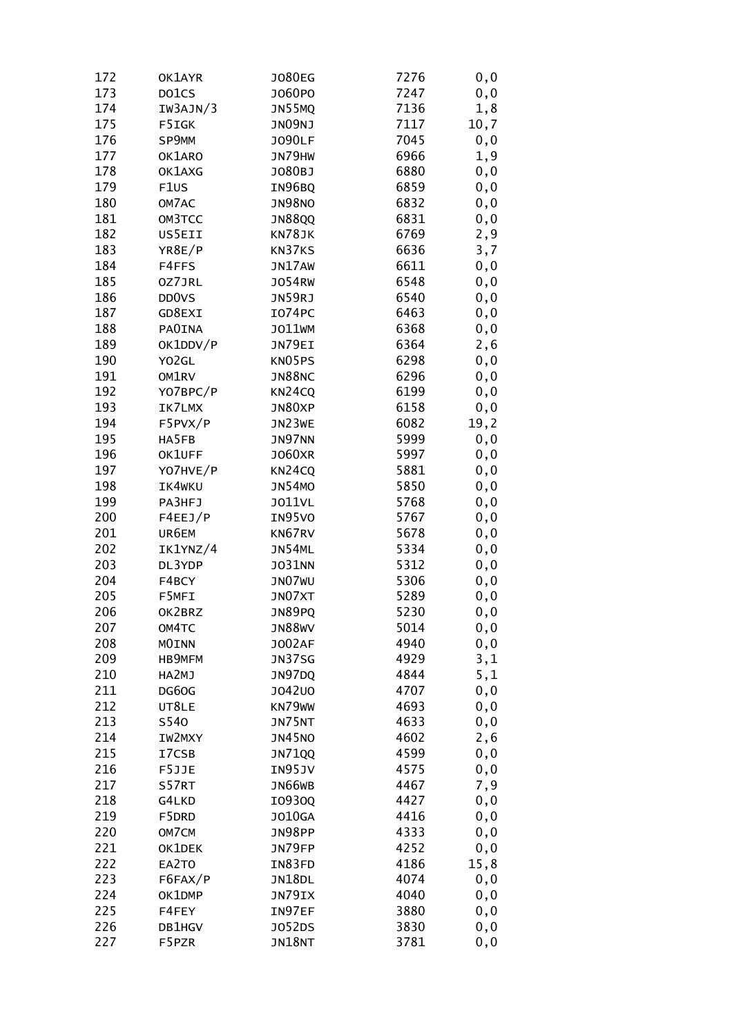| | | | | |
|---|---|---|---|---|
| 172 | OK1AYR | JO80EG | 7276 | 0,0 |
| 173 | DO1CS | JO60PO | 7247 | 0,0 |
| 174 | IW3AJN/3 | JN55MQ | 7136 | 1,8 |
| 175 | F5IGK | JN09NJ | 7117 | 10,7 |
| 176 | SP9MM | JO90LF | 7045 | 0,0 |
| 177 | OK1ARO | JN79HW | 6966 | 1,9 |
| 178 | OK1AXG | JO80BJ | 6880 | 0,0 |
| 179 | F1US | IN96BQ | 6859 | 0,0 |
| 180 | OM7AC | JN98NO | 6832 | 0,0 |
| 181 | OM3TCC | JN88QQ | 6831 | 0,0 |
| 182 | US5EII | KN78JK | 6769 | 2,9 |
| 183 | YR8E/P | KN37KS | 6636 | 3,7 |
| 184 | F4FFS | JN17AW | 6611 | 0,0 |
| 185 | OZ7JRL | JO54RW | 6548 | 0,0 |
| 186 | DD0VS | JN59RJ | 6540 | 0,0 |
| 187 | GD8EXI | IO74PC | 6463 | 0,0 |
| 188 | PA0INA | JO11WM | 6368 | 0,0 |
| 189 | OK1DDV/P | JN79EI | 6364 | 2,6 |
| 190 | YO2GL | KN05PS | 6298 | 0,0 |
| 191 | OM1RV | JN88NC | 6296 | 0,0 |
| 192 | YO7BPC/P | KN24CQ | 6199 | 0,0 |
| 193 | IK7LMX | JN80XP | 6158 | 0,0 |
| 194 | F5PVX/P | JN23WE | 6082 | 19,2 |
| 195 | HA5FB | JN97NN | 5999 | 0,0 |
| 196 | OK1UFF | JO60XR | 5997 | 0,0 |
| 197 | YO7HVE/P | KN24CQ | 5881 | 0,0 |
| 198 | IK4WKU | JN54MO | 5850 | 0,0 |
| 199 | PA3HFJ | JO11VL | 5768 | 0,0 |
| 200 | F4EEJ/P | IN95VO | 5767 | 0,0 |
| 201 | UR6EM | KN67RV | 5678 | 0,0 |
| 202 | IK1YNZ/4 | JN54ML | 5334 | 0,0 |
| 203 | DL3YDP | JO31NN | 5312 | 0,0 |
| 204 | F4BCY | JN07WU | 5306 | 0,0 |
| 205 | F5MFI | JN07XT | 5289 | 0,0 |
| 206 | OK2BRZ | JN89PQ | 5230 | 0,0 |
| 207 | OM4TC | JN88WV | 5014 | 0,0 |
| 208 | M0INN | JO02AF | 4940 | 0,0 |
| 209 | HB9MFM | JN37SG | 4929 | 3,1 |
| 210 | HA2MJ | JN97DQ | 4844 | 5,1 |
| 211 | DG6OG | JO42UO | 4707 | 0,0 |
| 212 | UT8LE | KN79WW | 4693 | 0,0 |
| 213 | S54O | JN75NT | 4633 | 0,0 |
| 214 | IW2MXY | JN45NO | 4602 | 2,6 |
| 215 | I7CSB | JN71QQ | 4599 | 0,0 |
| 216 | F5JJE | IN95JV | 4575 | 0,0 |
| 217 | S57RT | JN66WB | 4467 | 7,9 |
| 218 | G4LKD | IO93OQ | 4427 | 0,0 |
| 219 | F5DRD | JO10GA | 4416 | 0,0 |
| 220 | OM7CM | JN98PP | 4333 | 0,0 |
| 221 | OK1DEK | JN79FP | 4252 | 0,0 |
| 222 | EA2TO | IN83FD | 4186 | 15,8 |
| 223 | F6FAX/P | JN18DL | 4074 | 0,0 |
| 224 | OK1DMP | JN79IX | 4040 | 0,0 |
| 225 | F4FEY | IN97EF | 3880 | 0,0 |
| 226 | DB1HGV | JO52DS | 3830 | 0,0 |
| 227 | F5PZR | JN18NT | 3781 | 0,0 |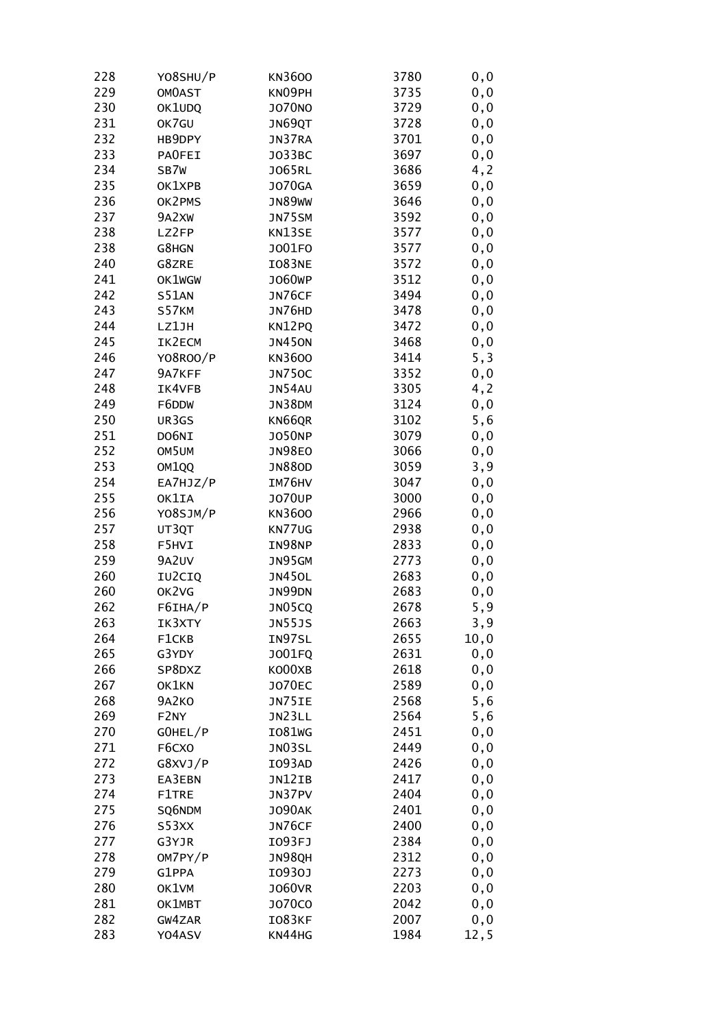| | | | | |
|---|---|---|---|---|
| 228 | YO8SHU/P | KN36OO | 3780 | 0,0 |
| 229 | OM0AST | KN09PH | 3735 | 0,0 |
| 230 | OK1UDQ | JO70NO | 3729 | 0,0 |
| 231 | OK7GU | JN69QT | 3728 | 0,0 |
| 232 | HB9DPY | JN37RA | 3701 | 0,0 |
| 233 | PA0FEI | JO33BC | 3697 | 0,0 |
| 234 | SB7W | JO65RL | 3686 | 4,2 |
| 235 | OK1XPB | JO70GA | 3659 | 0,0 |
| 236 | OK2PMS | JN89WW | 3646 | 0,0 |
| 237 | 9A2XW | JN75SM | 3592 | 0,0 |
| 238 | LZ2FP | KN13SE | 3577 | 0,0 |
| 238 | G8HGN | JO01FO | 3577 | 0,0 |
| 240 | G8ZRE | IO83NE | 3572 | 0,0 |
| 241 | OK1WGW | JO60WP | 3512 | 0,0 |
| 242 | S51AN | JN76CF | 3494 | 0,0 |
| 243 | S57KM | JN76HD | 3478 | 0,0 |
| 244 | LZ1JH | KN12PQ | 3472 | 0,0 |
| 245 | IK2ECM | JN45ON | 3468 | 0,0 |
| 246 | YO8ROO/P | KN36OO | 3414 | 5,3 |
| 247 | 9A7KFF | JN75OC | 3352 | 0,0 |
| 248 | IK4VFB | JN54AU | 3305 | 4,2 |
| 249 | F6DDW | JN38DM | 3124 | 0,0 |
| 250 | UR3GS | KN66QR | 3102 | 5,6 |
| 251 | DO6NI | JO50NP | 3079 | 0,0 |
| 252 | OM5UM | JN98EO | 3066 | 0,0 |
| 253 | OM1QQ | JN88OD | 3059 | 3,9 |
| 254 | EA7HJZ/P | IM76HV | 3047 | 0,0 |
| 255 | OK1IA | JO70UP | 3000 | 0,0 |
| 256 | YO8SJM/P | KN36OO | 2966 | 0,0 |
| 257 | UT3QT | KN77UG | 2938 | 0,0 |
| 258 | F5HVI | IN98NP | 2833 | 0,0 |
| 259 | 9A2UV | JN95GM | 2773 | 0,0 |
| 260 | IU2CIQ | JN45OL | 2683 | 0,0 |
| 260 | OK2VG | JN99DN | 2683 | 0,0 |
| 262 | F6IHA/P | JN05CQ | 2678 | 5,9 |
| 263 | IK3XTY | JN55JS | 2663 | 3,9 |
| 264 | F1CKB | IN97SL | 2655 | 10,0 |
| 265 | G3YDY | JO01FQ | 2631 | 0,0 |
| 266 | SP8DXZ | KO00XB | 2618 | 0,0 |
| 267 | OK1KN | JO70EC | 2589 | 0,0 |
| 268 | 9A2KO | JN75IE | 2568 | 5,6 |
| 269 | F2NY | JN23LL | 2564 | 5,6 |
| 270 | G0HEL/P | IO81WG | 2451 | 0,0 |
| 271 | F6CXO | JN03SL | 2449 | 0,0 |
| 272 | G8XVJ/P | IO93AD | 2426 | 0,0 |
| 273 | EA3EBN | JN12IB | 2417 | 0,0 |
| 274 | F1TRE | JN37PV | 2404 | 0,0 |
| 275 | SQ6NDM | JO90AK | 2401 | 0,0 |
| 276 | S53XX | JN76CF | 2400 | 0,0 |
| 277 | G3YJR | IO93FJ | 2384 | 0,0 |
| 278 | OM7PY/P | JN98QH | 2312 | 0,0 |
| 279 | G1PPA | IO93OJ | 2273 | 0,0 |
| 280 | OK1VM | JO60VR | 2203 | 0,0 |
| 281 | OK1MBT | JO70CO | 2042 | 0,0 |
| 282 | GW4ZAR | IO83KF | 2007 | 0,0 |
| 283 | YO4ASV | KN44HG | 1984 | 12,5 |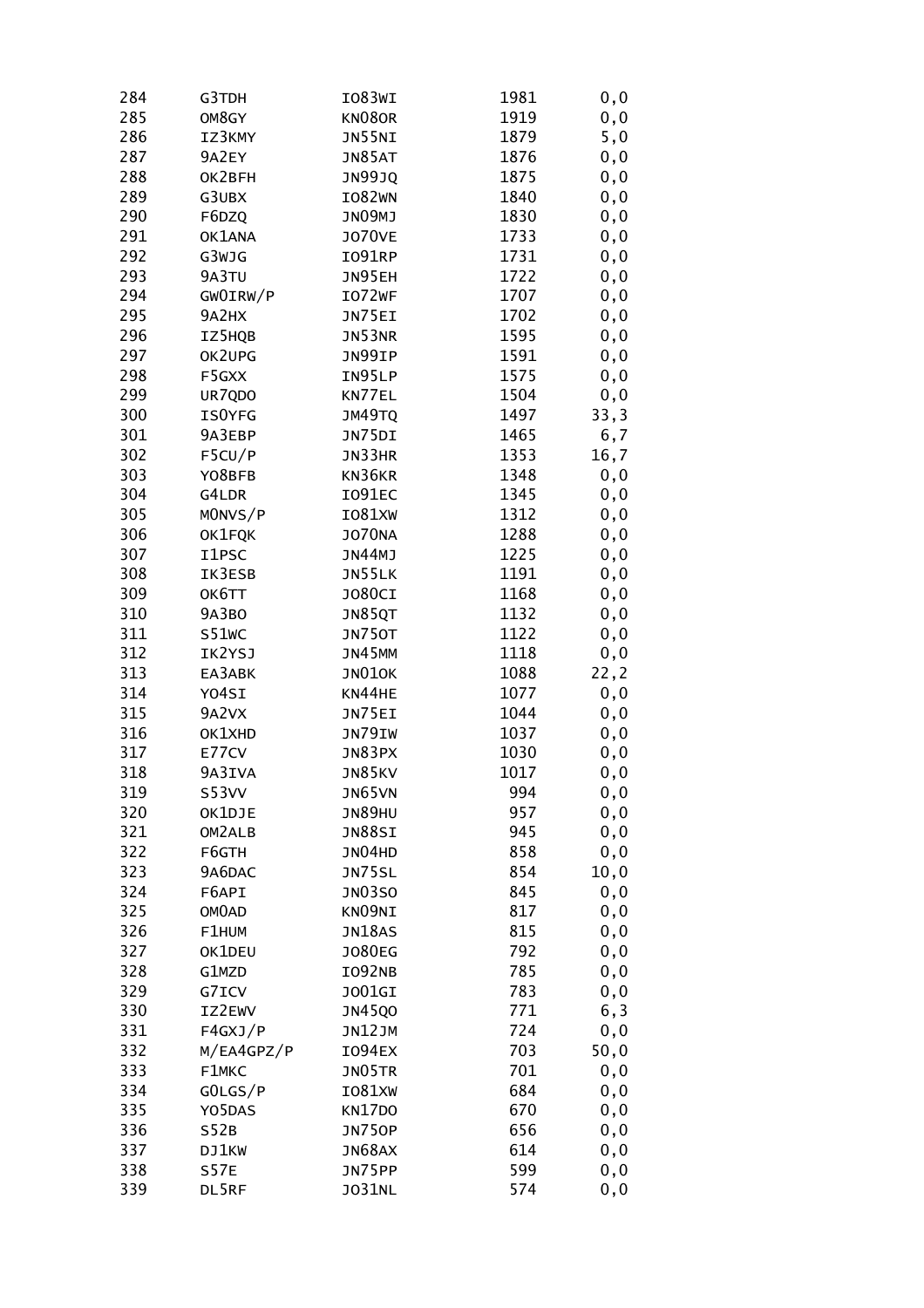| | | | | |
|---|---|---|---|---|
| 284 | G3TDH | IO83WI | 1981 | 0,0 |
| 285 | OM8GY | KN08OR | 1919 | 0,0 |
| 286 | IZ3KMY | JN55NI | 1879 | 5,0 |
| 287 | 9A2EY | JN85AT | 1876 | 0,0 |
| 288 | OK2BFH | JN99JQ | 1875 | 0,0 |
| 289 | G3UBX | IO82WN | 1840 | 0,0 |
| 290 | F6DZQ | JN09MJ | 1830 | 0,0 |
| 291 | OK1ANA | JO70VE | 1733 | 0,0 |
| 292 | G3WJG | IO91RP | 1731 | 0,0 |
| 293 | 9A3TU | JN95EH | 1722 | 0,0 |
| 294 | GW0IRW/P | IO72WF | 1707 | 0,0 |
| 295 | 9A2HX | JN75EI | 1702 | 0,0 |
| 296 | IZ5HQB | JN53NR | 1595 | 0,0 |
| 297 | OK2UPG | JN99IP | 1591 | 0,0 |
| 298 | F5GXX | IN95LP | 1575 | 0,0 |
| 299 | UR7QDO | KN77EL | 1504 | 0,0 |
| 300 | IS0YFG | JM49TQ | 1497 | 33,3 |
| 301 | 9A3EBP | JN75DI | 1465 | 6,7 |
| 302 | F5CU/P | JN33HR | 1353 | 16,7 |
| 303 | YO8BFB | KN36KR | 1348 | 0,0 |
| 304 | G4LDR | IO91EC | 1345 | 0,0 |
| 305 | M0NVS/P | IO81XW | 1312 | 0,0 |
| 306 | OK1FQK | JO70NA | 1288 | 0,0 |
| 307 | I1PSC | JN44MJ | 1225 | 0,0 |
| 308 | IK3ESB | JN55LK | 1191 | 0,0 |
| 309 | OK6TT | JO80CI | 1168 | 0,0 |
| 310 | 9A3BO | JN85QT | 1132 | 0,0 |
| 311 | S51WC | JN75OT | 1122 | 0,0 |
| 312 | IK2YSJ | JN45MM | 1118 | 0,0 |
| 313 | EA3ABK | JN01OK | 1088 | 22,2 |
| 314 | YO4SI | KN44HE | 1077 | 0,0 |
| 315 | 9A2VX | JN75EI | 1044 | 0,0 |
| 316 | OK1XHD | JN79IW | 1037 | 0,0 |
| 317 | E77CV | JN83PX | 1030 | 0,0 |
| 318 | 9A3IVA | JN85KV | 1017 | 0,0 |
| 319 | S53VV | JN65VN | 994 | 0,0 |
| 320 | OK1DJE | JN89HU | 957 | 0,0 |
| 321 | OM2ALB | JN88SI | 945 | 0,0 |
| 322 | F6GTH | JN04HD | 858 | 0,0 |
| 323 | 9A6DAC | JN75SL | 854 | 10,0 |
| 324 | F6API | JN03SO | 845 | 0,0 |
| 325 | OM0AD | KN09NI | 817 | 0,0 |
| 326 | F1HUM | JN18AS | 815 | 0,0 |
| 327 | OK1DEU | JO80EG | 792 | 0,0 |
| 328 | G1MZD | IO92NB | 785 | 0,0 |
| 329 | G7ICV | JO01GI | 783 | 0,0 |
| 330 | IZ2EWV | JN45QO | 771 | 6,3 |
| 331 | F4GXJ/P | JN12JM | 724 | 0,0 |
| 332 | M/EA4GPZ/P | IO94EX | 703 | 50,0 |
| 333 | F1MKC | JN05TR | 701 | 0,0 |
| 334 | G0LGS/P | IO81XW | 684 | 0,0 |
| 335 | YO5DAS | KN17DO | 670 | 0,0 |
| 336 | S52B | JN75OP | 656 | 0,0 |
| 337 | DJ1KW | JN68AX | 614 | 0,0 |
| 338 | S57E | JN75PP | 599 | 0,0 |
| 339 | DL5RF | JO31NL | 574 | 0,0 |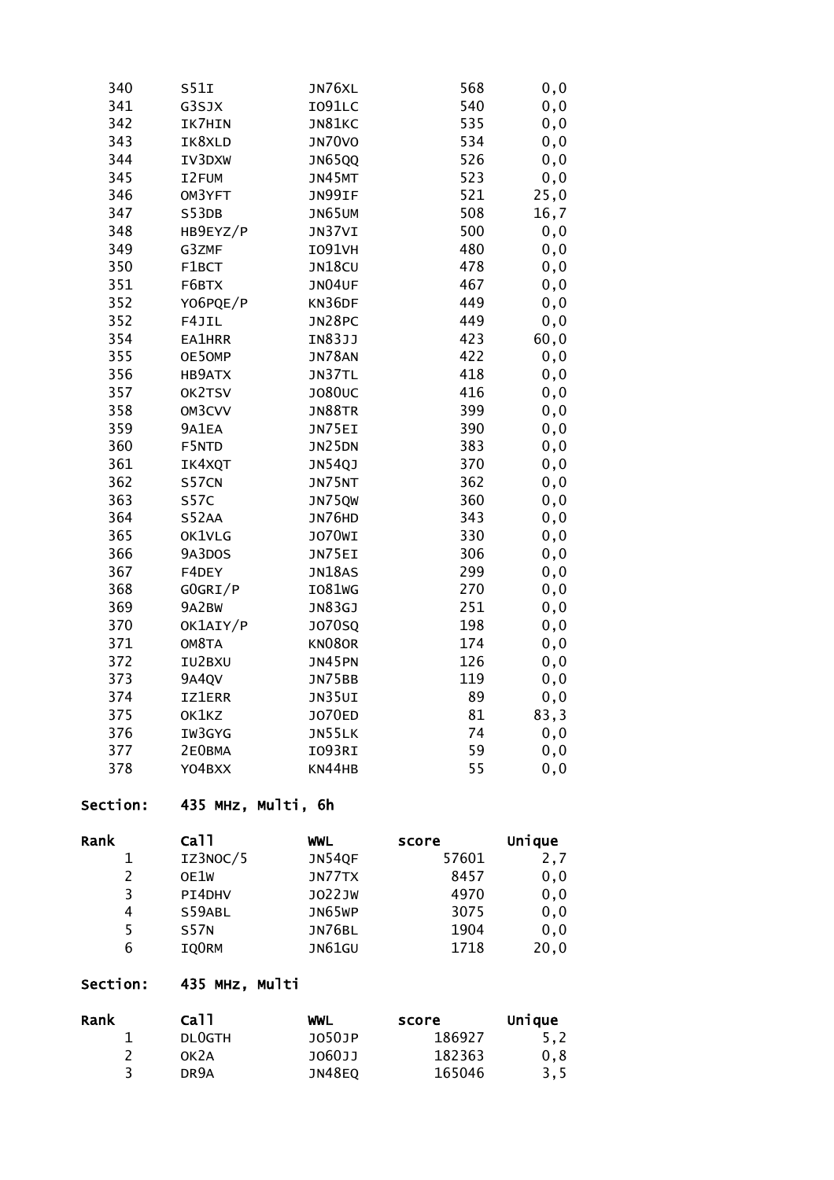| | | | | |
|---|---|---|---|---|
| 340 | S51I | JN76XL | 568 | 0,0 |
| 341 | G3SJX | IO91LC | 540 | 0,0 |
| 342 | IK7HIN | JN81KC | 535 | 0,0 |
| 343 | IK8XLD | JN70VO | 534 | 0,0 |
| 344 | IV3DXW | JN65QQ | 526 | 0,0 |
| 345 | I2FUM | JN45MT | 523 | 0,0 |
| 346 | OM3YFT | JN99IF | 521 | 25,0 |
| 347 | S53DB | JN65UM | 508 | 16,7 |
| 348 | HB9EYZ/P | JN37VI | 500 | 0,0 |
| 349 | G3ZMF | IO91VH | 480 | 0,0 |
| 350 | F1BCT | JN18CU | 478 | 0,0 |
| 351 | F6BTX | JN04UF | 467 | 0,0 |
| 352 | YO6PQE/P | KN36DF | 449 | 0,0 |
| 352 | F4JIL | JN28PC | 449 | 0,0 |
| 354 | EA1HRR | IN83JJ | 423 | 60,0 |
| 355 | OE5OMP | JN78AN | 422 | 0,0 |
| 356 | HB9ATX | JN37TL | 418 | 0,0 |
| 357 | OK2TSV | JO80UC | 416 | 0,0 |
| 358 | OM3CVV | JN88TR | 399 | 0,0 |
| 359 | 9A1EA | JN75EI | 390 | 0,0 |
| 360 | F5NTD | JN25DN | 383 | 0,0 |
| 361 | IK4XQT | JN54QJ | 370 | 0,0 |
| 362 | S57CN | JN75NT | 362 | 0,0 |
| 363 | S57C | JN75QW | 360 | 0,0 |
| 364 | S52AA | JN76HD | 343 | 0,0 |
| 365 | OK1VLG | JO70WI | 330 | 0,0 |
| 366 | 9A3DOS | JN75EI | 306 | 0,0 |
| 367 | F4DEY | JN18AS | 299 | 0,0 |
| 368 | G0GRI/P | IO81WG | 270 | 0,0 |
| 369 | 9A2BW | JN83GJ | 251 | 0,0 |
| 370 | OK1AIY/P | JO70SQ | 198 | 0,0 |
| 371 | OM8TA | KN08OR | 174 | 0,0 |
| 372 | IU2BXU | JN45PN | 126 | 0,0 |
| 373 | 9A4QV | JN75BB | 119 | 0,0 |
| 374 | IZ1ERR | JN35UI | 89 | 0,0 |
| 375 | OK1KZ | JO70ED | 81 | 83,3 |
| 376 | IW3GYG | JN55LK | 74 | 0,0 |
| 377 | 2E0BMA | IO93RI | 59 | 0,0 |
| 378 | YO4BXX | KN44HB | 55 | 0,0 |

**Section: 435 MHz, Multi, 6h**

| Rank | Call | WWL | score | Unique |
|---|---|---|---|---|
| 1 | IZ3NOC/5 | JN54QF | 57601 | 2,7 |
| 2 | OE1W | JN77TX | 8457 | 0,0 |
| 3 | PI4DHV | JO22JW | 4970 | 0,0 |
| 4 | S59ABL | JN65WP | 3075 | 0,0 |
| 5 | S57N | JN76BL | 1904 | 0,0 |
| 6 | IQ0RM | JN61GU | 1718 | 20,0 |

**Section: 435 MHz, Multi**

| Rank | Call | WWL | score | Unique |
|---|---|---|---|---|
| 1 | DL0GTH | JO50JP | 186927 | 5,2 |
| 2 | OK2A | JO60JJ | 182363 | 0,8 |
| 3 | DR9A | JN48EQ | 165046 | 3,5 |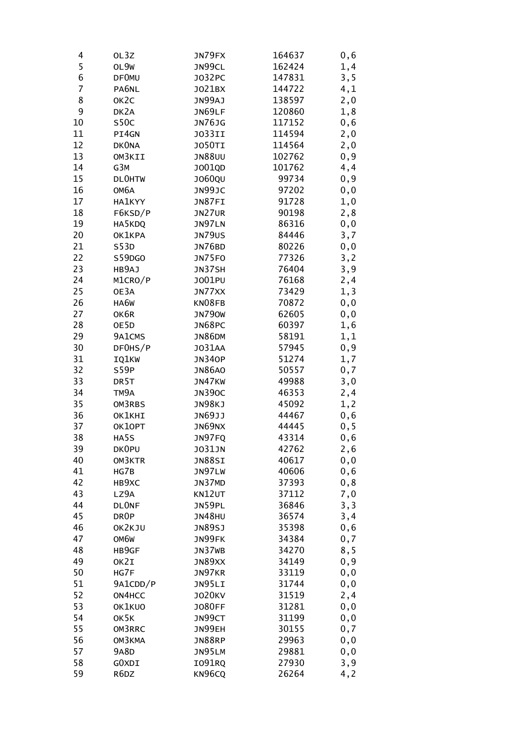| | | | | |
|---|---|---|---|---|
| 4 | OL3Z | JN79FX | 164637 | 0,6 |
| 5 | OL9W | JN99CL | 162424 | 1,4 |
| 6 | DF0MU | JO32PC | 147831 | 3,5 |
| 7 | PA6NL | JO21BX | 144722 | 4,1 |
| 8 | OK2C | JN99AJ | 138597 | 2,0 |
| 9 | DK2A | JN69LF | 120860 | 1,8 |
| 10 | S50C | JN76JG | 117152 | 0,6 |
| 11 | PI4GN | JO33II | 114594 | 2,0 |
| 12 | DK0NA | JO50TI | 114564 | 2,0 |
| 13 | OM3KII | JN88UU | 102762 | 0,9 |
| 14 | G3M | JO01QD | 101762 | 4,4 |
| 15 | DL0HTW | JO60QU | 99734 | 0,9 |
| 16 | OM6A | JN99JC | 97202 | 0,0 |
| 17 | HA1KYY | JN87FI | 91728 | 1,0 |
| 18 | F6KSD/P | JN27UR | 90198 | 2,8 |
| 19 | HA5KDQ | JN97LN | 86316 | 0,0 |
| 20 | OK1KPA | JN79US | 84446 | 3,7 |
| 21 | S53D | JN76BD | 80226 | 0,0 |
| 22 | S59DGO | JN75FO | 77326 | 3,2 |
| 23 | HB9AJ | JN37SH | 76404 | 3,9 |
| 24 | M1CRO/P | JO01PU | 76168 | 2,4 |
| 25 | OE3A | JN77XX | 73429 | 1,3 |
| 26 | HA6W | KN08FB | 70872 | 0,0 |
| 27 | OK6R | JN79OW | 62605 | 0,0 |
| 28 | OE5D | JN68PC | 60397 | 1,6 |
| 29 | 9A1CMS | JN86DM | 58191 | 1,1 |
| 30 | DF0HS/P | JO31AA | 57945 | 0,9 |
| 31 | IQ1KW | JN34OP | 51274 | 1,7 |
| 32 | S59P | JN86AO | 50557 | 0,7 |
| 33 | DR5T | JN47KW | 49988 | 3,0 |
| 34 | TM9A | JN39OC | 46353 | 2,4 |
| 35 | OM3RBS | JN98KJ | 45092 | 1,2 |
| 36 | OK1KHI | JN69JJ | 44467 | 0,6 |
| 37 | OK1OPT | JN69NX | 44445 | 0,5 |
| 38 | HA5S | JN97FQ | 43314 | 0,6 |
| 39 | DK0PU | JO31JN | 42762 | 2,6 |
| 40 | OM3KTR | JN88SI | 40617 | 0,0 |
| 41 | HG7B | JN97LW | 40606 | 0,6 |
| 42 | HB9XC | JN37MD | 37393 | 0,8 |
| 43 | LZ9A | KN12UT | 37112 | 7,0 |
| 44 | DL0NF | JN59PL | 36846 | 3,3 |
| 45 | DR0P | JN48HU | 36574 | 3,4 |
| 46 | OK2KJU | JN89SJ | 35398 | 0,6 |
| 47 | OM6W | JN99FK | 34384 | 0,7 |
| 48 | HB9GF | JN37WB | 34270 | 8,5 |
| 49 | OK2I | JN89XX | 34149 | 0,9 |
| 50 | HG7F | JN97KR | 33119 | 0,0 |
| 51 | 9A1CDD/P | JN95LI | 31744 | 0,0 |
| 52 | ON4HCC | JO20KV | 31519 | 2,4 |
| 53 | OK1KUO | JO80FF | 31281 | 0,0 |
| 54 | OK5K | JN99CT | 31199 | 0,0 |
| 55 | OM3RRC | JN99EH | 30155 | 0,7 |
| 56 | OM3KMA | JN88RP | 29963 | 0,0 |
| 57 | 9A8D | JN95LM | 29881 | 0,0 |
| 58 | G0XDI | IO91RQ | 27930 | 3,9 |
| 59 | R6DZ | KN96CQ | 26264 | 4,2 |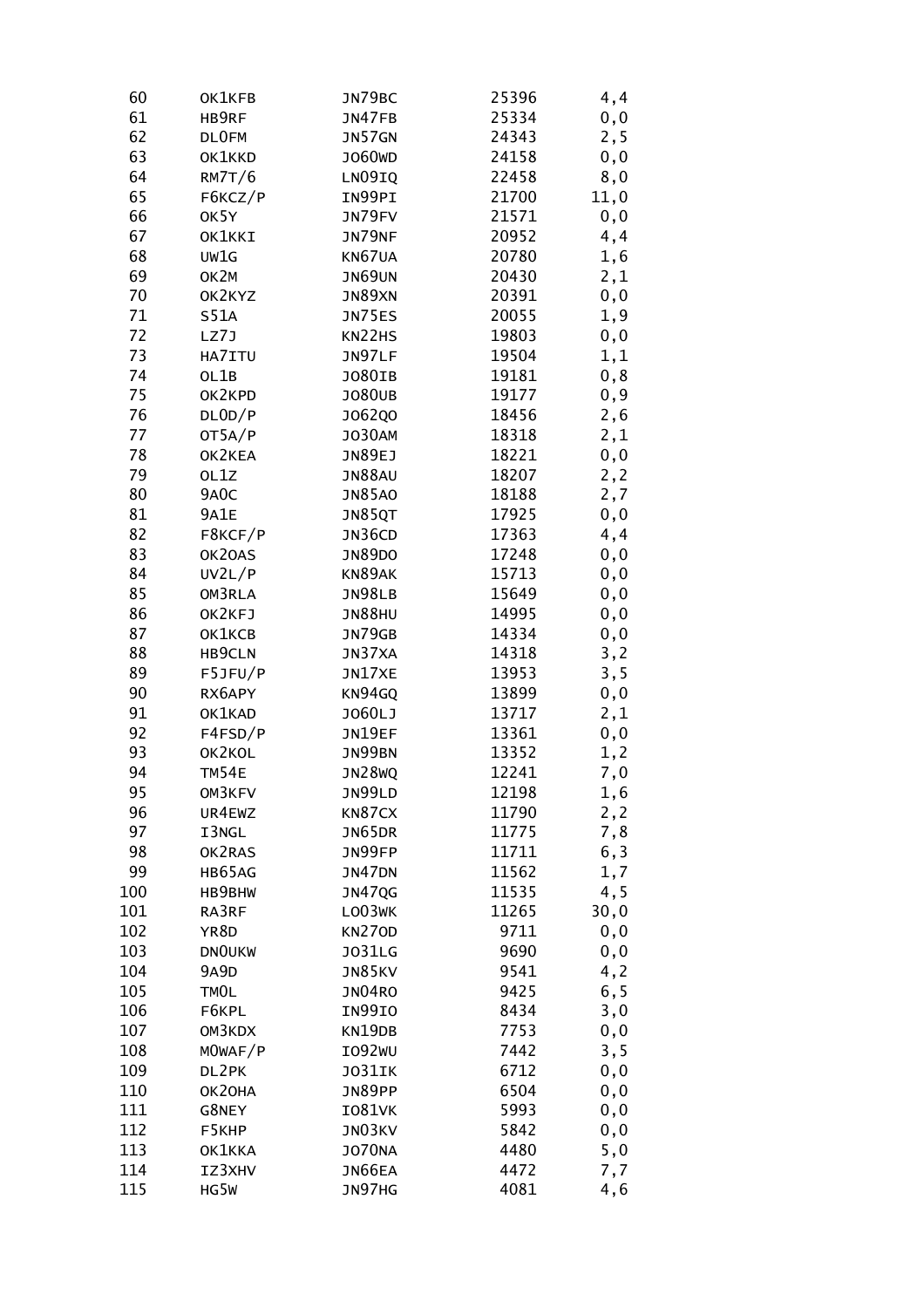| | | | | |
|---|---|---|---|---|
| 60 | OK1KFB | JN79BC | 25396 | 4,4 |
| 61 | HB9RF | JN47FB | 25334 | 0,0 |
| 62 | DL0FM | JN57GN | 24343 | 2,5 |
| 63 | OK1KKD | JO60WD | 24158 | 0,0 |
| 64 | RM7T/6 | LN09IQ | 22458 | 8,0 |
| 65 | F6KCZ/P | IN99PI | 21700 | 11,0 |
| 66 | OK5Y | JN79FV | 21571 | 0,0 |
| 67 | OK1KKI | JN79NF | 20952 | 4,4 |
| 68 | UW1G | KN67UA | 20780 | 1,6 |
| 69 | OK2M | JN69UN | 20430 | 2,1 |
| 70 | OK2KYZ | JN89XN | 20391 | 0,0 |
| 71 | S51A | JN75ES | 20055 | 1,9 |
| 72 | LZ7J | KN22HS | 19803 | 0,0 |
| 73 | HA7ITU | JN97LF | 19504 | 1,1 |
| 74 | OL1B | JO80IB | 19181 | 0,8 |
| 75 | OK2KPD | JO80UB | 19177 | 0,9 |
| 76 | DL0D/P | JO62QO | 18456 | 2,6 |
| 77 | OT5A/P | JO30AM | 18318 | 2,1 |
| 78 | OK2KEA | JN89EJ | 18221 | 0,0 |
| 79 | OL1Z | JN88AU | 18207 | 2,2 |
| 80 | 9A0C | JN85AO | 18188 | 2,7 |
| 81 | 9A1E | JN85QT | 17925 | 0,0 |
| 82 | F8KCF/P | JN36CD | 17363 | 4,4 |
| 83 | OK2OAS | JN89DO | 17248 | 0,0 |
| 84 | UV2L/P | KN89AK | 15713 | 0,0 |
| 85 | OM3RLA | JN98LB | 15649 | 0,0 |
| 86 | OK2KFJ | JN88HU | 14995 | 0,0 |
| 87 | OK1KCB | JN79GB | 14334 | 0,0 |
| 88 | HB9CLN | JN37XA | 14318 | 3,2 |
| 89 | F5JFU/P | JN17XE | 13953 | 3,5 |
| 90 | RX6APY | KN94GQ | 13899 | 0,0 |
| 91 | OK1KAD | JO60LJ | 13717 | 2,1 |
| 92 | F4FSD/P | JN19EF | 13361 | 0,0 |
| 93 | OK2KOL | JN99BN | 13352 | 1,2 |
| 94 | TM54E | JN28WQ | 12241 | 7,0 |
| 95 | OM3KFV | JN99LD | 12198 | 1,6 |
| 96 | UR4EWZ | KN87CX | 11790 | 2,2 |
| 97 | I3NGL | JN65DR | 11775 | 7,8 |
| 98 | OK2RAS | JN99FP | 11711 | 6,3 |
| 99 | HB65AG | JN47DN | 11562 | 1,7 |
| 100 | HB9BHW | JN47QG | 11535 | 4,5 |
| 101 | RA3RF | LO03WK | 11265 | 30,0 |
| 102 | YR8D | KN27OD | 9711 | 0,0 |
| 103 | DN0UKW | JO31LG | 9690 | 0,0 |
| 104 | 9A9D | JN85KV | 9541 | 4,2 |
| 105 | TM0L | JN04RO | 9425 | 6,5 |
| 106 | F6KPL | IN99IO | 8434 | 3,0 |
| 107 | OM3KDX | KN19DB | 7753 | 0,0 |
| 108 | M0WAF/P | IO92WU | 7442 | 3,5 |
| 109 | DL2PK | JO31IK | 6712 | 0,0 |
| 110 | OK2OHA | JN89PP | 6504 | 0,0 |
| 111 | G8NEY | IO81VK | 5993 | 0,0 |
| 112 | F5KHP | JN03KV | 5842 | 0,0 |
| 113 | OK1KKA | JO70NA | 4480 | 5,0 |
| 114 | IZ3XHV | JN66EA | 4472 | 7,7 |
| 115 | HG5W | JN97HG | 4081 | 4,6 |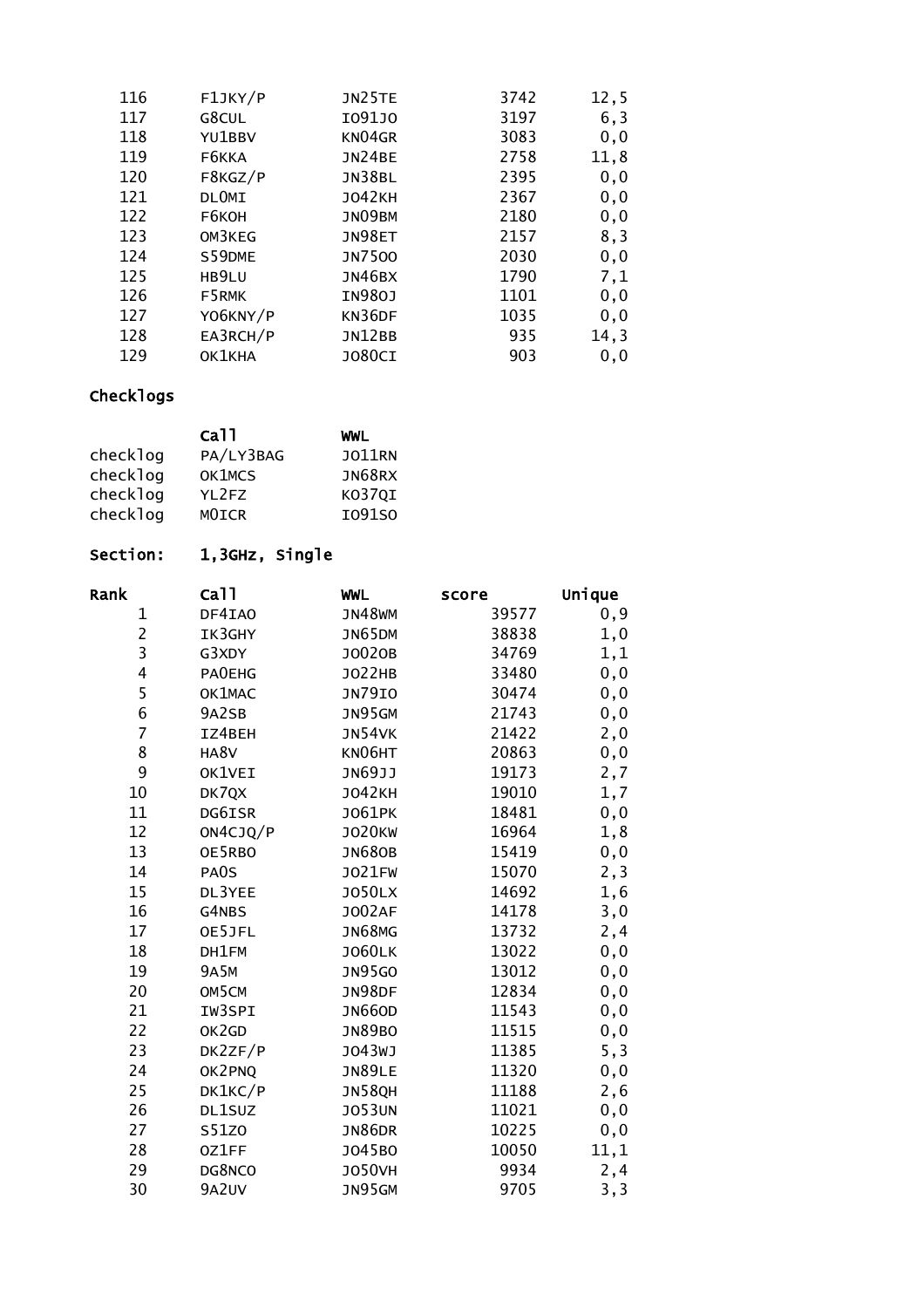| | | | | |
|---|---|---|---|---|
| 116 | F1JKY/P | JN25TE | 3742 | 12,5 |
| 117 | G8CUL | IO91JO | 3197 | 6,3 |
| 118 | YU1BBV | KN04GR | 3083 | 0,0 |
| 119 | F6KKA | JN24BE | 2758 | 11,8 |
| 120 | F8KGZ/P | JN38BL | 2395 | 0,0 |
| 121 | DL0MI | JO42KH | 2367 | 0,0 |
| 122 | F6KOH | JN09BM | 2180 | 0,0 |
| 123 | OM3KEG | JN98ET | 2157 | 8,3 |
| 124 | S59DME | JN75OO | 2030 | 0,0 |
| 125 | HB9LU | JN46BX | 1790 | 7,1 |
| 126 | F5RMK | IN98OJ | 1101 | 0,0 |
| 127 | YO6KNY/P | KN36DF | 1035 | 0,0 |
| 128 | EA3RCH/P | JN12BB | 935 | 14,3 |
| 129 | OK1KHA | JO80CI | 903 | 0,0 |

**Checklogs**

| | Call | WWL |
|---|---|---|
| checklog | PA/LY3BAG | JO11RN |
| checklog | OK1MCS | JN68RX |
| checklog | YL2FZ | KO37QI |
| checklog | M0ICR | IO91SO |

**Section: 1,3GHz, Single**

| Rank | Call | WWL | score | Unique |
|---|---|---|---|---|
| 1 | DF4IAO | JN48WM | 39577 | 0,9 |
| 2 | IK3GHY | JN65DM | 38838 | 1,0 |
| 3 | G3XDY | JO02OB | 34769 | 1,1 |
| 4 | PA0EHG | JO22HB | 33480 | 0,0 |
| 5 | OK1MAC | JN79IO | 30474 | 0,0 |
| 6 | 9A2SB | JN95GM | 21743 | 0,0 |
| 7 | IZ4BEH | JN54VK | 21422 | 2,0 |
| 8 | HA8V | KN06HT | 20863 | 0,0 |
| 9 | OK1VEI | JN69JJ | 19173 | 2,7 |
| 10 | DK7QX | JO42KH | 19010 | 1,7 |
| 11 | DG6ISR | JO61PK | 18481 | 0,0 |
| 12 | ON4CJQ/P | JO20KW | 16964 | 1,8 |
| 13 | OE5RBO | JN68OB | 15419 | 0,0 |
| 14 | PA0S | JO21FW | 15070 | 2,3 |
| 15 | DL3YEE | JO50LX | 14692 | 1,6 |
| 16 | G4NBS | JO02AF | 14178 | 3,0 |
| 17 | OE5JFL | JN68MG | 13732 | 2,4 |
| 18 | DH1FM | JO60LK | 13022 | 0,0 |
| 19 | 9A5M | JN95GO | 13012 | 0,0 |
| 20 | OM5CM | JN98DF | 12834 | 0,0 |
| 21 | IW3SPI | JN66OD | 11543 | 0,0 |
| 22 | OK2GD | JN89BO | 11515 | 0,0 |
| 23 | DK2ZF/P | JO43WJ | 11385 | 5,3 |
| 24 | OK2PNQ | JN89LE | 11320 | 0,0 |
| 25 | DK1KC/P | JN58QH | 11188 | 2,6 |
| 26 | DL1SUZ | JO53UN | 11021 | 0,0 |
| 27 | S51ZO | JN86DR | 10225 | 0,0 |
| 28 | OZ1FF | JO45BO | 10050 | 11,1 |
| 29 | DG8NCO | JO50VH | 9934 | 2,4 |
| 30 | 9A2UV | JN95GM | 9705 | 3,3 |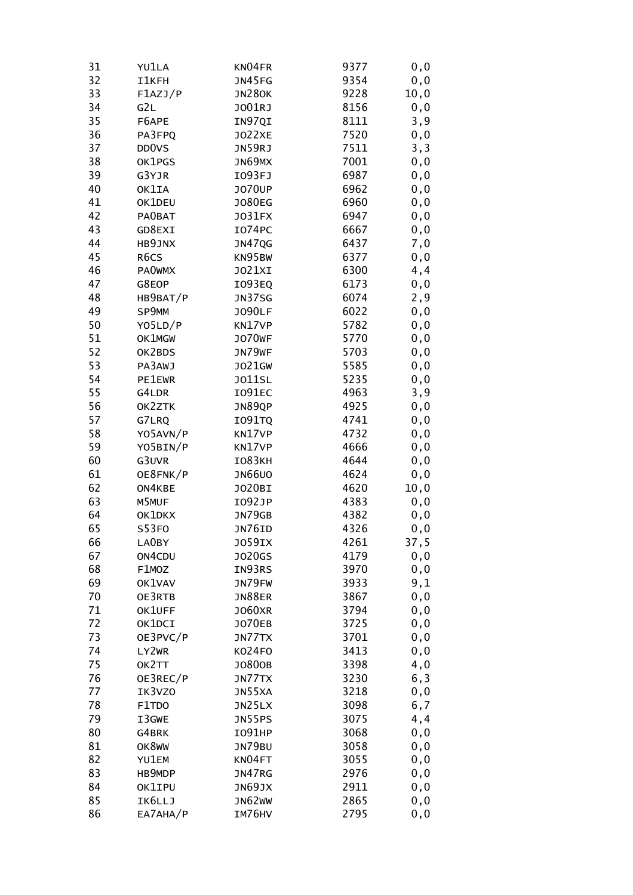| | | | | |
|---|---|---|---|---|
| 31 | YU1LA | KN04FR | 9377 | 0,0 |
| 32 | I1KFH | JN45FG | 9354 | 0,0 |
| 33 | F1AZJ/P | JN28OK | 9228 | 10,0 |
| 34 | G2L | JO01RJ | 8156 | 0,0 |
| 35 | F6APE | IN97QI | 8111 | 3,9 |
| 36 | PA3FPQ | JO22XE | 7520 | 0,0 |
| 37 | DD0VS | JN59RJ | 7511 | 3,3 |
| 38 | OK1PGS | JN69MX | 7001 | 0,0 |
| 39 | G3YJR | IO93FJ | 6987 | 0,0 |
| 40 | OK1IA | JO70UP | 6962 | 0,0 |
| 41 | OK1DEU | JO80EG | 6960 | 0,0 |
| 42 | PA0BAT | JO31FX | 6947 | 0,0 |
| 43 | GD8EXI | IO74PC | 6667 | 0,0 |
| 44 | HB9JNX | JN47QG | 6437 | 7,0 |
| 45 | R6CS | KN95BW | 6377 | 0,0 |
| 46 | PA0WMX | JO21XI | 6300 | 4,4 |
| 47 | G8EOP | IO93EQ | 6173 | 0,0 |
| 48 | HB9BAT/P | JN37SG | 6074 | 2,9 |
| 49 | SP9MM | JO90LF | 6022 | 0,0 |
| 50 | YO5LD/P | KN17VP | 5782 | 0,0 |
| 51 | OK1MGW | JO70WF | 5770 | 0,0 |
| 52 | OK2BDS | JN79WF | 5703 | 0,0 |
| 53 | PA3AWJ | JO21GW | 5585 | 0,0 |
| 54 | PE1EWR | JO11SL | 5235 | 0,0 |
| 55 | G4LDR | IO91EC | 4963 | 3,9 |
| 56 | OK2ZTK | JN89QP | 4925 | 0,0 |
| 57 | G7LRQ | IO91TQ | 4741 | 0,0 |
| 58 | YO5AVN/P | KN17VP | 4732 | 0,0 |
| 59 | YO5BIN/P | KN17VP | 4666 | 0,0 |
| 60 | G3UVR | IO83KH | 4644 | 0,0 |
| 61 | OE8FNK/P | JN66UO | 4624 | 0,0 |
| 62 | ON4KBE | JO20BI | 4620 | 10,0 |
| 63 | M5MUF | IO92JP | 4383 | 0,0 |
| 64 | OK1DKX | JN79GB | 4382 | 0,0 |
| 65 | S53FO | JN76ID | 4326 | 0,0 |
| 66 | LA0BY | JO59IX | 4261 | 37,5 |
| 67 | ON4CDU | JO20GS | 4179 | 0,0 |
| 68 | F1MOZ | IN93RS | 3970 | 0,0 |
| 69 | OK1VAV | JN79FW | 3933 | 9,1 |
| 70 | OE3RTB | JN88ER | 3867 | 0,0 |
| 71 | OK1UFF | JO60XR | 3794 | 0,0 |
| 72 | OK1DCI | JO70EB | 3725 | 0,0 |
| 73 | OE3PVC/P | JN77TX | 3701 | 0,0 |
| 74 | LY2WR | KO24FO | 3413 | 0,0 |
| 75 | OK2TT | JO80OB | 3398 | 4,0 |
| 76 | OE3REC/P | JN77TX | 3230 | 6,3 |
| 77 | IK3VZO | JN55XA | 3218 | 0,0 |
| 78 | F1TDO | JN25LX | 3098 | 6,7 |
| 79 | I3GWE | JN55PS | 3075 | 4,4 |
| 80 | G4BRK | IO91HP | 3068 | 0,0 |
| 81 | OK8WW | JN79BU | 3058 | 0,0 |
| 82 | YU1EM | KN04FT | 3055 | 0,0 |
| 83 | HB9MDP | JN47RG | 2976 | 0,0 |
| 84 | OK1IPU | JN69JX | 2911 | 0,0 |
| 85 | IK6LLJ | JN62WW | 2865 | 0,0 |
| 86 | EA7AHA/P | IM76HV | 2795 | 0,0 |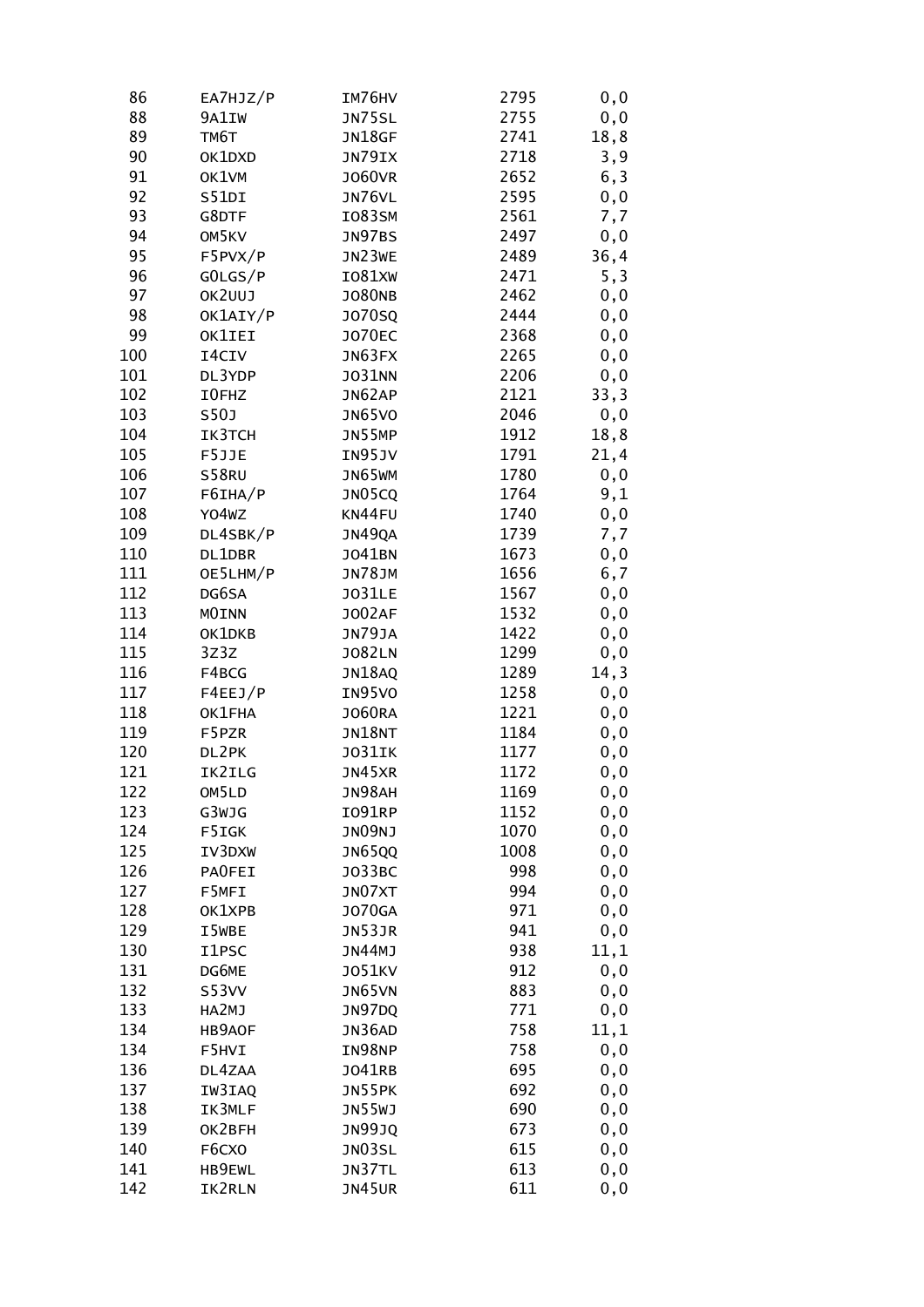| | | | | |
|---|---|---|---|---|
| 86 | EA7HJZ/P | IM76HV | 2795 | 0,0 |
| 88 | 9A1IW | JN75SL | 2755 | 0,0 |
| 89 | TM6T | JN18GF | 2741 | 18,8 |
| 90 | OK1DXD | JN79IX | 2718 | 3,9 |
| 91 | OK1VM | JO60VR | 2652 | 6,3 |
| 92 | S51DI | JN76VL | 2595 | 0,0 |
| 93 | G8DTF | IO83SM | 2561 | 7,7 |
| 94 | OM5KV | JN97BS | 2497 | 0,0 |
| 95 | F5PVX/P | JN23WE | 2489 | 36,4 |
| 96 | G0LGS/P | IO81XW | 2471 | 5,3 |
| 97 | OK2UUJ | JO80NB | 2462 | 0,0 |
| 98 | OK1AIY/P | JO70SQ | 2444 | 0,0 |
| 99 | OK1IEI | JO70EC | 2368 | 0,0 |
| 100 | I4CIV | JN63FX | 2265 | 0,0 |
| 101 | DL3YDP | JO31NN | 2206 | 0,0 |
| 102 | I0FHZ | JN62AP | 2121 | 33,3 |
| 103 | S50J | JN65VO | 2046 | 0,0 |
| 104 | IK3TCH | JN55MP | 1912 | 18,8 |
| 105 | F5JJE | IN95JV | 1791 | 21,4 |
| 106 | S58RU | JN65WM | 1780 | 0,0 |
| 107 | F6IHA/P | JN05CQ | 1764 | 9,1 |
| 108 | YO4WZ | KN44FU | 1740 | 0,0 |
| 109 | DL4SBK/P | JN49QA | 1739 | 7,7 |
| 110 | DL1DBR | JO41BN | 1673 | 0,0 |
| 111 | OE5LHM/P | JN78JM | 1656 | 6,7 |
| 112 | DG6SA | JO31LE | 1567 | 0,0 |
| 113 | M0INN | JO02AF | 1532 | 0,0 |
| 114 | OK1DKB | JN79JA | 1422 | 0,0 |
| 115 | 3Z3Z | JO82LN | 1299 | 0,0 |
| 116 | F4BCG | JN18AQ | 1289 | 14,3 |
| 117 | F4EEJ/P | IN95VO | 1258 | 0,0 |
| 118 | OK1FHA | JO60RA | 1221 | 0,0 |
| 119 | F5PZR | JN18NT | 1184 | 0,0 |
| 120 | DL2PK | JO31IK | 1177 | 0,0 |
| 121 | IK2ILG | JN45XR | 1172 | 0,0 |
| 122 | OM5LD | JN98AH | 1169 | 0,0 |
| 123 | G3WJG | IO91RP | 1152 | 0,0 |
| 124 | F5IGK | JN09NJ | 1070 | 0,0 |
| 125 | IV3DXW | JN65QQ | 1008 | 0,0 |
| 126 | PA0FEI | JO33BC | 998 | 0,0 |
| 127 | F5MFI | JN07XT | 994 | 0,0 |
| 128 | OK1XPB | JO70GA | 971 | 0,0 |
| 129 | I5WBE | JN53JR | 941 | 0,0 |
| 130 | I1PSC | JN44MJ | 938 | 11,1 |
| 131 | DG6ME | JO51KV | 912 | 0,0 |
| 132 | S53VV | JN65VN | 883 | 0,0 |
| 133 | HA2MJ | JN97DQ | 771 | 0,0 |
| 134 | HB9AOF | JN36AD | 758 | 11,1 |
| 134 | F5HVI | IN98NP | 758 | 0,0 |
| 136 | DL4ZAA | JO41RB | 695 | 0,0 |
| 137 | IW3IAQ | JN55PK | 692 | 0,0 |
| 138 | IK3MLF | JN55WJ | 690 | 0,0 |
| 139 | OK2BFH | JN99JQ | 673 | 0,0 |
| 140 | F6CXO | JN03SL | 615 | 0,0 |
| 141 | HB9EWL | JN37TL | 613 | 0,0 |
| 142 | IK2RLN | JN45UR | 611 | 0,0 |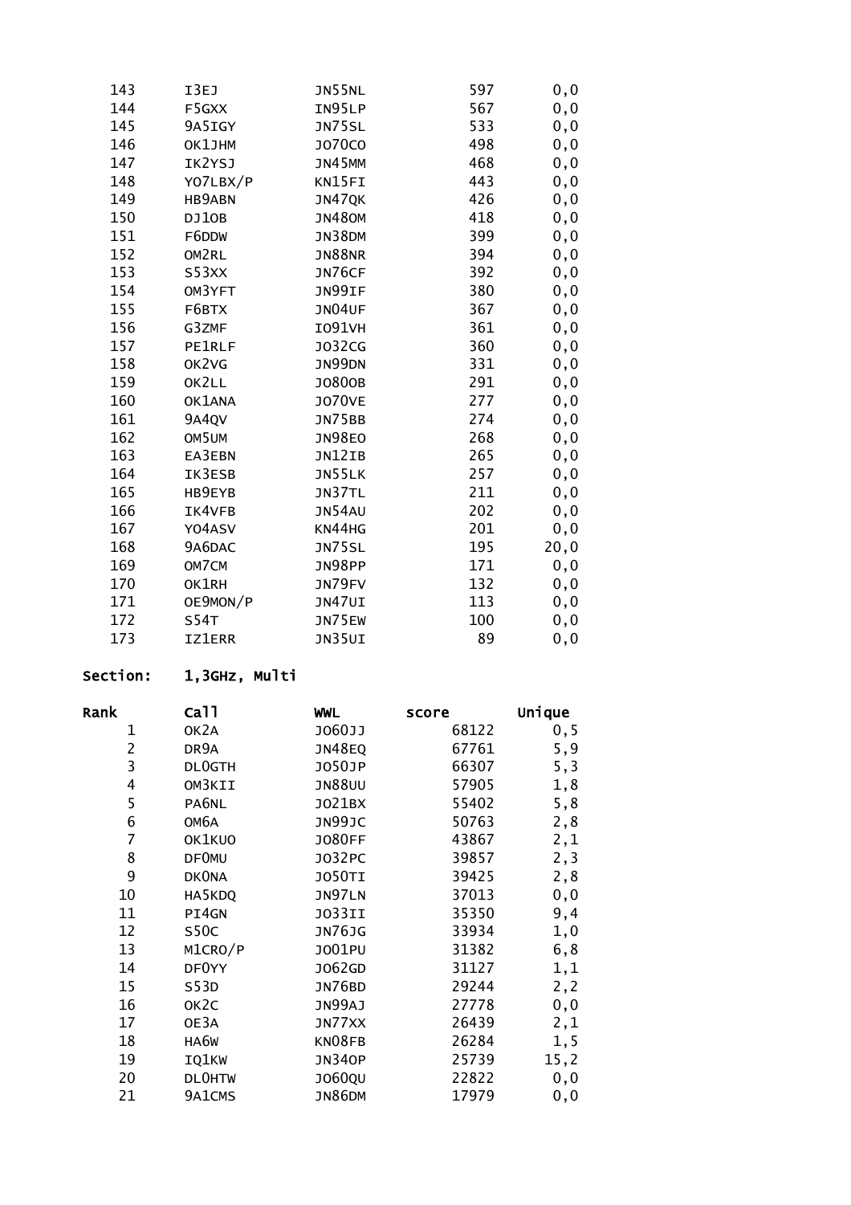| | | | | |
|---|---|---|---|---|
| 143 | I3EJ | JN55NL | 597 | 0,0 |
| 144 | F5GXX | IN95LP | 567 | 0,0 |
| 145 | 9A5IGY | JN75SL | 533 | 0,0 |
| 146 | OK1JHM | JO70CO | 498 | 0,0 |
| 147 | IK2YSJ | JN45MM | 468 | 0,0 |
| 148 | YO7LBX/P | KN15FI | 443 | 0,0 |
| 149 | HB9ABN | JN47QK | 426 | 0,0 |
| 150 | DJ1OB | JN48OM | 418 | 0,0 |
| 151 | F6DDW | JN38DM | 399 | 0,0 |
| 152 | OM2RL | JN88NR | 394 | 0,0 |
| 153 | S53XX | JN76CF | 392 | 0,0 |
| 154 | OM3YFT | JN99IF | 380 | 0,0 |
| 155 | F6BTX | JN04UF | 367 | 0,0 |
| 156 | G3ZMF | IO91VH | 361 | 0,0 |
| 157 | PE1RLF | JO32CG | 360 | 0,0 |
| 158 | OK2VG | JN99DN | 331 | 0,0 |
| 159 | OK2LL | JO80OB | 291 | 0,0 |
| 160 | OK1ANA | JO70VE | 277 | 0,0 |
| 161 | 9A4QV | JN75BB | 274 | 0,0 |
| 162 | OM5UM | JN98EO | 268 | 0,0 |
| 163 | EA3EBN | JN12IB | 265 | 0,0 |
| 164 | IK3ESB | JN55LK | 257 | 0,0 |
| 165 | HB9EYB | JN37TL | 211 | 0,0 |
| 166 | IK4VFB | JN54AU | 202 | 0,0 |
| 167 | YO4ASV | KN44HG | 201 | 0,0 |
| 168 | 9A6DAC | JN75SL | 195 | 20,0 |
| 169 | OM7CM | JN98PP | 171 | 0,0 |
| 170 | OK1RH | JN79FV | 132 | 0,0 |
| 171 | OE9MON/P | JN47UI | 113 | 0,0 |
| 172 | S54T | JN75EW | 100 | 0,0 |
| 173 | IZ1ERR | JN35UI | 89 | 0,0 |

**Section: 1,3GHz, Multi**

| Rank | Call | WWL | score | Unique |
|---|---|---|---|---|
| 1 | OK2A | JO60JJ | 68122 | 0,5 |
| 2 | DR9A | JN48EQ | 67761 | 5,9 |
| 3 | DL0GTH | JO50JP | 66307 | 5,3 |
| 4 | OM3KII | JN88UU | 57905 | 1,8 |
| 5 | PA6NL | JO21BX | 55402 | 5,8 |
| 6 | OM6A | JN99JC | 50763 | 2,8 |
| 7 | OK1KUO | JO80FF | 43867 | 2,1 |
| 8 | DF0MU | JO32PC | 39857 | 2,3 |
| 9 | DK0NA | JO50TI | 39425 | 2,8 |
| 10 | HA5KDQ | JN97LN | 37013 | 0,0 |
| 11 | PI4GN | JO33II | 35350 | 9,4 |
| 12 | S50C | JN76JG | 33934 | 1,0 |
| 13 | M1CRO/P | JO01PU | 31382 | 6,8 |
| 14 | DF0YY | JO62GD | 31127 | 1,1 |
| 15 | S53D | JN76BD | 29244 | 2,2 |
| 16 | OK2C | JN99AJ | 27778 | 0,0 |
| 17 | OE3A | JN77XX | 26439 | 2,1 |
| 18 | HA6W | KN08FB | 26284 | 1,5 |
| 19 | IQ1KW | JN34OP | 25739 | 15,2 |
| 20 | DL0HTW | JO60QU | 22822 | 0,0 |
| 21 | 9A1CMS | JN86DM | 17979 | 0,0 |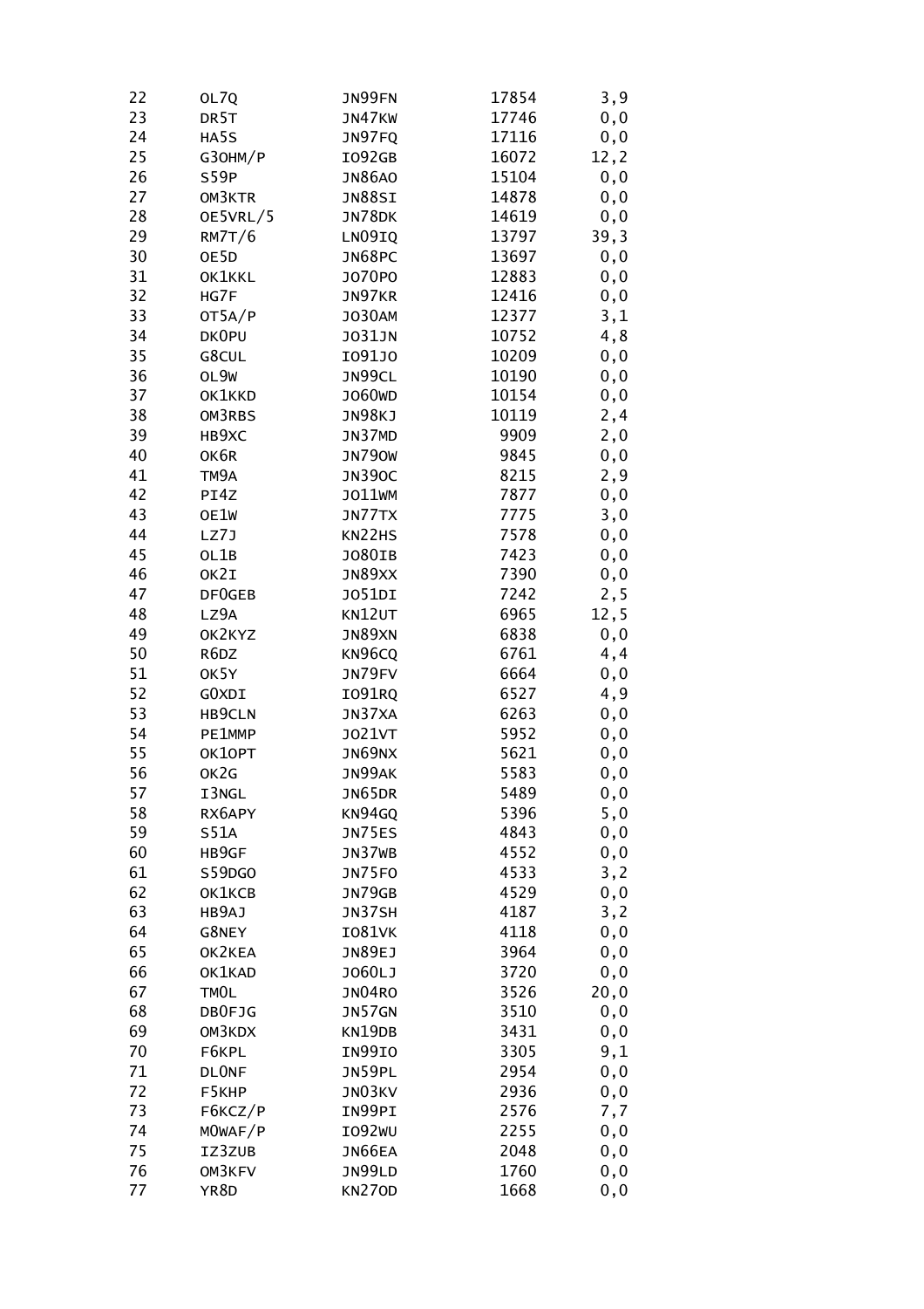| | | | | |
|---|---|---|---|---|
| 22 | OL7Q | JN99FN | 17854 | 3,9 |
| 23 | DR5T | JN47KW | 17746 | 0,0 |
| 24 | HA5S | JN97FQ | 17116 | 0,0 |
| 25 | G3OHM/P | IO92GB | 16072 | 12,2 |
| 26 | S59P | JN86AO | 15104 | 0,0 |
| 27 | OM3KTR | JN88SI | 14878 | 0,0 |
| 28 | OE5VRL/5 | JN78DK | 14619 | 0,0 |
| 29 | RM7T/6 | LN09IQ | 13797 | 39,3 |
| 30 | OE5D | JN68PC | 13697 | 0,0 |
| 31 | OK1KKL | JO70PO | 12883 | 0,0 |
| 32 | HG7F | JN97KR | 12416 | 0,0 |
| 33 | OT5A/P | JO30AM | 12377 | 3,1 |
| 34 | DK0PU | JO31JN | 10752 | 4,8 |
| 35 | G8CUL | IO91JO | 10209 | 0,0 |
| 36 | OL9W | JN99CL | 10190 | 0,0 |
| 37 | OK1KKD | JO60WD | 10154 | 0,0 |
| 38 | OM3RBS | JN98KJ | 10119 | 2,4 |
| 39 | HB9XC | JN37MD | 9909 | 2,0 |
| 40 | OK6R | JN79OW | 9845 | 0,0 |
| 41 | TM9A | JN39OC | 8215 | 2,9 |
| 42 | PI4Z | JO11WM | 7877 | 0,0 |
| 43 | OE1W | JN77TX | 7775 | 3,0 |
| 44 | LZ7J | KN22HS | 7578 | 0,0 |
| 45 | OL1B | JO80IB | 7423 | 0,0 |
| 46 | OK2I | JN89XX | 7390 | 0,0 |
| 47 | DF0GEB | JO51DI | 7242 | 2,5 |
| 48 | LZ9A | KN12UT | 6965 | 12,5 |
| 49 | OK2KYZ | JN89XN | 6838 | 0,0 |
| 50 | R6DZ | KN96CQ | 6761 | 4,4 |
| 51 | OK5Y | JN79FV | 6664 | 0,0 |
| 52 | G0XDI | IO91RQ | 6527 | 4,9 |
| 53 | HB9CLN | JN37XA | 6263 | 0,0 |
| 54 | PE1MMP | JO21VT | 5952 | 0,0 |
| 55 | OK1OPT | JN69NX | 5621 | 0,0 |
| 56 | OK2G | JN99AK | 5583 | 0,0 |
| 57 | I3NGL | JN65DR | 5489 | 0,0 |
| 58 | RX6APY | KN94GQ | 5396 | 5,0 |
| 59 | S51A | JN75ES | 4843 | 0,0 |
| 60 | HB9GF | JN37WB | 4552 | 0,0 |
| 61 | S59DGO | JN75FO | 4533 | 3,2 |
| 62 | OK1KCB | JN79GB | 4529 | 0,0 |
| 63 | HB9AJ | JN37SH | 4187 | 3,2 |
| 64 | G8NEY | IO81VK | 4118 | 0,0 |
| 65 | OK2KEA | JN89EJ | 3964 | 0,0 |
| 66 | OK1KAD | JO60LJ | 3720 | 0,0 |
| 67 | TM0L | JN04RO | 3526 | 20,0 |
| 68 | DB0FJG | JN57GN | 3510 | 0,0 |
| 69 | OM3KDX | KN19DB | 3431 | 0,0 |
| 70 | F6KPL | IN99IO | 3305 | 9,1 |
| 71 | DL0NF | JN59PL | 2954 | 0,0 |
| 72 | F5KHP | JN03KV | 2936 | 0,0 |
| 73 | F6KCZ/P | IN99PI | 2576 | 7,7 |
| 74 | M0WAF/P | IO92WU | 2255 | 0,0 |
| 75 | IZ3ZUB | JN66EA | 2048 | 0,0 |
| 76 | OM3KFV | JN99LD | 1760 | 0,0 |
| 77 | YR8D | KN27OD | 1668 | 0,0 |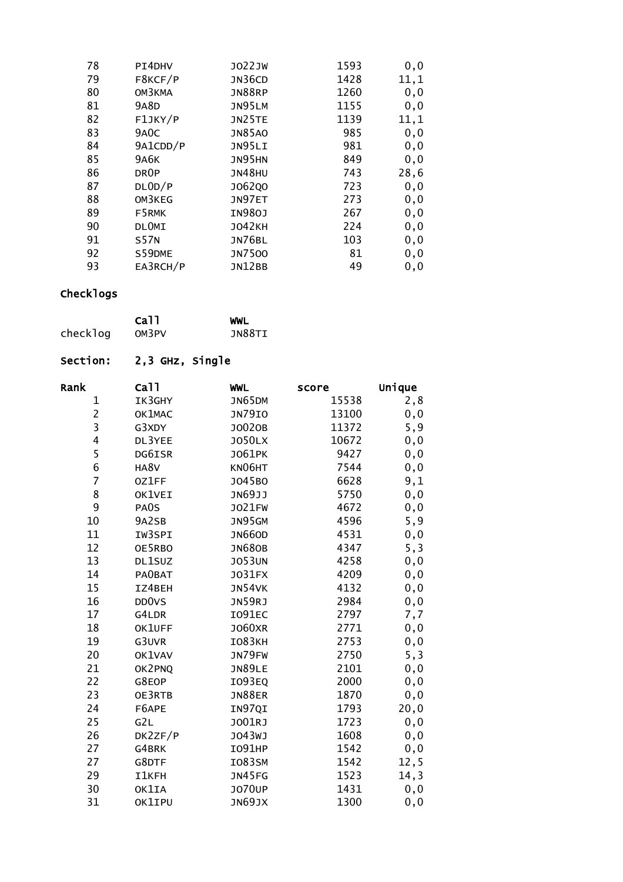| | | | | |
|---|---|---|---|---|
| 78 | PI4DHV | JO22JW | 1593 | 0,0 |
| 79 | F8KCF/P | JN36CD | 1428 | 11,1 |
| 80 | OM3KMA | JN88RP | 1260 | 0,0 |
| 81 | 9A8D | JN95LM | 1155 | 0,0 |
| 82 | F1JKY/P | JN25TE | 1139 | 11,1 |
| 83 | 9A0C | JN85AO | 985 | 0,0 |
| 84 | 9A1CDD/P | JN95LI | 981 | 0,0 |
| 85 | 9A6K | JN95HN | 849 | 0,0 |
| 86 | DR0P | JN48HU | 743 | 28,6 |
| 87 | DL0D/P | JO62QO | 723 | 0,0 |
| 88 | OM3KEG | JN97ET | 273 | 0,0 |
| 89 | F5RMK | IN98OJ | 267 | 0,0 |
| 90 | DL0MI | JO42KH | 224 | 0,0 |
| 91 | S57N | JN76BL | 103 | 0,0 |
| 92 | S59DME | JN75OO | 81 | 0,0 |
| 93 | EA3RCH/P | JN12BB | 49 | 0,0 |

## Checklogs

| | Call | WWL |
|---|---|---|
| checklog | OM3PV | JN88TI |

## Section: 2,3 GHz, Single

| Rank | Call | WWL | score | Unique |
|---|---|---|---|---|
| 1 | IK3GHY | JN65DM | 15538 | 2,8 |
| 2 | OK1MAC | JN79IO | 13100 | 0,0 |
| 3 | G3XDY | JO02OB | 11372 | 5,9 |
| 4 | DL3YEE | JO50LX | 10672 | 0,0 |
| 5 | DG6ISR | JO61PK | 9427 | 0,0 |
| 6 | HA8V | KN06HT | 7544 | 0,0 |
| 7 | OZ1FF | JO45BO | 6628 | 9,1 |
| 8 | OK1VEI | JN69JJ | 5750 | 0,0 |
| 9 | PA0S | JO21FW | 4672 | 0,0 |
| 10 | 9A2SB | JN95GM | 4596 | 5,9 |
| 11 | IW3SPI | JN66OD | 4531 | 0,0 |
| 12 | OE5RBO | JN68OB | 4347 | 5,3 |
| 13 | DL1SUZ | JO53UN | 4258 | 0,0 |
| 14 | PA0BAT | JO31FX | 4209 | 0,0 |
| 15 | IZ4BEH | JN54VK | 4132 | 0,0 |
| 16 | DD0VS | JN59RJ | 2984 | 0,0 |
| 17 | G4LDR | IO91EC | 2797 | 7,7 |
| 18 | OK1UFF | JO60XR | 2771 | 0,0 |
| 19 | G3UVR | IO83KH | 2753 | 0,0 |
| 20 | OK1VAV | JN79FW | 2750 | 5,3 |
| 21 | OK2PNQ | JN89LE | 2101 | 0,0 |
| 22 | G8EOP | IO93EQ | 2000 | 0,0 |
| 23 | OE3RTB | JN88ER | 1870 | 0,0 |
| 24 | F6APE | IN97QI | 1793 | 20,0 |
| 25 | G2L | JO01RJ | 1723 | 0,0 |
| 26 | DK2ZF/P | JO43WJ | 1608 | 0,0 |
| 27 | G4BRK | IO91HP | 1542 | 0,0 |
| 27 | G8DTF | IO83SM | 1542 | 12,5 |
| 29 | I1KFH | JN45FG | 1523 | 14,3 |
| 30 | OK1IA | JO70UP | 1431 | 0,0 |
| 31 | OK1IPU | JN69JX | 1300 | 0,0 |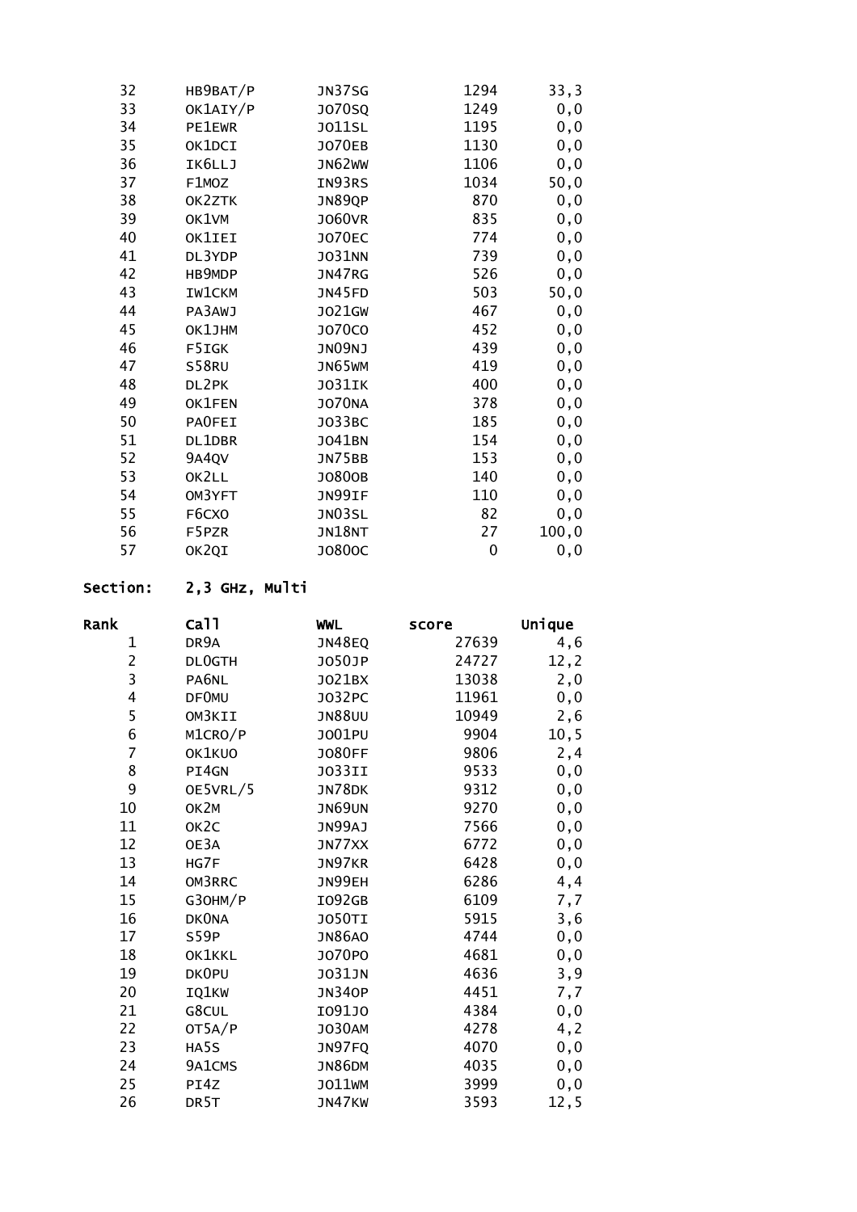| Rank | Call | WWL | score | Unique |
|---|---|---|---|---|
| 32 | HB9BAT/P | JN37SG | 1294 | 33,3 |
| 33 | OK1AIY/P | JO70SQ | 1249 | 0,0 |
| 34 | PE1EWR | JO11SL | 1195 | 0,0 |
| 35 | OK1DCI | JO70EB | 1130 | 0,0 |
| 36 | IK6LLJ | JN62WW | 1106 | 0,0 |
| 37 | F1MOZ | IN93RS | 1034 | 50,0 |
| 38 | OK2ZTK | JN89QP | 870 | 0,0 |
| 39 | OK1VM | JO60VR | 835 | 0,0 |
| 40 | OK1IEI | JO70EC | 774 | 0,0 |
| 41 | DL3YDP | JO31NN | 739 | 0,0 |
| 42 | HB9MDP | JN47RG | 526 | 0,0 |
| 43 | IW1CKM | JN45FD | 503 | 50,0 |
| 44 | PA3AWJ | JO21GW | 467 | 0,0 |
| 45 | OK1JHM | JO70CO | 452 | 0,0 |
| 46 | F5IGK | JN09NJ | 439 | 0,0 |
| 47 | S58RU | JN65WM | 419 | 0,0 |
| 48 | DL2PK | JO31IK | 400 | 0,0 |
| 49 | OK1FEN | JO70NA | 378 | 0,0 |
| 50 | PA0FEI | JO33BC | 185 | 0,0 |
| 51 | DL1DBR | JO41BN | 154 | 0,0 |
| 52 | 9A4QV | JN75BB | 153 | 0,0 |
| 53 | OK2LL | JO80OB | 140 | 0,0 |
| 54 | OM3YFT | JN99IF | 110 | 0,0 |
| 55 | F6CXO | JN03SL | 82 | 0,0 |
| 56 | F5PZR | JN18NT | 27 | 100,0 |
| 57 | OK2QI | JO80OC | 0 | 0,0 |

**Section: 2,3 GHz, Multi**

| Rank | Call | WWL | score | Unique |
|---|---|---|---|---|
| 1 | DR9A | JN48EQ | 27639 | 4,6 |
| 2 | DL0GTH | JO50JP | 24727 | 12,2 |
| 3 | PA6NL | JO21BX | 13038 | 2,0 |
| 4 | DF0MU | JO32PC | 11961 | 0,0 |
| 5 | OM3KII | JN88UU | 10949 | 2,6 |
| 6 | M1CRO/P | JO01PU | 9904 | 10,5 |
| 7 | OK1KUO | JO80FF | 9806 | 2,4 |
| 8 | PI4GN | JO33II | 9533 | 0,0 |
| 9 | OE5VRL/5 | JN78DK | 9312 | 0,0 |
| 10 | OK2M | JN69UN | 9270 | 0,0 |
| 11 | OK2C | JN99AJ | 7566 | 0,0 |
| 12 | OE3A | JN77XX | 6772 | 0,0 |
| 13 | HG7F | JN97KR | 6428 | 0,0 |
| 14 | OM3RRC | JN99EH | 6286 | 4,4 |
| 15 | G3OHM/P | IO92GB | 6109 | 7,7 |
| 16 | DK0NA | JO50TI | 5915 | 3,6 |
| 17 | S59P | JN86AO | 4744 | 0,0 |
| 18 | OK1KKL | JO70PO | 4681 | 0,0 |
| 19 | DK0PU | JO31JN | 4636 | 3,9 |
| 20 | IQ1KW | JN34OP | 4451 | 7,7 |
| 21 | G8CUL | IO91JO | 4384 | 0,0 |
| 22 | OT5A/P | JO30AM | 4278 | 4,2 |
| 23 | HA5S | JN97FQ | 4070 | 0,0 |
| 24 | 9A1CMS | JN86DM | 4035 | 0,0 |
| 25 | PI4Z | JO11WM | 3999 | 0,0 |
| 26 | DR5T | JN47KW | 3593 | 12,5 |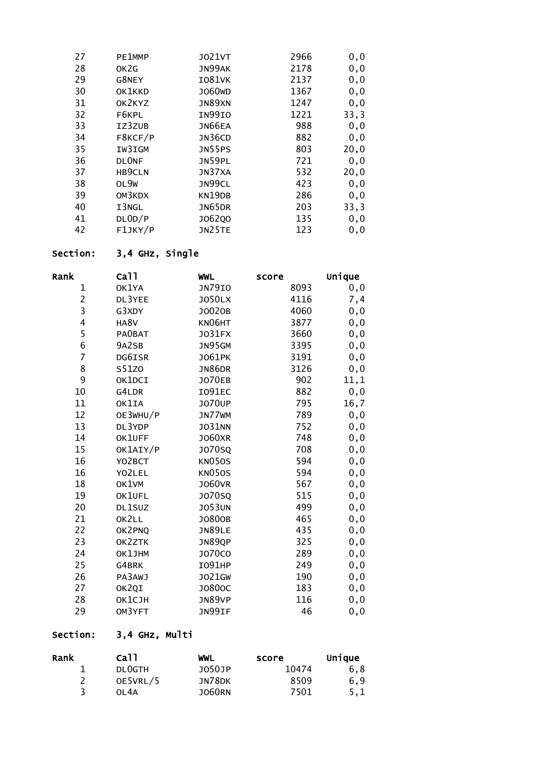| 27 | PE1MMP | JO21VT | 2966 | 0,0 |
|---|---|---|---|---|
| 28 | OK2G | JN99AK | 2178 | 0,0 |
| 29 | G8NEY | IO81VK | 2137 | 0,0 |
| 30 | OK1KKD | JO60WD | 1367 | 0,0 |
| 31 | OK2KYZ | JN89XN | 1247 | 0,0 |
| 32 | F6KPL | IN99IO | 1221 | 33,3 |
| 33 | IZ3ZUB | JN66EA | 988 | 0,0 |
| 34 | F8KCF/P | JN36CD | 882 | 0,0 |
| 35 | IW3IGM | JN55PS | 803 | 20,0 |
| 36 | DL0NF | JN59PL | 721 | 0,0 |
| 37 | HB9CLN | JN37XA | 532 | 20,0 |
| 38 | OL9W | JN99CL | 423 | 0,0 |
| 39 | OM3KDX | KN19DB | 286 | 0,0 |
| 40 | I3NGL | JN65DR | 203 | 33,3 |
| 41 | DL0D/P | JO62QO | 135 | 0,0 |
| 42 | F1JKY/P | JN25TE | 123 | 0,0 |

**Section: 3,4 GHz, Single**

| Rank | Call | WWL | score | Unique |
|---|---|---|---|---|
| 1 | OK1YA | JN79IO | 8093 | 0,0 |
| 2 | DL3YEE | JO50LX | 4116 | 7,4 |
| 3 | G3XDY | JO02OB | 4060 | 0,0 |
| 4 | HA8V | KN06HT | 3877 | 0,0 |
| 5 | PA0BAT | JO31FX | 3660 | 0,0 |
| 6 | 9A2SB | JN95GM | 3395 | 0,0 |
| 7 | DG6ISR | JO61PK | 3191 | 0,0 |
| 8 | S51ZO | JN86DR | 3126 | 0,0 |
| 9 | OK1DCI | JO70EB | 902 | 11,1 |
| 10 | G4LDR | IO91EC | 882 | 0,0 |
| 11 | OK1IA | JO70UP | 795 | 16,7 |
| 12 | OE3WHU/P | JN77WM | 789 | 0,0 |
| 13 | DL3YDP | JO31NN | 752 | 0,0 |
| 14 | OK1UFF | JO60XR | 748 | 0,0 |
| 15 | OK1AIY/P | JO70SQ | 708 | 0,0 |
| 16 | YO2BCT | KN05OS | 594 | 0,0 |
| 16 | YO2LEL | KN05OS | 594 | 0,0 |
| 18 | OK1VM | JO60VR | 567 | 0,0 |
| 19 | OK1UFL | JO70SQ | 515 | 0,0 |
| 20 | DL1SUZ | JO53UN | 499 | 0,0 |
| 21 | OK2LL | JO80OB | 465 | 0,0 |
| 22 | OK2PNQ | JN89LE | 435 | 0,0 |
| 23 | OK2ZTK | JN89QP | 325 | 0,0 |
| 24 | OK1JHM | JO70CO | 289 | 0,0 |
| 25 | G4BRK | IO91HP | 249 | 0,0 |
| 26 | PA3AWJ | JO21GW | 190 | 0,0 |
| 27 | OK2QI | JO80OC | 183 | 0,0 |
| 28 | OK1CJH | JN89VP | 116 | 0,0 |
| 29 | OM3YFT | JN99IF | 46 | 0,0 |

**Section: 3,4 GHz, Multi**

| Rank | Call | WWL | score | Unique |
|---|---|---|---|---|
| 1 | DL0GTH | JO50JP | 10474 | 6,8 |
| 2 | OE5VRL/5 | JN78DK | 8509 | 6,9 |
| 3 | OL4A | JO60RN | 7501 | 5,1 |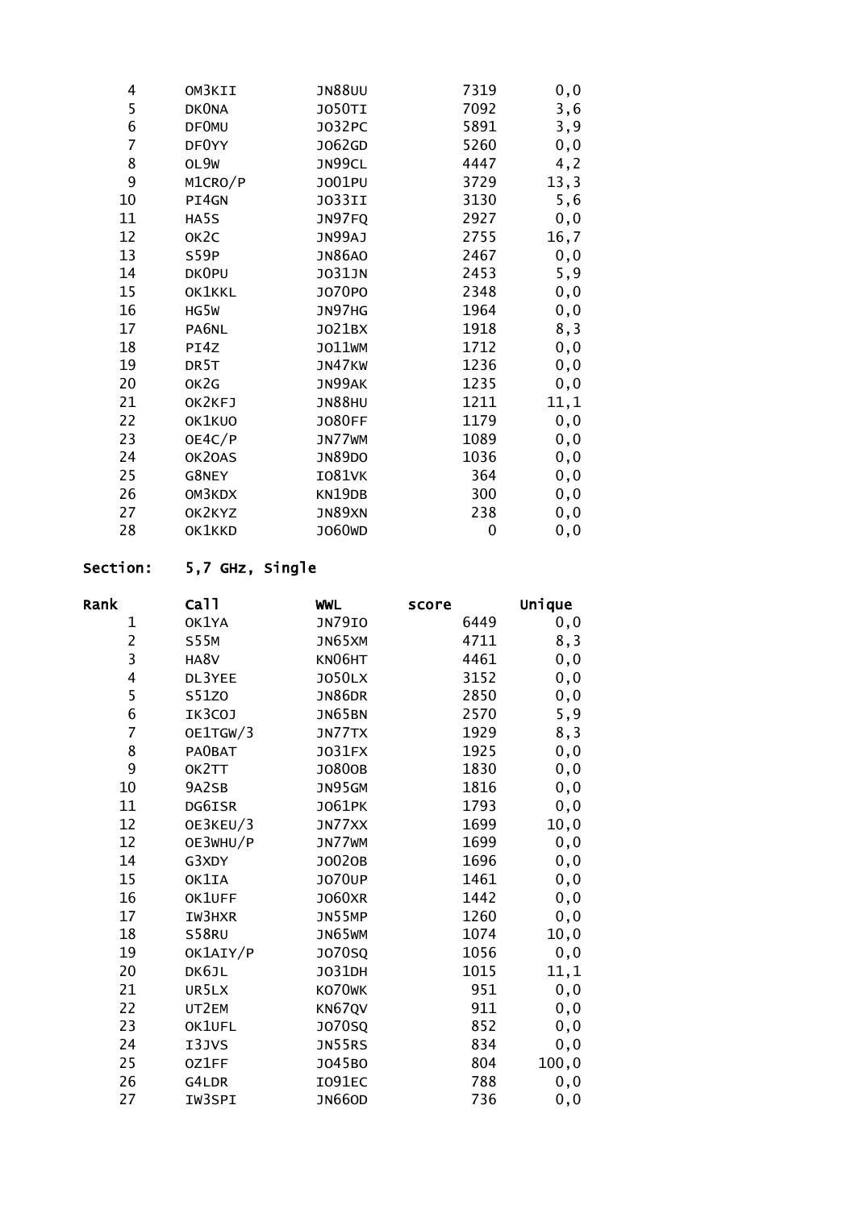| | | | | |
|---|---|---|---|---|
| 4 | OM3KII | JN88UU | 7319 | 0,0 |
| 5 | DK0NA | JO50TI | 7092 | 3,6 |
| 6 | DF0MU | JO32PC | 5891 | 3,9 |
| 7 | DF0YY | JO62GD | 5260 | 0,0 |
| 8 | OL9W | JN99CL | 4447 | 4,2 |
| 9 | M1CRO/P | JO01PU | 3729 | 13,3 |
| 10 | PI4GN | JO33II | 3130 | 5,6 |
| 11 | HA5S | JN97FQ | 2927 | 0,0 |
| 12 | OK2C | JN99AJ | 2755 | 16,7 |
| 13 | S59P | JN86AO | 2467 | 0,0 |
| 14 | DK0PU | JO31JN | 2453 | 5,9 |
| 15 | OK1KKL | JO70PO | 2348 | 0,0 |
| 16 | HG5W | JN97HG | 1964 | 0,0 |
| 17 | PA6NL | JO21BX | 1918 | 8,3 |
| 18 | PI4Z | JO11WM | 1712 | 0,0 |
| 19 | DR5T | JN47KW | 1236 | 0,0 |
| 20 | OK2G | JN99AK | 1235 | 0,0 |
| 21 | OK2KFJ | JN88HU | 1211 | 11,1 |
| 22 | OK1KUO | JO80FF | 1179 | 0,0 |
| 23 | OE4C/P | JN77WM | 1089 | 0,0 |
| 24 | OK2OAS | JN89DO | 1036 | 0,0 |
| 25 | G8NEY | IO81VK | 364 | 0,0 |
| 26 | OM3KDX | KN19DB | 300 | 0,0 |
| 27 | OK2KYZ | JN89XN | 238 | 0,0 |
| 28 | OK1KKD | JO60WD | 0 | 0,0 |

**Section: 5,7 GHz, Single**

| Rank | Call | WWL | score | Unique |
|---|---|---|---|---|
| 1 | OK1YA | JN79IO | 6449 | 0,0 |
| 2 | S55M | JN65XM | 4711 | 8,3 |
| 3 | HA8V | KN06HT | 4461 | 0,0 |
| 4 | DL3YEE | JO50LX | 3152 | 0,0 |
| 5 | S51ZO | JN86DR | 2850 | 0,0 |
| 6 | IK3COJ | JN65BN | 2570 | 5,9 |
| 7 | OE1TGW/3 | JN77TX | 1929 | 8,3 |
| 8 | PA0BAT | JO31FX | 1925 | 0,0 |
| 9 | OK2TT | JO80OB | 1830 | 0,0 |
| 10 | 9A2SB | JN95GM | 1816 | 0,0 |
| 11 | DG6ISR | JO61PK | 1793 | 0,0 |
| 12 | OE3KEU/3 | JN77XX | 1699 | 10,0 |
| 12 | OE3WHU/P | JN77WM | 1699 | 0,0 |
| 14 | G3XDY | JO02OB | 1696 | 0,0 |
| 15 | OK1IA | JO70UP | 1461 | 0,0 |
| 16 | OK1UFF | JO60XR | 1442 | 0,0 |
| 17 | IW3HXR | JN55MP | 1260 | 0,0 |
| 18 | S58RU | JN65WM | 1074 | 10,0 |
| 19 | OK1AIY/P | JO70SQ | 1056 | 0,0 |
| 20 | DK6JL | JO31DH | 1015 | 11,1 |
| 21 | UR5LX | KO70WK | 951 | 0,0 |
| 22 | UT2EM | KN67QV | 911 | 0,0 |
| 23 | OK1UFL | JO70SQ | 852 | 0,0 |
| 24 | I3JVS | JN55RS | 834 | 0,0 |
| 25 | OZ1FF | JO45BO | 804 | 100,0 |
| 26 | G4LDR | IO91EC | 788 | 0,0 |
| 27 | IW3SPI | JN66OD | 736 | 0,0 |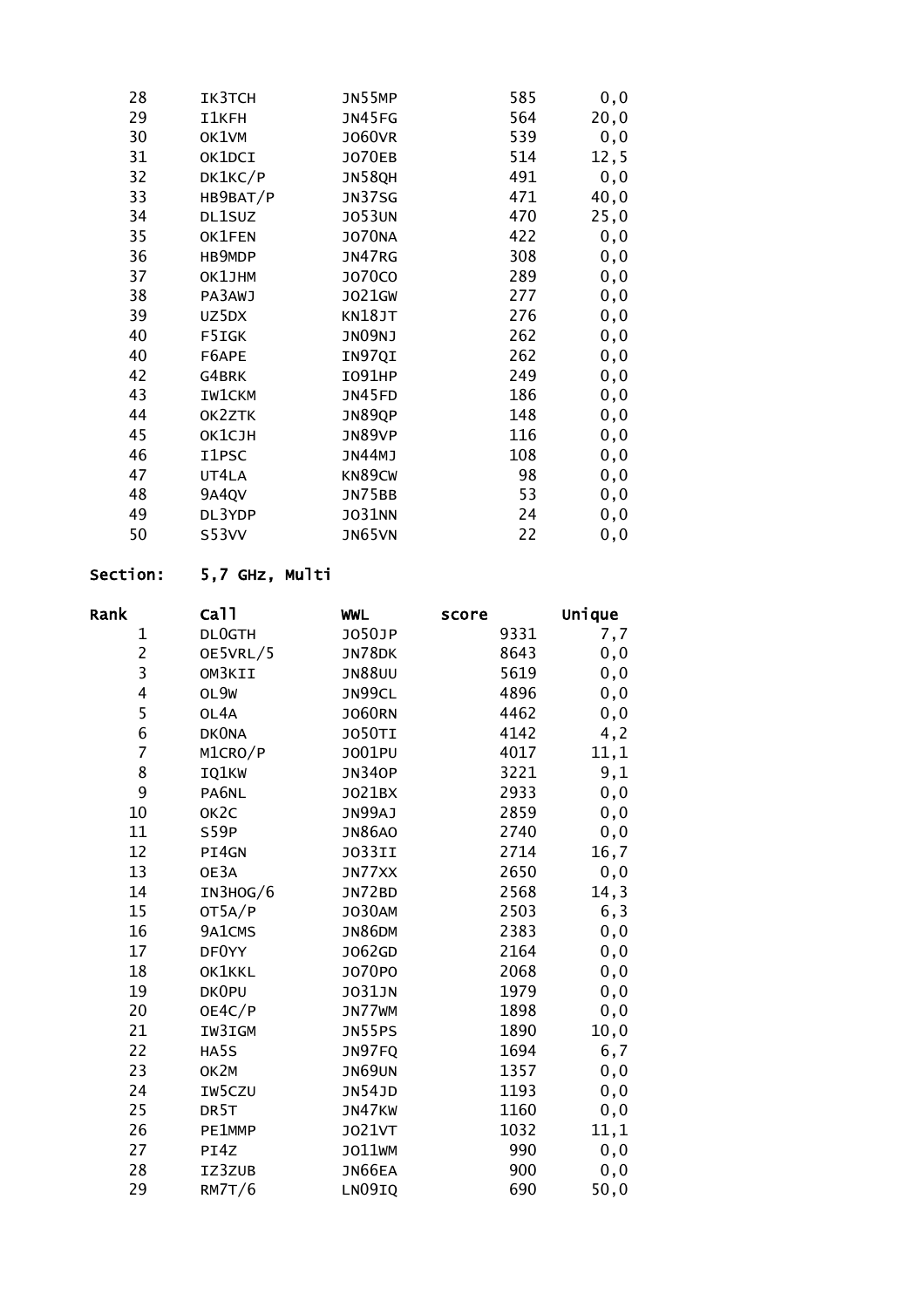| | | | | |
|---|---|---|---|---|
| 28 | IK3TCH | JN55MP | 585 | 0,0 |
| 29 | I1KFH | JN45FG | 564 | 20,0 |
| 30 | OK1VM | JO60VR | 539 | 0,0 |
| 31 | OK1DCI | JO70EB | 514 | 12,5 |
| 32 | DK1KC/P | JN58QH | 491 | 0,0 |
| 33 | HB9BAT/P | JN37SG | 471 | 40,0 |
| 34 | DL1SUZ | JO53UN | 470 | 25,0 |
| 35 | OK1FEN | JO70NA | 422 | 0,0 |
| 36 | HB9MDP | JN47RG | 308 | 0,0 |
| 37 | OK1JHM | JO70CO | 289 | 0,0 |
| 38 | PA3AWJ | JO21GW | 277 | 0,0 |
| 39 | UZ5DX | KN18JT | 276 | 0,0 |
| 40 | F5IGK | JN09NJ | 262 | 0,0 |
| 40 | F6APE | IN97QI | 262 | 0,0 |
| 42 | G4BRK | IO91HP | 249 | 0,0 |
| 43 | IW1CKM | JN45FD | 186 | 0,0 |
| 44 | OK2ZTK | JN89QP | 148 | 0,0 |
| 45 | OK1CJH | JN89VP | 116 | 0,0 |
| 46 | I1PSC | JN44MJ | 108 | 0,0 |
| 47 | UT4LA | KN89CW | 98 | 0,0 |
| 48 | 9A4QV | JN75BB | 53 | 0,0 |
| 49 | DL3YDP | JO31NN | 24 | 0,0 |
| 50 | S53VV | JN65VN | 22 | 0,0 |

**Section: 5,7 GHz, Multi**

| Rank | Call | WWL | score | Unique |
|---|---|---|---|---|
| 1 | DL0GTH | JO50JP | 9331 | 7,7 |
| 2 | OE5VRL/5 | JN78DK | 8643 | 0,0 |
| 3 | OM3KII | JN88UU | 5619 | 0,0 |
| 4 | OL9W | JN99CL | 4896 | 0,0 |
| 5 | OL4A | JO60RN | 4462 | 0,0 |
| 6 | DK0NA | JO50TI | 4142 | 4,2 |
| 7 | M1CRO/P | JO01PU | 4017 | 11,1 |
| 8 | IQ1KW | JN34OP | 3221 | 9,1 |
| 9 | PA6NL | JO21BX | 2933 | 0,0 |
| 10 | OK2C | JN99AJ | 2859 | 0,0 |
| 11 | S59P | JN86AO | 2740 | 0,0 |
| 12 | PI4GN | JO33II | 2714 | 16,7 |
| 13 | OE3A | JN77XX | 2650 | 0,0 |
| 14 | IN3HOG/6 | JN72BD | 2568 | 14,3 |
| 15 | OT5A/P | JO30AM | 2503 | 6,3 |
| 16 | 9A1CMS | JN86DM | 2383 | 0,0 |
| 17 | DF0YY | JO62GD | 2164 | 0,0 |
| 18 | OK1KKL | JO70PO | 2068 | 0,0 |
| 19 | DK0PU | JO31JN | 1979 | 0,0 |
| 20 | OE4C/P | JN77WM | 1898 | 0,0 |
| 21 | IW3IGM | JN55PS | 1890 | 10,0 |
| 22 | HA5S | JN97FQ | 1694 | 6,7 |
| 23 | OK2M | JN69UN | 1357 | 0,0 |
| 24 | IW5CZU | JN54JD | 1193 | 0,0 |
| 25 | DR5T | JN47KW | 1160 | 0,0 |
| 26 | PE1MMP | JO21VT | 1032 | 11,1 |
| 27 | PI4Z | JO11WM | 990 | 0,0 |
| 28 | IZ3ZUB | JN66EA | 900 | 0,0 |
| 29 | RM7T/6 | LN09IQ | 690 | 50,0 |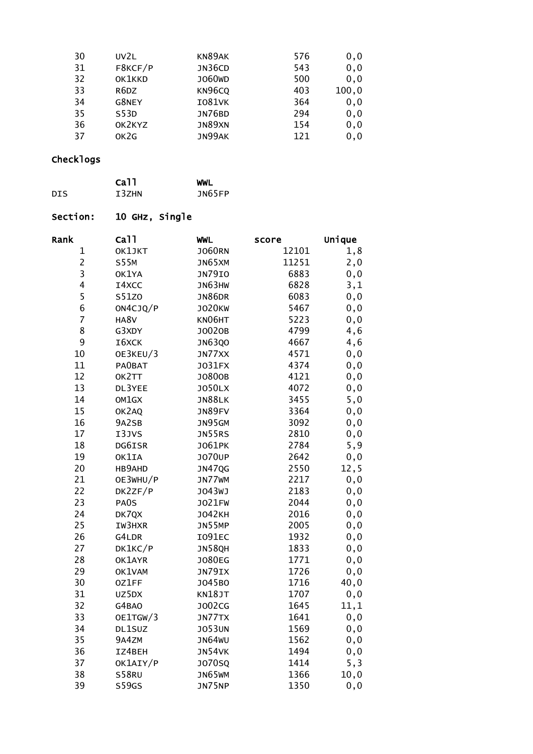| | | | | |
|---|---|---|---|---|
| 30 | UV2L | KN89AK | 576 | 0,0 |
| 31 | F8KCF/P | JN36CD | 543 | 0,0 |
| 32 | OK1KKD | JO60WD | 500 | 0,0 |
| 33 | R6DZ | KN96CQ | 403 | 100,0 |
| 34 | G8NEY | IO81VK | 364 | 0,0 |
| 35 | S53D | JN76BD | 294 | 0,0 |
| 36 | OK2KYZ | JN89XN | 154 | 0,0 |
| 37 | OK2G | JN99AK | 121 | 0,0 |

## Checklogs

| | Call | WWL |
|---|---|---|
| DIS | I3ZHN | JN65FP |

## Section: 10 GHz, Single

| Rank | Call | WWL | score | Unique |
|---|---|---|---|---|
| 1 | OK1JKT | JO60RN | 12101 | 1,8 |
| 2 | S55M | JN65XM | 11251 | 2,0 |
| 3 | OK1YA | JN79IO | 6883 | 0,0 |
| 4 | I4XCC | JN63HW | 6828 | 3,1 |
| 5 | S51ZO | JN86DR | 6083 | 0,0 |
| 6 | ON4CJQ/P | JO20KW | 5467 | 0,0 |
| 7 | HA8V | KN06HT | 5223 | 0,0 |
| 8 | G3XDY | JO02OB | 4799 | 4,6 |
| 9 | I6XCK | JN63QO | 4667 | 4,6 |
| 10 | OE3KEU/3 | JN77XX | 4571 | 0,0 |
| 11 | PA0BAT | JO31FX | 4374 | 0,0 |
| 12 | OK2TT | JO80OB | 4121 | 0,0 |
| 13 | DL3YEE | JO50LX | 4072 | 0,0 |
| 14 | OM1GX | JN88LK | 3455 | 5,0 |
| 15 | OK2AQ | JN89FV | 3364 | 0,0 |
| 16 | 9A2SB | JN95GM | 3092 | 0,0 |
| 17 | I3JVS | JN55RS | 2810 | 0,0 |
| 18 | DG6ISR | JO61PK | 2784 | 5,9 |
| 19 | OK1IA | JO70UP | 2642 | 0,0 |
| 20 | HB9AHD | JN47QG | 2550 | 12,5 |
| 21 | OE3WHU/P | JN77WM | 2217 | 0,0 |
| 22 | DK2ZF/P | JO43WJ | 2183 | 0,0 |
| 23 | PA0S | JO21FW | 2044 | 0,0 |
| 24 | DK7QX | JO42KH | 2016 | 0,0 |
| 25 | IW3HXR | JN55MP | 2005 | 0,0 |
| 26 | G4LDR | IO91EC | 1932 | 0,0 |
| 27 | DK1KC/P | JN58QH | 1833 | 0,0 |
| 28 | OK1AYR | JO80EG | 1771 | 0,0 |
| 29 | OK1VAM | JN79IX | 1726 | 0,0 |
| 30 | OZ1FF | JO45BO | 1716 | 40,0 |
| 31 | UZ5DX | KN18JT | 1707 | 0,0 |
| 32 | G4BAO | JO02CG | 1645 | 11,1 |
| 33 | OE1TGW/3 | JN77TX | 1641 | 0,0 |
| 34 | DL1SUZ | JO53UN | 1569 | 0,0 |
| 35 | 9A4ZM | JN64WU | 1562 | 0,0 |
| 36 | IZ4BEH | JN54VK | 1494 | 0,0 |
| 37 | OK1AIY/P | JO70SQ | 1414 | 5,3 |
| 38 | S58RU | JN65WM | 1366 | 10,0 |
| 39 | S59GS | JN75NP | 1350 | 0,0 |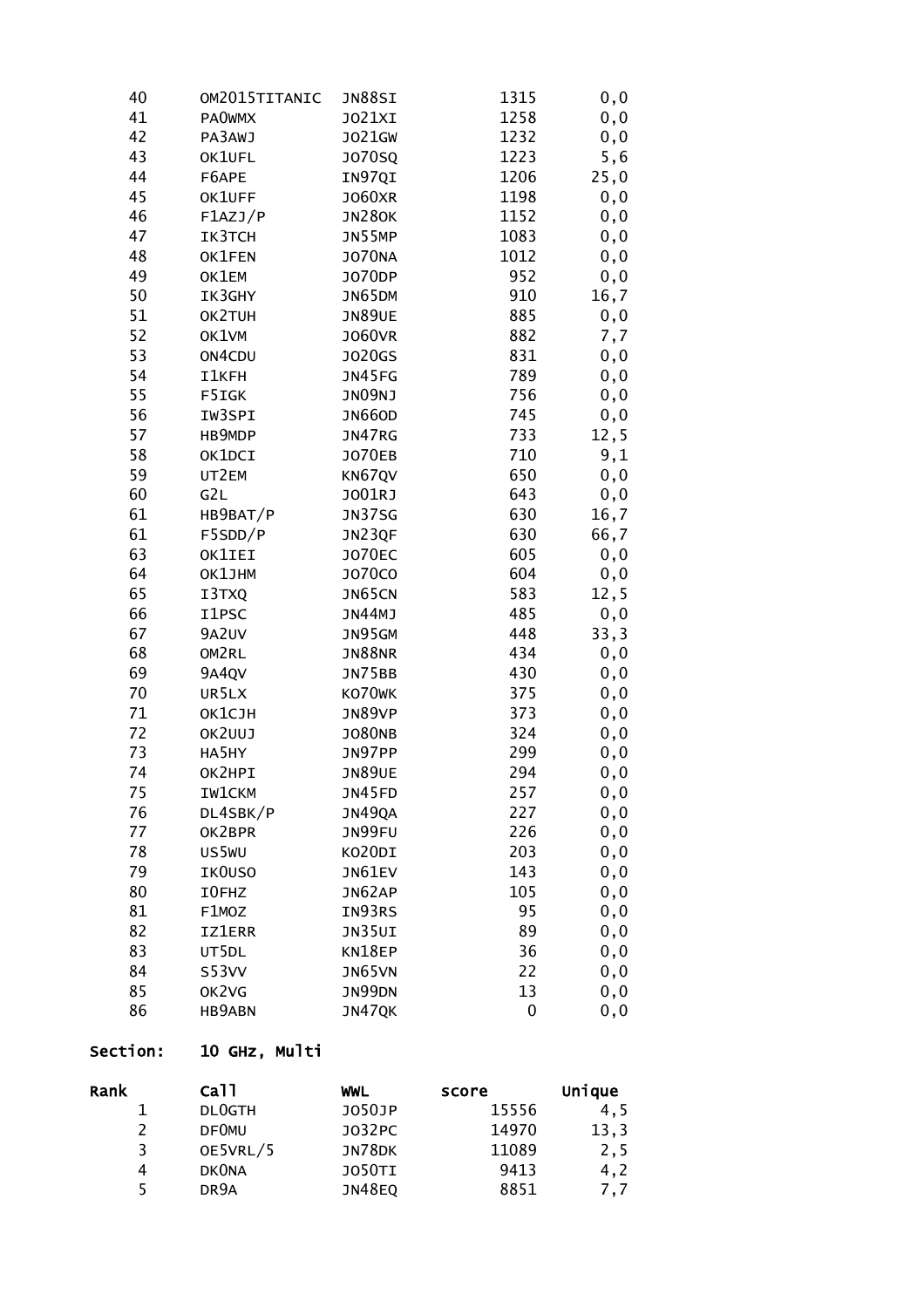| | | | | |
|---|---|---|---|---|
| 40 | OM2015TITANIC | JN88SI | 1315 | 0,0 |
| 41 | PA0WMX | JO21XI | 1258 | 0,0 |
| 42 | PA3AWJ | JO21GW | 1232 | 0,0 |
| 43 | OK1UFL | JO70SQ | 1223 | 5,6 |
| 44 | F6APE | IN97QI | 1206 | 25,0 |
| 45 | OK1UFF | JO60XR | 1198 | 0,0 |
| 46 | F1AZJ/P | JN28OK | 1152 | 0,0 |
| 47 | IK3TCH | JN55MP | 1083 | 0,0 |
| 48 | OK1FEN | JO70NA | 1012 | 0,0 |
| 49 | OK1EM | JO70DP | 952 | 0,0 |
| 50 | IK3GHY | JN65DM | 910 | 16,7 |
| 51 | OK2TUH | JN89UE | 885 | 0,0 |
| 52 | OK1VM | JO60VR | 882 | 7,7 |
| 53 | ON4CDU | JO20GS | 831 | 0,0 |
| 54 | I1KFH | JN45FG | 789 | 0,0 |
| 55 | F5IGK | JN09NJ | 756 | 0,0 |
| 56 | IW3SPI | JN66OD | 745 | 0,0 |
| 57 | HB9MDP | JN47RG | 733 | 12,5 |
| 58 | OK1DCI | JO70EB | 710 | 9,1 |
| 59 | UT2EM | KN67QV | 650 | 0,0 |
| 60 | G2L | JO01RJ | 643 | 0,0 |
| 61 | HB9BAT/P | JN37SG | 630 | 16,7 |
| 61 | F5SDD/P | JN23QF | 630 | 66,7 |
| 63 | OK1IEI | JO70EC | 605 | 0,0 |
| 64 | OK1JHM | JO70CO | 604 | 0,0 |
| 65 | I3TXQ | JN65CN | 583 | 12,5 |
| 66 | I1PSC | JN44MJ | 485 | 0,0 |
| 67 | 9A2UV | JN95GM | 448 | 33,3 |
| 68 | OM2RL | JN88NR | 434 | 0,0 |
| 69 | 9A4QV | JN75BB | 430 | 0,0 |
| 70 | UR5LX | KO70WK | 375 | 0,0 |
| 71 | OK1CJH | JN89VP | 373 | 0,0 |
| 72 | OK2UUJ | JO80NB | 324 | 0,0 |
| 73 | HA5HY | JN97PP | 299 | 0,0 |
| 74 | OK2HPI | JN89UE | 294 | 0,0 |
| 75 | IW1CKM | JN45FD | 257 | 0,0 |
| 76 | DL4SBK/P | JN49QA | 227 | 0,0 |
| 77 | OK2BPR | JN99FU | 226 | 0,0 |
| 78 | US5WU | KO20DI | 203 | 0,0 |
| 79 | IK0USO | JN61EV | 143 | 0,0 |
| 80 | I0FHZ | JN62AP | 105 | 0,0 |
| 81 | F1MOZ | IN93RS | 95 | 0,0 |
| 82 | IZ1ERR | JN35UI | 89 | 0,0 |
| 83 | UT5DL | KN18EP | 36 | 0,0 |
| 84 | S53VV | JN65VN | 22 | 0,0 |
| 85 | OK2VG | JN99DN | 13 | 0,0 |
| 86 | HB9ABN | JN47QK | 0 | 0,0 |

**Section: 10 GHz, Multi**

| Rank | Call | WWL | score | Unique |
|---|---|---|---|---|
| 1 | DL0GTH | JO50JP | 15556 | 4,5 |
| 2 | DF0MU | JO32PC | 14970 | 13,3 |
| 3 | OE5VRL/5 | JN78DK | 11089 | 2,5 |
| 4 | DK0NA | JO50TI | 9413 | 4,2 |
| 5 | DR9A | JN48EQ | 8851 | 7,7 |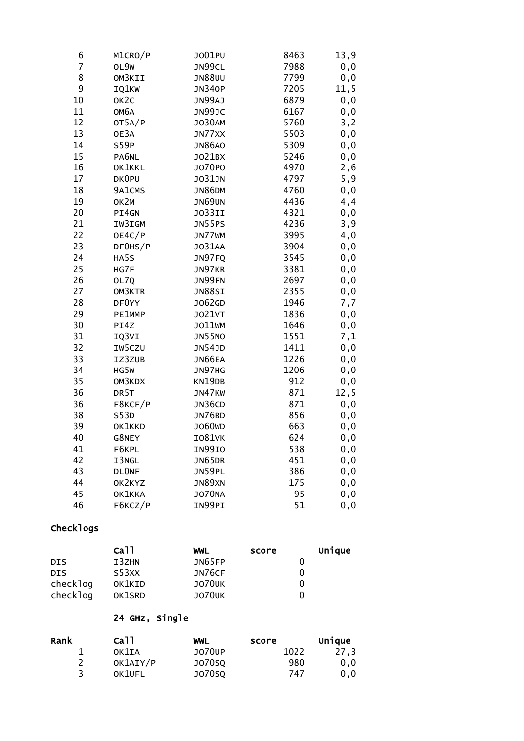| | | | | |
|---|---|---|---|---|
| 6 | M1CRO/P | JO01PU | 8463 | 13,9 |
| 7 | OL9W | JN99CL | 7988 | 0,0 |
| 8 | OM3KII | JN88UU | 7799 | 0,0 |
| 9 | IQ1KW | JN34OP | 7205 | 11,5 |
| 10 | OK2C | JN99AJ | 6879 | 0,0 |
| 11 | OM6A | JN99JC | 6167 | 0,0 |
| 12 | OT5A/P | JO30AM | 5760 | 3,2 |
| 13 | OE3A | JN77XX | 5503 | 0,0 |
| 14 | S59P | JN86AO | 5309 | 0,0 |
| 15 | PA6NL | JO21BX | 5246 | 0,0 |
| 16 | OK1KKL | JO70PO | 4970 | 2,6 |
| 17 | DK0PU | JO31JN | 4797 | 5,9 |
| 18 | 9A1CMS | JN86DM | 4760 | 0,0 |
| 19 | OK2M | JN69UN | 4436 | 4,4 |
| 20 | PI4GN | JO33II | 4321 | 0,0 |
| 21 | IW3IGM | JN55PS | 4236 | 3,9 |
| 22 | OE4C/P | JN77WM | 3995 | 4,0 |
| 23 | DF0HS/P | JO31AA | 3904 | 0,0 |
| 24 | HA5S | JN97FQ | 3545 | 0,0 |
| 25 | HG7F | JN97KR | 3381 | 0,0 |
| 26 | OL7Q | JN99FN | 2697 | 0,0 |
| 27 | OM3KTR | JN88SI | 2355 | 0,0 |
| 28 | DF0YY | JO62GD | 1946 | 7,7 |
| 29 | PE1MMP | JO21VT | 1836 | 0,0 |
| 30 | PI4Z | JO11WM | 1646 | 0,0 |
| 31 | IQ3VI | JN55NO | 1551 | 7,1 |
| 32 | IW5CZU | JN54JD | 1411 | 0,0 |
| 33 | IZ3ZUB | JN66EA | 1226 | 0,0 |
| 34 | HG5W | JN97HG | 1206 | 0,0 |
| 35 | OM3KDX | KN19DB | 912 | 0,0 |
| 36 | DR5T | JN47KW | 871 | 12,5 |
| 36 | F8KCF/P | JN36CD | 871 | 0,0 |
| 38 | S53D | JN76BD | 856 | 0,0 |
| 39 | OK1KKD | JO60WD | 663 | 0,0 |
| 40 | G8NEY | IO81VK | 624 | 0,0 |
| 41 | F6KPL | IN99IO | 538 | 0,0 |
| 42 | I3NGL | JN65DR | 451 | 0,0 |
| 43 | DL0NF | JN59PL | 386 | 0,0 |
| 44 | OK2KYZ | JN89XN | 175 | 0,0 |
| 45 | OK1KKA | JO70NA | 95 | 0,0 |
| 46 | F6KCZ/P | IN99PI | 51 | 0,0 |

**Checklogs**

| | **Call** | **WWL** | **score** | **Unique** |
|---|---|---|---|---|
| DIS | I3ZHN | JN65FP | 0 | |
| DIS | S53XX | JN76CF | 0 | |
| checklog | OK1KID | JO70UK | 0 | |
| checklog | OK1SRD | JO70UK | 0 | |

**24 GHz, Single**

| **Rank** | **Call** | **WWL** | **score** | **Unique** |
|---|---|---|---|---|
| 1 | OK1IA | JO70UP | 1022 | 27,3 |
| 2 | OK1AIY/P | JO70SQ | 980 | 0,0 |
| 3 | OK1UFL | JO70SQ | 747 | 0,0 |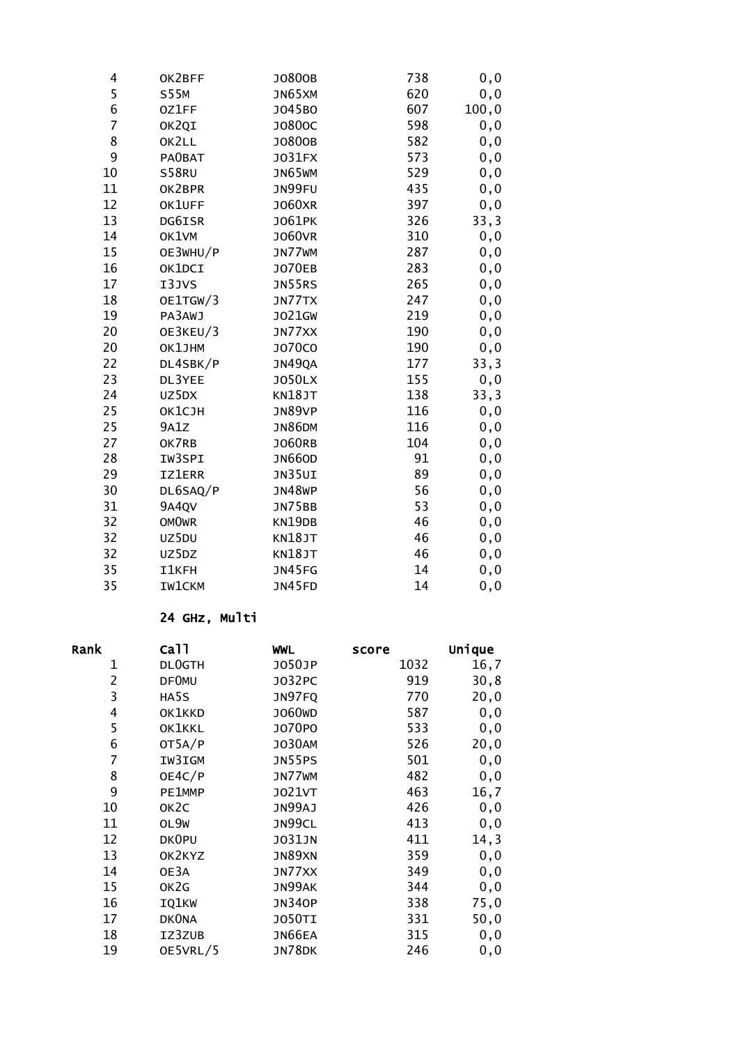| | | | | |
|---|---|---|---|---|
| 4 | OK2BFF | JO80OB | 738 | 0,0 |
| 5 | S55M | JN65XM | 620 | 0,0 |
| 6 | OZ1FF | JO45BO | 607 | 100,0 |
| 7 | OK2QI | JO80OC | 598 | 0,0 |
| 8 | OK2LL | JO80OB | 582 | 0,0 |
| 9 | PA0BAT | JO31FX | 573 | 0,0 |
| 10 | S58RU | JN65WM | 529 | 0,0 |
| 11 | OK2BPR | JN99FU | 435 | 0,0 |
| 12 | OK1UFF | JO60XR | 397 | 0,0 |
| 13 | DG6ISR | JO61PK | 326 | 33,3 |
| 14 | OK1VM | JO60VR | 310 | 0,0 |
| 15 | OE3WHU/P | JN77WM | 287 | 0,0 |
| 16 | OK1DCI | JO70EB | 283 | 0,0 |
| 17 | I3JVS | JN55RS | 265 | 0,0 |
| 18 | OE1TGW/3 | JN77TX | 247 | 0,0 |
| 19 | PA3AWJ | JO21GW | 219 | 0,0 |
| 20 | OE3KEU/3 | JN77XX | 190 | 0,0 |
| 20 | OK1JHM | JO70CO | 190 | 0,0 |
| 22 | DL4SBK/P | JN49QA | 177 | 33,3 |
| 23 | DL3YEE | JO50LX | 155 | 0,0 |
| 24 | UZ5DX | KN18JT | 138 | 33,3 |
| 25 | OK1CJH | JN89VP | 116 | 0,0 |
| 25 | 9A1Z | JN86DM | 116 | 0,0 |
| 27 | OK7RB | JO60RB | 104 | 0,0 |
| 28 | IW3SPI | JN66OD | 91 | 0,0 |
| 29 | IZ1ERR | JN35UI | 89 | 0,0 |
| 30 | DL6SAQ/P | JN48WP | 56 | 0,0 |
| 31 | 9A4QV | JN75BB | 53 | 0,0 |
| 32 | OM0WR | KN19DB | 46 | 0,0 |
| 32 | UZ5DU | KN18JT | 46 | 0,0 |
| 32 | UZ5DZ | KN18JT | 46 | 0,0 |
| 35 | I1KFH | JN45FG | 14 | 0,0 |
| 35 | IW1CKM | JN45FD | 14 | 0,0 |

**24 GHz, Multi**

| Rank | Call | WWL | score | Unique |
|---|---|---|---|---|
| 1 | DL0GTH | JO50JP | 1032 | 16,7 |
| 2 | DF0MU | JO32PC | 919 | 30,8 |
| 3 | HA5S | JN97FQ | 770 | 20,0 |
| 4 | OK1KKD | JO60WD | 587 | 0,0 |
| 5 | OK1KKL | JO70PO | 533 | 0,0 |
| 6 | OT5A/P | JO30AM | 526 | 20,0 |
| 7 | IW3IGM | JN55PS | 501 | 0,0 |
| 8 | OE4C/P | JN77WM | 482 | 0,0 |
| 9 | PE1MMP | JO21VT | 463 | 16,7 |
| 10 | OK2C | JN99AJ | 426 | 0,0 |
| 11 | OL9W | JN99CL | 413 | 0,0 |
| 12 | DK0PU | JO31JN | 411 | 14,3 |
| 13 | OK2KYZ | JN89XN | 359 | 0,0 |
| 14 | OE3A | JN77XX | 349 | 0,0 |
| 15 | OK2G | JN99AK | 344 | 0,0 |
| 16 | IQ1KW | JN34OP | 338 | 75,0 |
| 17 | DK0NA | JO50TI | 331 | 50,0 |
| 18 | IZ3ZUB | JN66EA | 315 | 0,0 |
| 19 | OE5VRL/5 | JN78DK | 246 | 0,0 |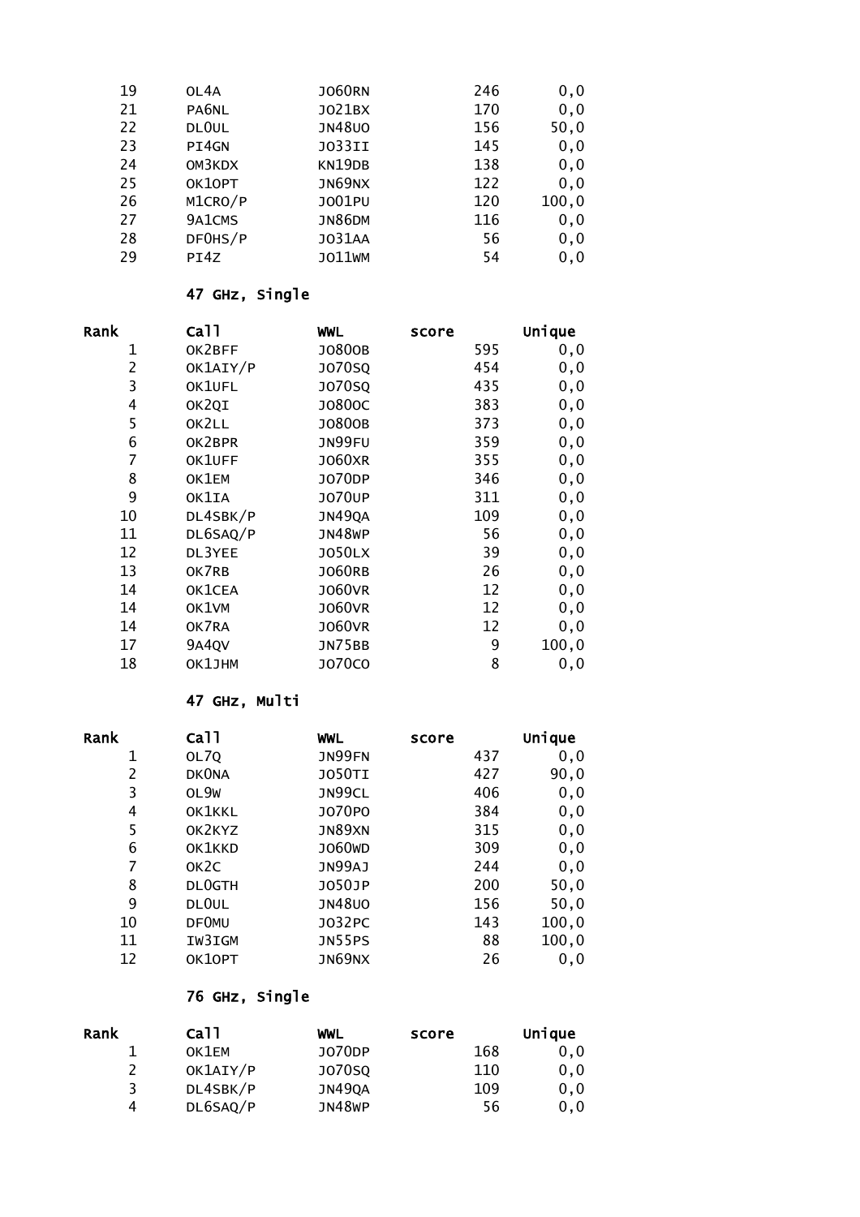| | | | | |
|---|---|---|---|---|
| 19 | OL4A | JO60RN | 246 | 0,0 |
| 21 | PA6NL | JO21BX | 170 | 0,0 |
| 22 | DL0UL | JN48UO | 156 | 50,0 |
| 23 | PI4GN | JO33II | 145 | 0,0 |
| 24 | OM3KDX | KN19DB | 138 | 0,0 |
| 25 | OK1OPT | JN69NX | 122 | 0,0 |
| 26 | M1CRO/P | JO01PU | 120 | 100,0 |
| 27 | 9A1CMS | JN86DM | 116 | 0,0 |
| 28 | DF0HS/P | JO31AA | 56 | 0,0 |
| 29 | PI4Z | JO11WM | 54 | 0,0 |

### 47 GHz, Single

| Rank | Call | WWL | score | Unique |
|---|---|---|---|---|
| 1 | OK2BFF | JO80OB | 595 | 0,0 |
| 2 | OK1AIY/P | JO70SQ | 454 | 0,0 |
| 3 | OK1UFL | JO70SQ | 435 | 0,0 |
| 4 | OK2QI | JO80OC | 383 | 0,0 |
| 5 | OK2LL | JO80OB | 373 | 0,0 |
| 6 | OK2BPR | JN99FU | 359 | 0,0 |
| 7 | OK1UFF | JO60XR | 355 | 0,0 |
| 8 | OK1EM | JO70DP | 346 | 0,0 |
| 9 | OK1IA | JO70UP | 311 | 0,0 |
| 10 | DL4SBK/P | JN49QA | 109 | 0,0 |
| 11 | DL6SAQ/P | JN48WP | 56 | 0,0 |
| 12 | DL3YEE | JO50LX | 39 | 0,0 |
| 13 | OK7RB | JO60RB | 26 | 0,0 |
| 14 | OK1CEA | JO60VR | 12 | 0,0 |
| 14 | OK1VM | JO60VR | 12 | 0,0 |
| 14 | OK7RA | JO60VR | 12 | 0,0 |
| 17 | 9A4QV | JN75BB | 9 | 100,0 |
| 18 | OK1JHM | JO70CO | 8 | 0,0 |

### 47 GHz, Multi

| Rank | Call | WWL | score | Unique |
|---|---|---|---|---|
| 1 | OL7Q | JN99FN | 437 | 0,0 |
| 2 | DK0NA | JO50TI | 427 | 90,0 |
| 3 | OL9W | JN99CL | 406 | 0,0 |
| 4 | OK1KKL | JO70PO | 384 | 0,0 |
| 5 | OK2KYZ | JN89XN | 315 | 0,0 |
| 6 | OK1KKD | JO60WD | 309 | 0,0 |
| 7 | OK2C | JN99AJ | 244 | 0,0 |
| 8 | DL0GTH | JO50JP | 200 | 50,0 |
| 9 | DL0UL | JN48UO | 156 | 50,0 |
| 10 | DF0MU | JO32PC | 143 | 100,0 |
| 11 | IW3IGM | JN55PS | 88 | 100,0 |
| 12 | OK1OPT | JN69NX | 26 | 0,0 |

### 76 GHz, Single

| Rank | Call | WWL | score | Unique |
|---|---|---|---|---|
| 1 | OK1EM | JO70DP | 168 | 0,0 |
| 2 | OK1AIY/P | JO70SQ | 110 | 0,0 |
| 3 | DL4SBK/P | JN49QA | 109 | 0,0 |
| 4 | DL6SAQ/P | JN48WP | 56 | 0,0 |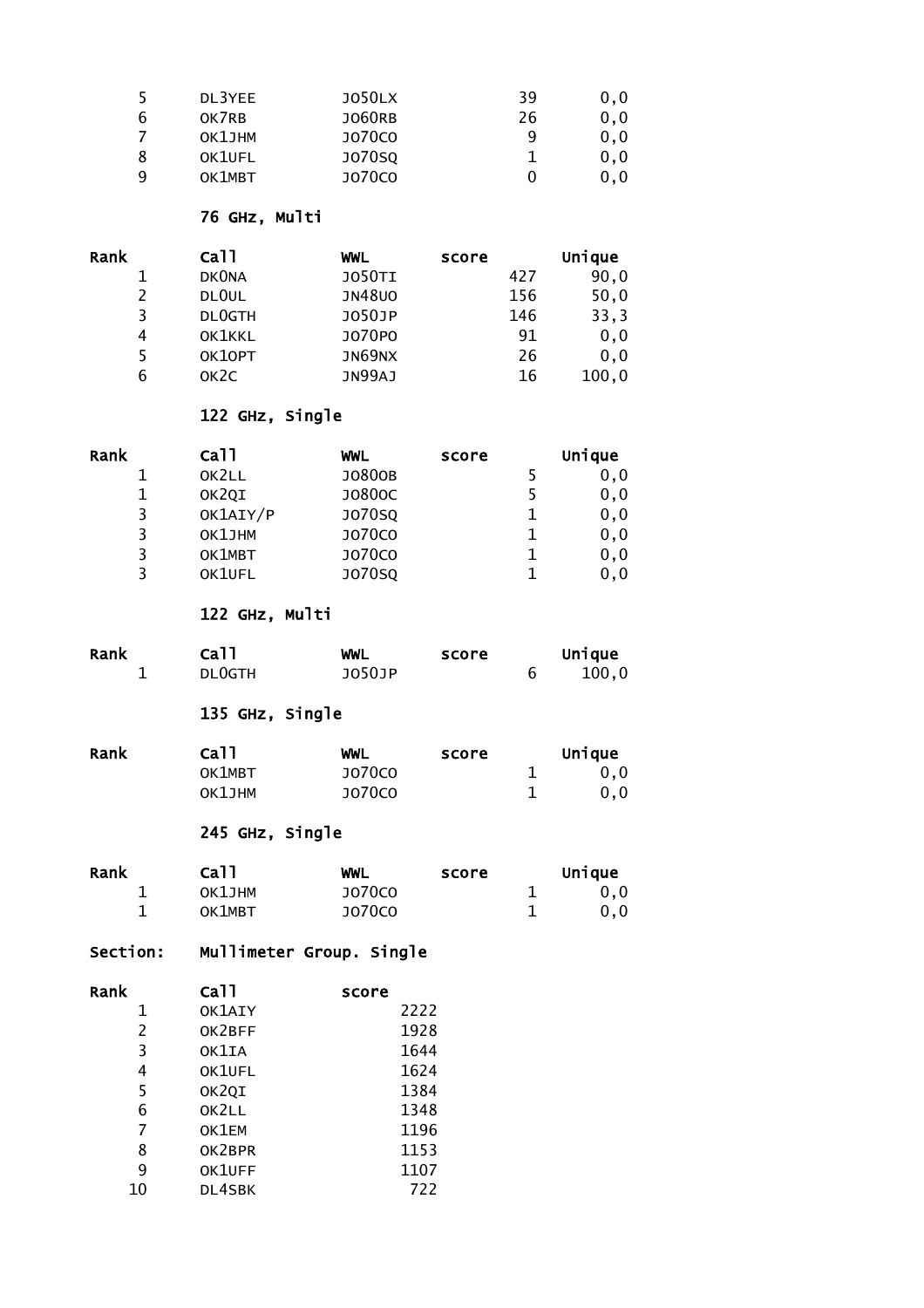| Rank | Call | WWL | score | Unique |
|---|---|---|---|---|
| 5 | DL3YEE | JO50LX | 39 | 0,0 |
| 6 | OK7RB | JO60RB | 26 | 0,0 |
| 7 | OK1JHM | JO70CO | 9 | 0,0 |
| 8 | OK1UFL | JO70SQ | 1 | 0,0 |
| 9 | OK1MBT | JO70CO | 0 | 0,0 |

**76 GHz, Multi**

| Rank | Call | WWL | score | Unique |
|---|---|---|---|---|
| 1 | DK0NA | JO50TI | 427 | 90,0 |
| 2 | DL0UL | JN48UO | 156 | 50,0 |
| 3 | DL0GTH | JO50JP | 146 | 33,3 |
| 4 | OK1KKL | JO70PO | 91 | 0,0 |
| 5 | OK1OPT | JN69NX | 26 | 0,0 |
| 6 | OK2C | JN99AJ | 16 | 100,0 |

**122 GHz, Single**

| Rank | Call | WWL | score | Unique |
|---|---|---|---|---|
| 1 | OK2LL | JO80OB | 5 | 0,0 |
| 1 | OK2QI | JO80OC | 5 | 0,0 |
| 3 | OK1AIY/P | JO70SQ | 1 | 0,0 |
| 3 | OK1JHM | JO70CO | 1 | 0,0 |
| 3 | OK1MBT | JO70CO | 1 | 0,0 |
| 3 | OK1UFL | JO70SQ | 1 | 0,0 |

**122 GHz, Multi**

| Rank | Call | WWL | score | Unique |
|---|---|---|---|---|
| 1 | DL0GTH | JO50JP | 6 | 100,0 |

**135 GHz, Single**

| Rank | Call | WWL | score | Unique |
|---|---|---|---|---|
| | OK1MBT | JO70CO | 1 | 0,0 |
| | OK1JHM | JO70CO | 1 | 0,0 |

**245 GHz, Single**

| Rank | Call | WWL | score | Unique |
|---|---|---|---|---|
| 1 | OK1JHM | JO70CO | 1 | 0,0 |
| 1 | OK1MBT | JO70CO | 1 | 0,0 |

**Section: Mullimeter Group. Single**

| Rank | Call | score |
|---|---|---|
| 1 | OK1AIY | 2222 |
| 2 | OK2BFF | 1928 |
| 3 | OK1IA | 1644 |
| 4 | OK1UFL | 1624 |
| 5 | OK2QI | 1384 |
| 6 | OK2LL | 1348 |
| 7 | OK1EM | 1196 |
| 8 | OK2BPR | 1153 |
| 9 | OK1UFF | 1107 |
| 10 | DL4SBK | 722 |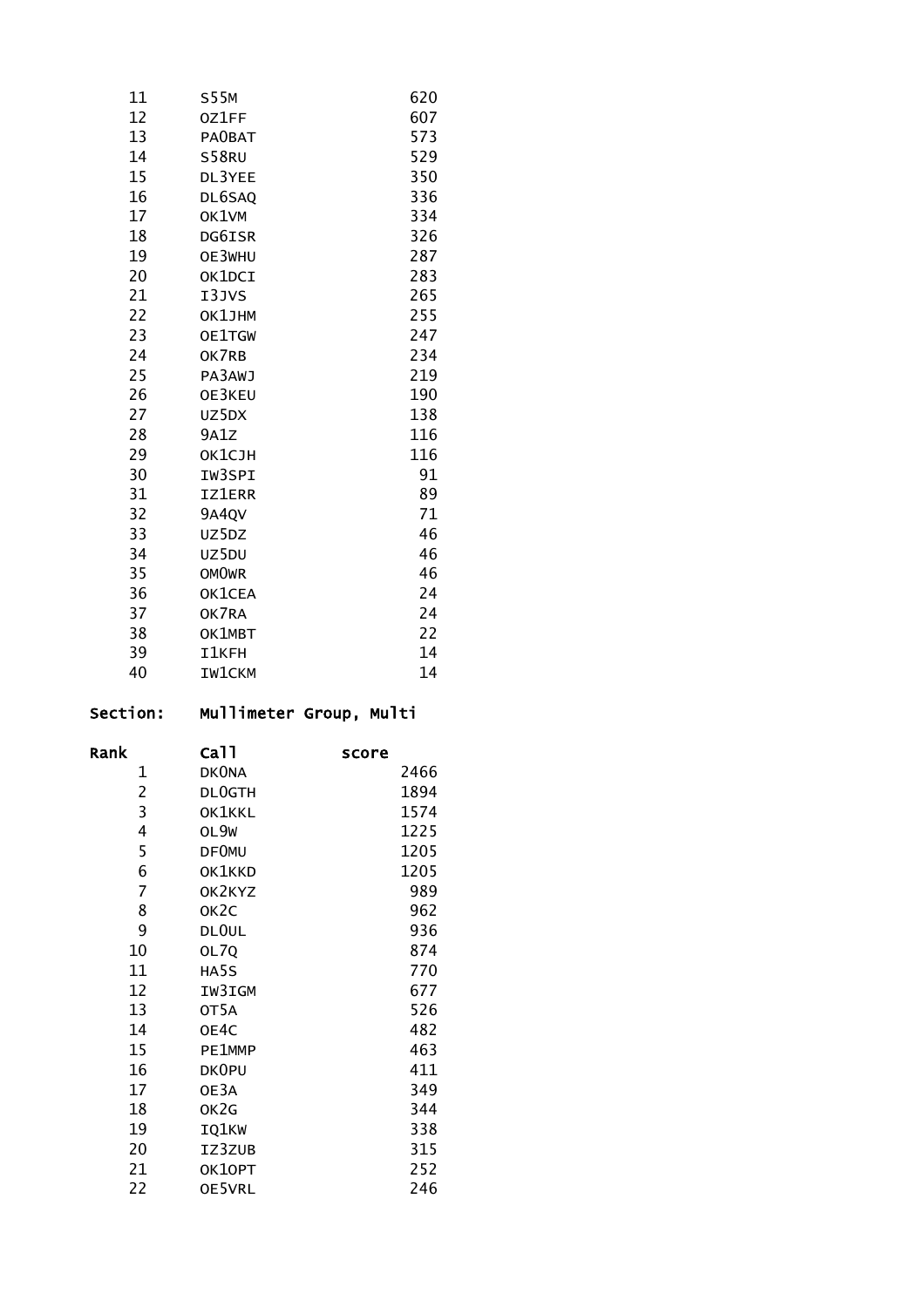| | | |
|---|---|---|
| 11 | S55M | 620 |
| 12 | OZ1FF | 607 |
| 13 | PA0BAT | 573 |
| 14 | S58RU | 529 |
| 15 | DL3YEE | 350 |
| 16 | DL6SAQ | 336 |
| 17 | OK1VM | 334 |
| 18 | DG6ISR | 326 |
| 19 | OE3WHU | 287 |
| 20 | OK1DCI | 283 |
| 21 | I3JVS | 265 |
| 22 | OK1JHM | 255 |
| 23 | OE1TGW | 247 |
| 24 | OK7RB | 234 |
| 25 | PA3AWJ | 219 |
| 26 | OE3KEU | 190 |
| 27 | UZ5DX | 138 |
| 28 | 9A1Z | 116 |
| 29 | OK1CJH | 116 |
| 30 | IW3SPI | 91 |
| 31 | IZ1ERR | 89 |
| 32 | 9A4QV | 71 |
| 33 | UZ5DZ | 46 |
| 34 | UZ5DU | 46 |
| 35 | OM0WR | 46 |
| 36 | OK1CEA | 24 |
| 37 | OK7RA | 24 |
| 38 | OK1MBT | 22 |
| 39 | I1KFH | 14 |
| 40 | IW1CKM | 14 |

**Section:** **Mullimeter Group, Multi**

| Rank | Call | score |
|---|---|---|
| 1 | DK0NA | 2466 |
| 2 | DL0GTH | 1894 |
| 3 | OK1KKL | 1574 |
| 4 | OL9W | 1225 |
| 5 | DF0MU | 1205 |
| 6 | OK1KKD | 1205 |
| 7 | OK2KYZ | 989 |
| 8 | OK2C | 962 |
| 9 | DL0UL | 936 |
| 10 | OL7Q | 874 |
| 11 | HA5S | 770 |
| 12 | IW3IGM | 677 |
| 13 | OT5A | 526 |
| 14 | OE4C | 482 |
| 15 | PE1MMP | 463 |
| 16 | DK0PU | 411 |
| 17 | OE3A | 349 |
| 18 | OK2G | 344 |
| 19 | IQ1KW | 338 |
| 20 | IZ3ZUB | 315 |
| 21 | OK1OPT | 252 |
| 22 | OE5VRL | 246 |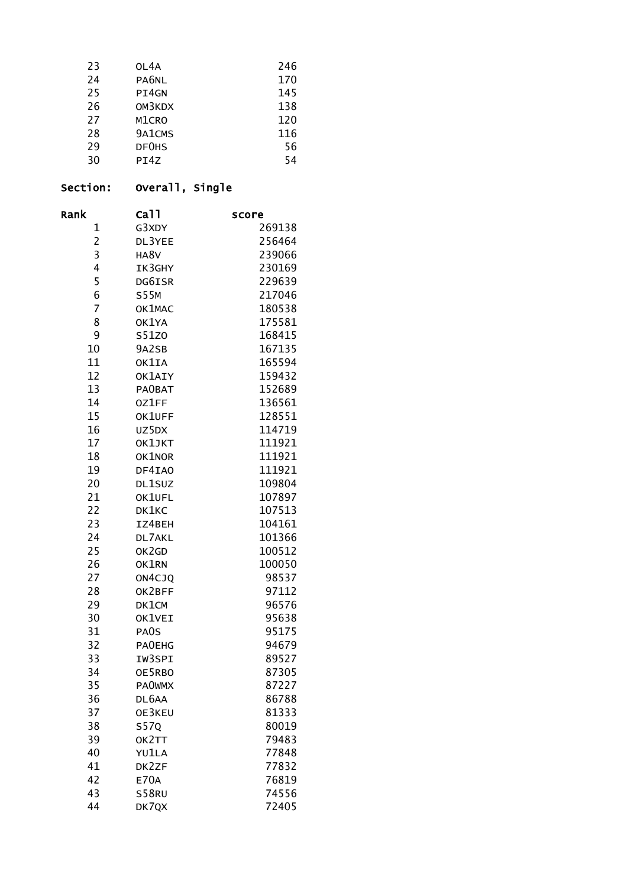| | | |
|---|---|---|
| 23 | OL4A | 246 |
| 24 | PA6NL | 170 |
| 25 | PI4GN | 145 |
| 26 | OM3KDX | 138 |
| 27 | M1CRO | 120 |
| 28 | 9A1CMS | 116 |
| 29 | DF0HS | 56 |
| 30 | PI4Z | 54 |

**Section: Overall, Single**

| Rank | Call | score |
|---|---|---|
| 1 | G3XDY | 269138 |
| 2 | DL3YEE | 256464 |
| 3 | HA8V | 239066 |
| 4 | IK3GHY | 230169 |
| 5 | DG6ISR | 229639 |
| 6 | S55M | 217046 |
| 7 | OK1MAC | 180538 |
| 8 | OK1YA | 175581 |
| 9 | S51ZO | 168415 |
| 10 | 9A2SB | 167135 |
| 11 | OK1IA | 165594 |
| 12 | OK1AIY | 159432 |
| 13 | PA0BAT | 152689 |
| 14 | OZ1FF | 136561 |
| 15 | OK1UFF | 128551 |
| 16 | UZ5DX | 114719 |
| 17 | OK1JKT | 111921 |
| 18 | OK1NOR | 111921 |
| 19 | DF4IAO | 111921 |
| 20 | DL1SUZ | 109804 |
| 21 | OK1UFL | 107897 |
| 22 | DK1KC | 107513 |
| 23 | IZ4BEH | 104161 |
| 24 | DL7AKL | 101366 |
| 25 | OK2GD | 100512 |
| 26 | OK1RN | 100050 |
| 27 | ON4CJQ | 98537 |
| 28 | OK2BFF | 97112 |
| 29 | DK1CM | 96576 |
| 30 | OK1VEI | 95638 |
| 31 | PA0S | 95175 |
| 32 | PA0EHG | 94679 |
| 33 | IW3SPI | 89527 |
| 34 | OE5RBO | 87305 |
| 35 | PA0WMX | 87227 |
| 36 | DL6AA | 86788 |
| 37 | OE3KEU | 81333 |
| 38 | S57Q | 80019 |
| 39 | OK2TT | 79483 |
| 40 | YU1LA | 77848 |
| 41 | DK2ZF | 77832 |
| 42 | E70A | 76819 |
| 43 | S58RU | 74556 |
| 44 | DK7QX | 72405 |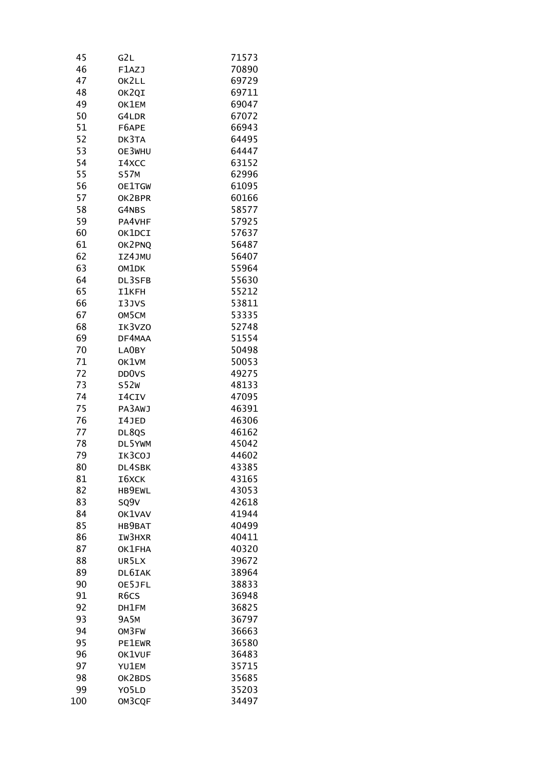| | | |
|---|---|---|
| 45 | G2L | 71573 |
| 46 | F1AZJ | 70890 |
| 47 | OK2LL | 69729 |
| 48 | OK2QI | 69711 |
| 49 | OK1EM | 69047 |
| 50 | G4LDR | 67072 |
| 51 | F6APE | 66943 |
| 52 | DK3TA | 64495 |
| 53 | OE3WHU | 64447 |
| 54 | I4XCC | 63152 |
| 55 | S57M | 62996 |
| 56 | OE1TGW | 61095 |
| 57 | OK2BPR | 60166 |
| 58 | G4NBS | 58577 |
| 59 | PA4VHF | 57925 |
| 60 | OK1DCI | 57637 |
| 61 | OK2PNQ | 56487 |
| 62 | IZ4JMU | 56407 |
| 63 | OM1DK | 55964 |
| 64 | DL3SFB | 55630 |
| 65 | I1KFH | 55212 |
| 66 | I3JVS | 53811 |
| 67 | OM5CM | 53335 |
| 68 | IK3VZO | 52748 |
| 69 | DF4MAA | 51554 |
| 70 | LA0BY | 50498 |
| 71 | OK1VM | 50053 |
| 72 | DD0VS | 49275 |
| 73 | S52W | 48133 |
| 74 | I4CIV | 47095 |
| 75 | PA3AWJ | 46391 |
| 76 | I4JED | 46306 |
| 77 | DL8QS | 46162 |
| 78 | DL5YWM | 45042 |
| 79 | IK3COJ | 44602 |
| 80 | DL4SBK | 43385 |
| 81 | I6XCK | 43165 |
| 82 | HB9EWL | 43053 |
| 83 | SQ9V | 42618 |
| 84 | OK1VAV | 41944 |
| 85 | HB9BAT | 40499 |
| 86 | IW3HXR | 40411 |
| 87 | OK1FHA | 40320 |
| 88 | UR5LX | 39672 |
| 89 | DL6IAK | 38964 |
| 90 | OE5JFL | 38833 |
| 91 | R6CS | 36948 |
| 92 | DH1FM | 36825 |
| 93 | 9A5M | 36797 |
| 94 | OM3FW | 36663 |
| 95 | PE1EWR | 36580 |
| 96 | OK1VUF | 36483 |
| 97 | YU1EM | 35715 |
| 98 | OK2BDS | 35685 |
| 99 | YO5LD | 35203 |
| 100 | OM3CQF | 34497 |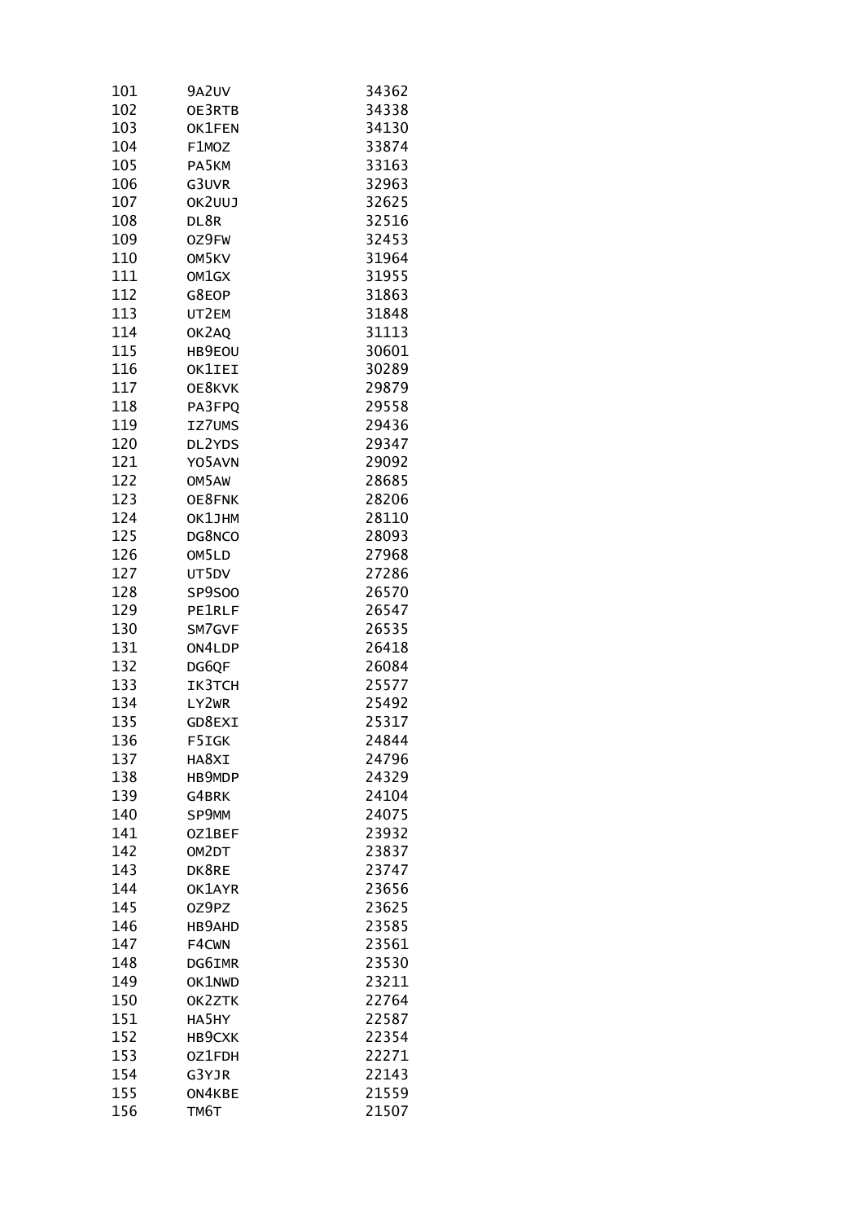| | | |
|---|---|---|
| 101 | 9A2UV | 34362 |
| 102 | OE3RTB | 34338 |
| 103 | OK1FEN | 34130 |
| 104 | F1MOZ | 33874 |
| 105 | PA5KM | 33163 |
| 106 | G3UVR | 32963 |
| 107 | OK2UUJ | 32625 |
| 108 | DL8R | 32516 |
| 109 | OZ9FW | 32453 |
| 110 | OM5KV | 31964 |
| 111 | OM1GX | 31955 |
| 112 | G8EOP | 31863 |
| 113 | UT2EM | 31848 |
| 114 | OK2AQ | 31113 |
| 115 | HB9EOU | 30601 |
| 116 | OK1IEI | 30289 |
| 117 | OE8KVK | 29879 |
| 118 | PA3FPQ | 29558 |
| 119 | IZ7UMS | 29436 |
| 120 | DL2YDS | 29347 |
| 121 | YO5AVN | 29092 |
| 122 | OM5AW | 28685 |
| 123 | OE8FNK | 28206 |
| 124 | OK1JHM | 28110 |
| 125 | DG8NCO | 28093 |
| 126 | OM5LD | 27968 |
| 127 | UT5DV | 27286 |
| 128 | SP9SOO | 26570 |
| 129 | PE1RLF | 26547 |
| 130 | SM7GVF | 26535 |
| 131 | ON4LDP | 26418 |
| 132 | DG6QF | 26084 |
| 133 | IK3TCH | 25577 |
| 134 | LY2WR | 25492 |
| 135 | GD8EXI | 25317 |
| 136 | F5IGK | 24844 |
| 137 | HA8XI | 24796 |
| 138 | HB9MDP | 24329 |
| 139 | G4BRK | 24104 |
| 140 | SP9MM | 24075 |
| 141 | OZ1BEF | 23932 |
| 142 | OM2DT | 23837 |
| 143 | DK8RE | 23747 |
| 144 | OK1AYR | 23656 |
| 145 | OZ9PZ | 23625 |
| 146 | HB9AHD | 23585 |
| 147 | F4CWN | 23561 |
| 148 | DG6IMR | 23530 |
| 149 | OK1NWD | 23211 |
| 150 | OK2ZTK | 22764 |
| 151 | HA5HY | 22587 |
| 152 | HB9CXK | 22354 |
| 153 | OZ1FDH | 22271 |
| 154 | G3YJR | 22143 |
| 155 | ON4KBE | 21559 |
| 156 | TM6T | 21507 |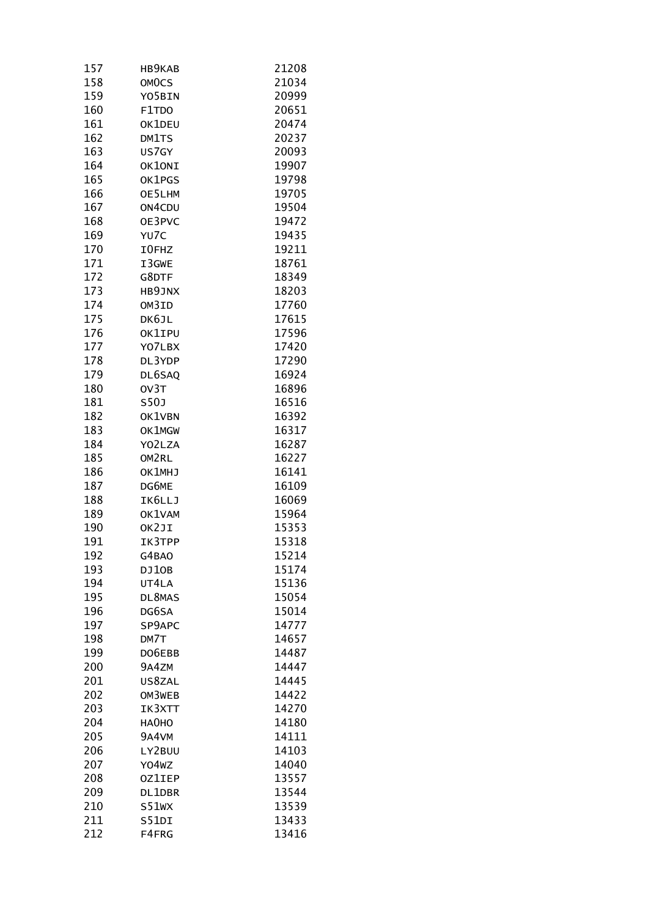| | | |
|---|---|---|
| 157 | HB9KAB | 21208 |
| 158 | OM0CS | 21034 |
| 159 | YO5BIN | 20999 |
| 160 | F1TDO | 20651 |
| 161 | OK1DEU | 20474 |
| 162 | DM1TS | 20237 |
| 163 | US7GY | 20093 |
| 164 | OK1ONI | 19907 |
| 165 | OK1PGS | 19798 |
| 166 | OE5LHM | 19705 |
| 167 | ON4CDU | 19504 |
| 168 | OE3PVC | 19472 |
| 169 | YU7C | 19435 |
| 170 | I0FHZ | 19211 |
| 171 | I3GWE | 18761 |
| 172 | G8DTF | 18349 |
| 173 | HB9JNX | 18203 |
| 174 | OM3ID | 17760 |
| 175 | DK6JL | 17615 |
| 176 | OK1IPU | 17596 |
| 177 | YO7LBX | 17420 |
| 178 | DL3YDP | 17290 |
| 179 | DL6SAQ | 16924 |
| 180 | OV3T | 16896 |
| 181 | S50J | 16516 |
| 182 | OK1VBN | 16392 |
| 183 | OK1MGW | 16317 |
| 184 | YO2LZA | 16287 |
| 185 | OM2RL | 16227 |
| 186 | OK1MHJ | 16141 |
| 187 | DG6ME | 16109 |
| 188 | IK6LLJ | 16069 |
| 189 | OK1VAM | 15964 |
| 190 | OK2JI | 15353 |
| 191 | IK3TPP | 15318 |
| 192 | G4BAO | 15214 |
| 193 | DJ1OB | 15174 |
| 194 | UT4LA | 15136 |
| 195 | DL8MAS | 15054 |
| 196 | DG6SA | 15014 |
| 197 | SP9APC | 14777 |
| 198 | DM7T | 14657 |
| 199 | DO6EBB | 14487 |
| 200 | 9A4ZM | 14447 |
| 201 | US8ZAL | 14445 |
| 202 | OM3WEB | 14422 |
| 203 | IK3XTT | 14270 |
| 204 | HA0HO | 14180 |
| 205 | 9A4VM | 14111 |
| 206 | LY2BUU | 14103 |
| 207 | YO4WZ | 14040 |
| 208 | OZ1IEP | 13557 |
| 209 | DL1DBR | 13544 |
| 210 | S51WX | 13539 |
| 211 | S51DI | 13433 |
| 212 | F4FRG | 13416 |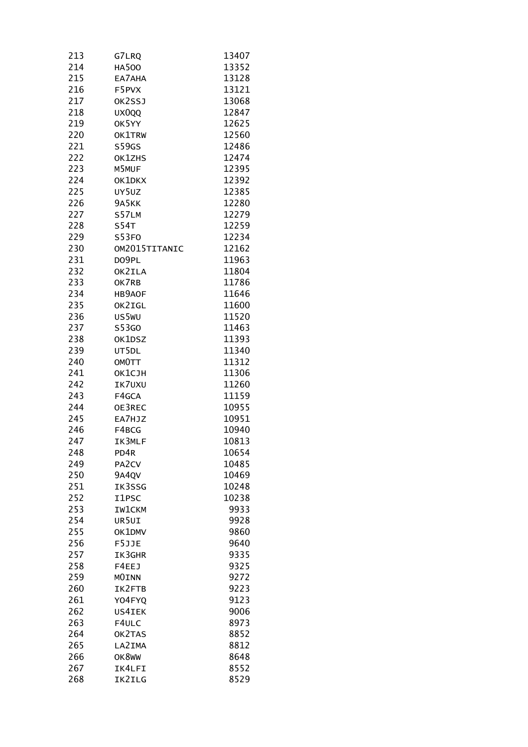| | | |
|---|---|---|
| 213 | G7LRQ | 13407 |
| 214 | HA5OO | 13352 |
| 215 | EA7AHA | 13128 |
| 216 | F5PVX | 13121 |
| 217 | OK2SSJ | 13068 |
| 218 | UX0QQ | 12847 |
| 219 | OK5YY | 12625 |
| 220 | OK1TRW | 12560 |
| 221 | S59GS | 12486 |
| 222 | OK1ZHS | 12474 |
| 223 | M5MUF | 12395 |
| 224 | OK1DKX | 12392 |
| 225 | UY5UZ | 12385 |
| 226 | 9A5KK | 12280 |
| 227 | S57LM | 12279 |
| 228 | S54T | 12259 |
| 229 | S53FO | 12234 |
| 230 | OM2015TITANIC | 12162 |
| 231 | DO9PL | 11963 |
| 232 | OK2ILA | 11804 |
| 233 | OK7RB | 11786 |
| 234 | HB9AOF | 11646 |
| 235 | OK2IGL | 11600 |
| 236 | US5WU | 11520 |
| 237 | S53GO | 11463 |
| 238 | OK1DSZ | 11393 |
| 239 | UT5DL | 11340 |
| 240 | OM0TT | 11312 |
| 241 | OK1CJH | 11306 |
| 242 | IK7UXU | 11260 |
| 243 | F4GCA | 11159 |
| 244 | OE3REC | 10955 |
| 245 | EA7HJZ | 10951 |
| 246 | F4BCG | 10940 |
| 247 | IK3MLF | 10813 |
| 248 | PD4R | 10654 |
| 249 | PA2CV | 10485 |
| 250 | 9A4QV | 10469 |
| 251 | IK3SSG | 10248 |
| 252 | I1PSC | 10238 |
| 253 | IW1CKM | 9933 |
| 254 | UR5UI | 9928 |
| 255 | OK1DMV | 9860 |
| 256 | F5JJE | 9640 |
| 257 | IK3GHR | 9335 |
| 258 | F4EEJ | 9325 |
| 259 | M0INN | 9272 |
| 260 | IK2FTB | 9223 |
| 261 | YO4FYQ | 9123 |
| 262 | US4IEK | 9006 |
| 263 | F4ULC | 8973 |
| 264 | OK2TAS | 8852 |
| 265 | LA2IMA | 8812 |
| 266 | OK8WW | 8648 |
| 267 | IK4LFI | 8552 |
| 268 | IK2ILG | 8529 |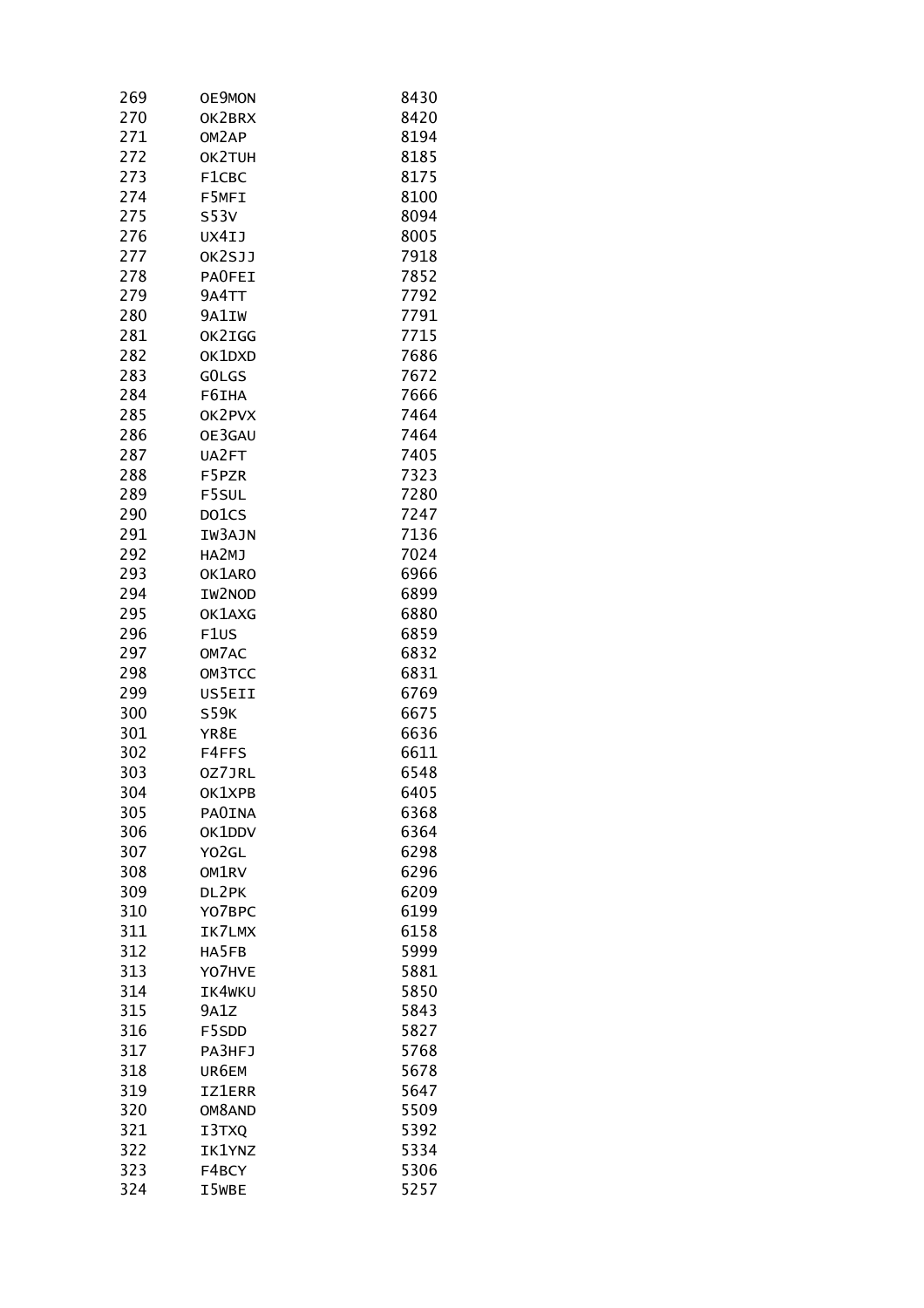| | | |
|---|---|---|
| 269 | OE9MON | 8430 |
| 270 | OK2BRX | 8420 |
| 271 | OM2AP | 8194 |
| 272 | OK2TUH | 8185 |
| 273 | F1CBC | 8175 |
| 274 | F5MFI | 8100 |
| 275 | S53V | 8094 |
| 276 | UX4IJ | 8005 |
| 277 | OK2SJJ | 7918 |
| 278 | PA0FEI | 7852 |
| 279 | 9A4TT | 7792 |
| 280 | 9A1IW | 7791 |
| 281 | OK2IGG | 7715 |
| 282 | OK1DXD | 7686 |
| 283 | G0LGS | 7672 |
| 284 | F6IHA | 7666 |
| 285 | OK2PVX | 7464 |
| 286 | OE3GAU | 7464 |
| 287 | UA2FT | 7405 |
| 288 | F5PZR | 7323 |
| 289 | F5SUL | 7280 |
| 290 | DO1CS | 7247 |
| 291 | IW3AJN | 7136 |
| 292 | HA2MJ | 7024 |
| 293 | OK1ARO | 6966 |
| 294 | IW2NOD | 6899 |
| 295 | OK1AXG | 6880 |
| 296 | F1US | 6859 |
| 297 | OM7AC | 6832 |
| 298 | OM3TCC | 6831 |
| 299 | US5EII | 6769 |
| 300 | S59K | 6675 |
| 301 | YR8E | 6636 |
| 302 | F4FFS | 6611 |
| 303 | OZ7JRL | 6548 |
| 304 | OK1XPB | 6405 |
| 305 | PA0INA | 6368 |
| 306 | OK1DDV | 6364 |
| 307 | YO2GL | 6298 |
| 308 | OM1RV | 6296 |
| 309 | DL2PK | 6209 |
| 310 | YO7BPC | 6199 |
| 311 | IK7LMX | 6158 |
| 312 | HA5FB | 5999 |
| 313 | YO7HVE | 5881 |
| 314 | IK4WKU | 5850 |
| 315 | 9A1Z | 5843 |
| 316 | F5SDD | 5827 |
| 317 | PA3HFJ | 5768 |
| 318 | UR6EM | 5678 |
| 319 | IZ1ERR | 5647 |
| 320 | OM8AND | 5509 |
| 321 | I3TXQ | 5392 |
| 322 | IK1YNZ | 5334 |
| 323 | F4BCY | 5306 |
| 324 | I5WBE | 5257 |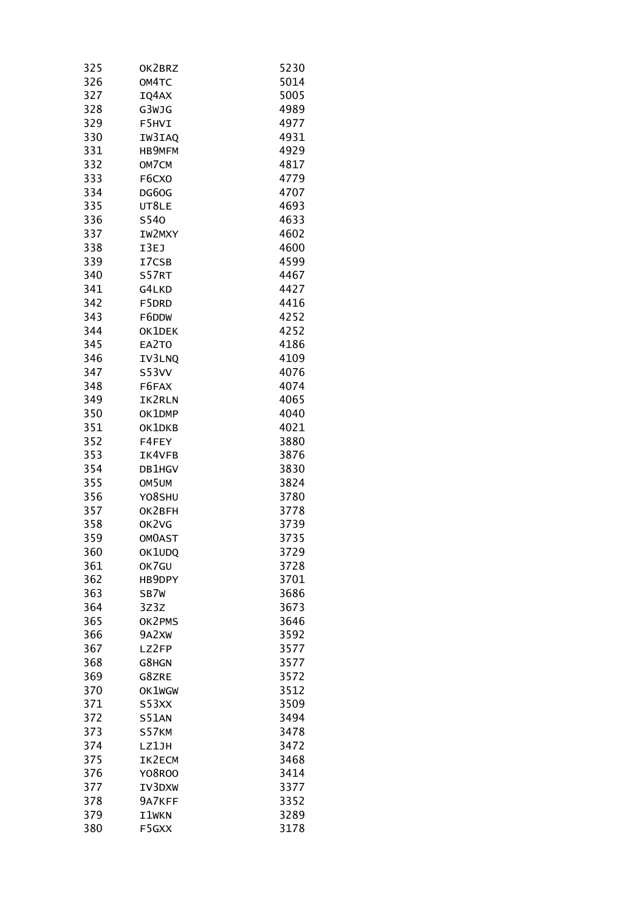| | | |
|---|---|---|
| 325 | OK2BRZ | 5230 |
| 326 | OM4TC | 5014 |
| 327 | IQ4AX | 5005 |
| 328 | G3WJG | 4989 |
| 329 | F5HVI | 4977 |
| 330 | IW3IAQ | 4931 |
| 331 | HB9MFM | 4929 |
| 332 | OM7CM | 4817 |
| 333 | F6CXO | 4779 |
| 334 | DG6OG | 4707 |
| 335 | UT8LE | 4693 |
| 336 | S54O | 4633 |
| 337 | IW2MXY | 4602 |
| 338 | I3EJ | 4600 |
| 339 | I7CSB | 4599 |
| 340 | S57RT | 4467 |
| 341 | G4LKD | 4427 |
| 342 | F5DRD | 4416 |
| 343 | F6DDW | 4252 |
| 344 | OK1DEK | 4252 |
| 345 | EA2TO | 4186 |
| 346 | IV3LNQ | 4109 |
| 347 | S53VV | 4076 |
| 348 | F6FAX | 4074 |
| 349 | IK2RLN | 4065 |
| 350 | OK1DMP | 4040 |
| 351 | OK1DKB | 4021 |
| 352 | F4FEY | 3880 |
| 353 | IK4VFB | 3876 |
| 354 | DB1HGV | 3830 |
| 355 | OM5UM | 3824 |
| 356 | YO8SHU | 3780 |
| 357 | OK2BFH | 3778 |
| 358 | OK2VG | 3739 |
| 359 | OM0AST | 3735 |
| 360 | OK1UDQ | 3729 |
| 361 | OK7GU | 3728 |
| 362 | HB9DPY | 3701 |
| 363 | SB7W | 3686 |
| 364 | 3Z3Z | 3673 |
| 365 | OK2PMS | 3646 |
| 366 | 9A2XW | 3592 |
| 367 | LZ2FP | 3577 |
| 368 | G8HGN | 3577 |
| 369 | G8ZRE | 3572 |
| 370 | OK1WGW | 3512 |
| 371 | S53XX | 3509 |
| 372 | S51AN | 3494 |
| 373 | S57KM | 3478 |
| 374 | LZ1JH | 3472 |
| 375 | IK2ECM | 3468 |
| 376 | YO8ROO | 3414 |
| 377 | IV3DXW | 3377 |
| 378 | 9A7KFF | 3352 |
| 379 | I1WKN | 3289 |
| 380 | F5GXX | 3178 |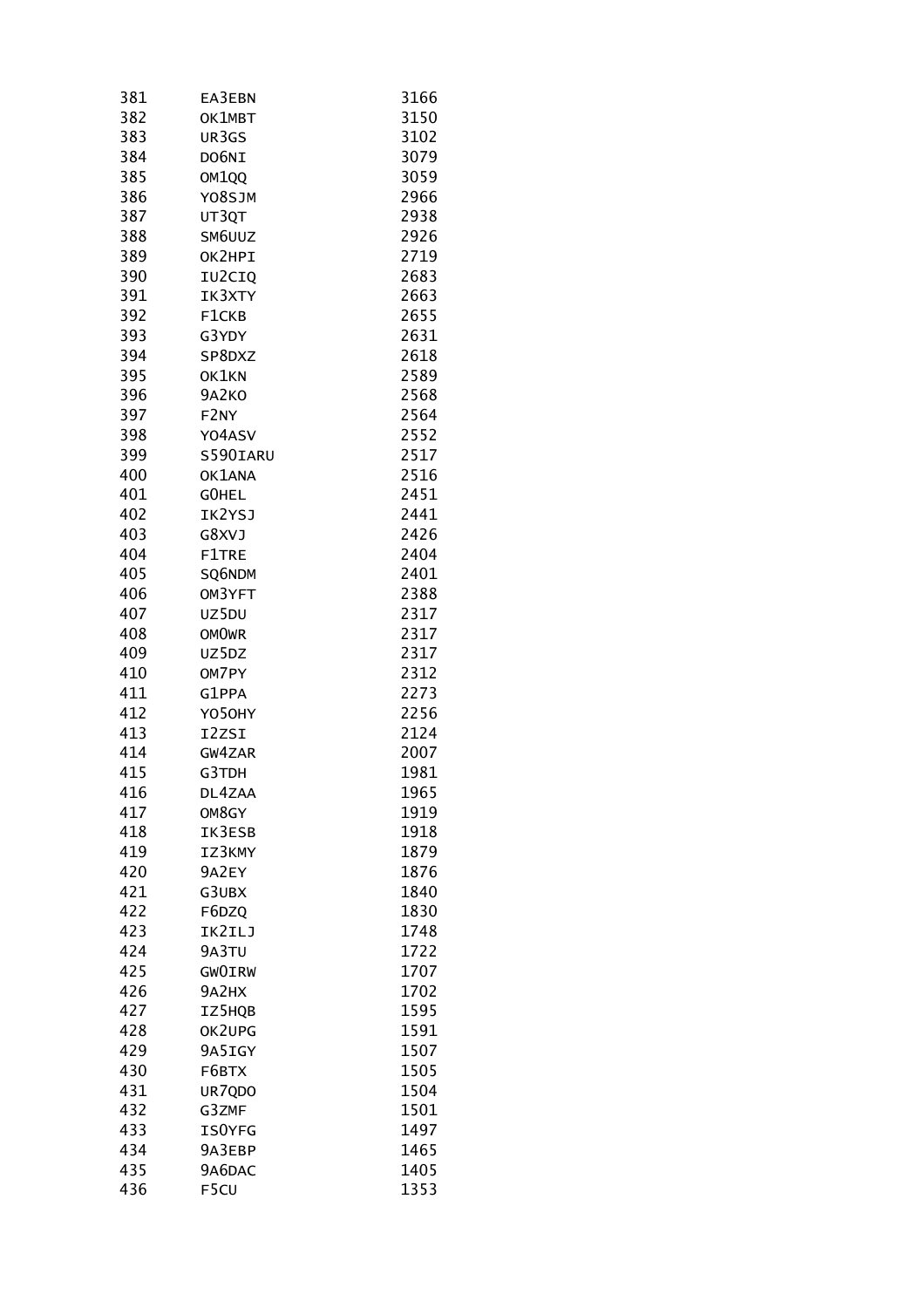| | | |
|---|---|---|
| 381 | EA3EBN | 3166 |
| 382 | OK1MBT | 3150 |
| 383 | UR3GS | 3102 |
| 384 | DO6NI | 3079 |
| 385 | OM1QQ | 3059 |
| 386 | YO8SJM | 2966 |
| 387 | UT3QT | 2938 |
| 388 | SM6UUZ | 2926 |
| 389 | OK2HPI | 2719 |
| 390 | IU2CIQ | 2683 |
| 391 | IK3XTY | 2663 |
| 392 | F1CKB | 2655 |
| 393 | G3YDY | 2631 |
| 394 | SP8DXZ | 2618 |
| 395 | OK1KN | 2589 |
| 396 | 9A2KO | 2568 |
| 397 | F2NY | 2564 |
| 398 | YO4ASV | 2552 |
| 399 | S590IARU | 2517 |
| 400 | OK1ANA | 2516 |
| 401 | G0HEL | 2451 |
| 402 | IK2YSJ | 2441 |
| 403 | G8XVJ | 2426 |
| 404 | F1TRE | 2404 |
| 405 | SQ6NDM | 2401 |
| 406 | OM3YFT | 2388 |
| 407 | UZ5DU | 2317 |
| 408 | OM0WR | 2317 |
| 409 | UZ5DZ | 2317 |
| 410 | OM7PY | 2312 |
| 411 | G1PPA | 2273 |
| 412 | YO5OHY | 2256 |
| 413 | I2ZSI | 2124 |
| 414 | GW4ZAR | 2007 |
| 415 | G3TDH | 1981 |
| 416 | DL4ZAA | 1965 |
| 417 | OM8GY | 1919 |
| 418 | IK3ESB | 1918 |
| 419 | IZ3KMY | 1879 |
| 420 | 9A2EY | 1876 |
| 421 | G3UBX | 1840 |
| 422 | F6DZQ | 1830 |
| 423 | IK2ILJ | 1748 |
| 424 | 9A3TU | 1722 |
| 425 | GW0IRW | 1707 |
| 426 | 9A2HX | 1702 |
| 427 | IZ5HQB | 1595 |
| 428 | OK2UPG | 1591 |
| 429 | 9A5IGY | 1507 |
| 430 | F6BTX | 1505 |
| 431 | UR7QDO | 1504 |
| 432 | G3ZMF | 1501 |
| 433 | IS0YFG | 1497 |
| 434 | 9A3EBP | 1465 |
| 435 | 9A6DAC | 1405 |
| 436 | F5CU | 1353 |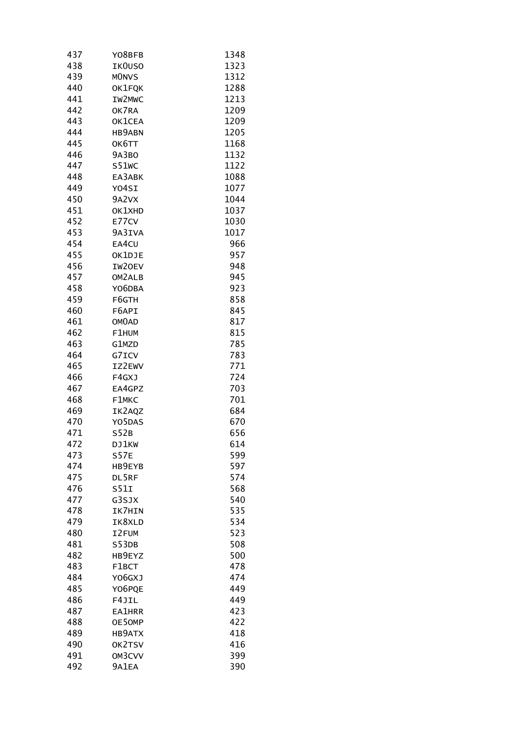| | | |
|---|---|---|
| 437 | YO8BFB | 1348 |
| 438 | IK0USO | 1323 |
| 439 | M0NVS | 1312 |
| 440 | OK1FQK | 1288 |
| 441 | IW2MWC | 1213 |
| 442 | OK7RA | 1209 |
| 443 | OK1CEA | 1209 |
| 444 | HB9ABN | 1205 |
| 445 | OK6TT | 1168 |
| 446 | 9A3BO | 1132 |
| 447 | S51WC | 1122 |
| 448 | EA3ABK | 1088 |
| 449 | YO4SI | 1077 |
| 450 | 9A2VX | 1044 |
| 451 | OK1XHD | 1037 |
| 452 | E77CV | 1030 |
| 453 | 9A3IVA | 1017 |
| 454 | EA4CU | 966 |
| 455 | OK1DJE | 957 |
| 456 | IW2OEV | 948 |
| 457 | OM2ALB | 945 |
| 458 | YO6DBA | 923 |
| 459 | F6GTH | 858 |
| 460 | F6API | 845 |
| 461 | OM0AD | 817 |
| 462 | F1HUM | 815 |
| 463 | G1MZD | 785 |
| 464 | G7ICV | 783 |
| 465 | IZ2EWV | 771 |
| 466 | F4GXJ | 724 |
| 467 | EA4GPZ | 703 |
| 468 | F1MKC | 701 |
| 469 | IK2AQZ | 684 |
| 470 | YO5DAS | 670 |
| 471 | S52B | 656 |
| 472 | DJ1KW | 614 |
| 473 | S57E | 599 |
| 474 | HB9EYB | 597 |
| 475 | DL5RF | 574 |
| 476 | S51I | 568 |
| 477 | G3SJX | 540 |
| 478 | IK7HIN | 535 |
| 479 | IK8XLD | 534 |
| 480 | I2FUM | 523 |
| 481 | S53DB | 508 |
| 482 | HB9EYZ | 500 |
| 483 | F1BCT | 478 |
| 484 | YO6GXJ | 474 |
| 485 | YO6PQE | 449 |
| 486 | F4JIL | 449 |
| 487 | EA1HRR | 423 |
| 488 | OE5OMP | 422 |
| 489 | HB9ATX | 418 |
| 490 | OK2TSV | 416 |
| 491 | OM3CVV | 399 |
| 492 | 9A1EA | 390 |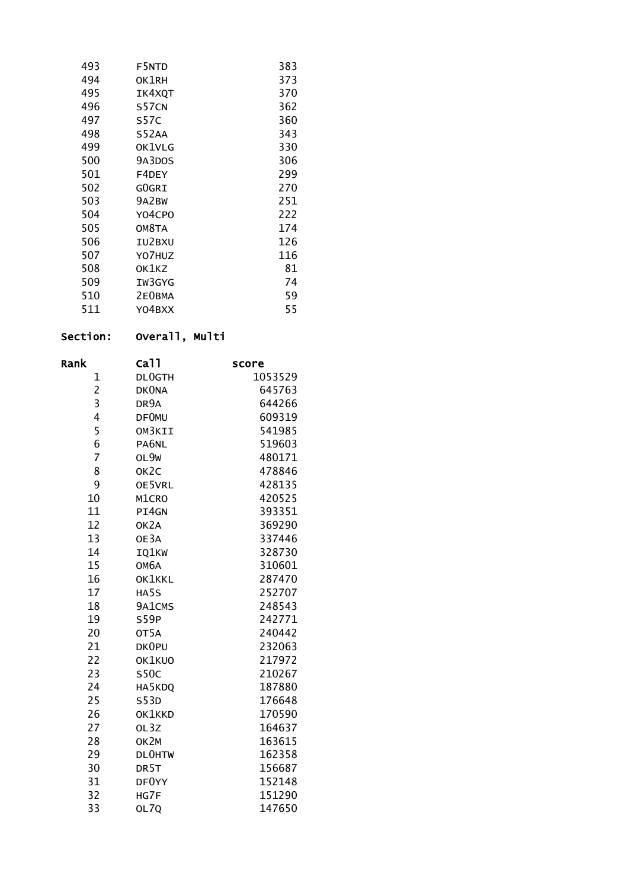| | | |
|---|---|---|
| 493 | F5NTD | 383 |
| 494 | OK1RH | 373 |
| 495 | IK4XQT | 370 |
| 496 | S57CN | 362 |
| 497 | S57C | 360 |
| 498 | S52AA | 343 |
| 499 | OK1VLG | 330 |
| 500 | 9A3DOS | 306 |
| 501 | F4DEY | 299 |
| 502 | G0GRI | 270 |
| 503 | 9A2BW | 251 |
| 504 | YO4CPO | 222 |
| 505 | OM8TA | 174 |
| 506 | IU2BXU | 126 |
| 507 | YO7HUZ | 116 |
| 508 | OK1KZ | 81 |
| 509 | IW3GYG | 74 |
| 510 | 2E0BMA | 59 |
| 511 | YO4BXX | 55 |

**Section: Overall, Multi**

| Rank | Call | score |
|---|---|---|
| 1 | DL0GTH | 1053529 |
| 2 | DK0NA | 645763 |
| 3 | DR9A | 644266 |
| 4 | DF0MU | 609319 |
| 5 | OM3KII | 541985 |
| 6 | PA6NL | 519603 |
| 7 | OL9W | 480171 |
| 8 | OK2C | 478846 |
| 9 | OE5VRL | 428135 |
| 10 | M1CRO | 420525 |
| 11 | PI4GN | 393351 |
| 12 | OK2A | 369290 |
| 13 | OE3A | 337446 |
| 14 | IQ1KW | 328730 |
| 15 | OM6A | 310601 |
| 16 | OK1KKL | 287470 |
| 17 | HA5S | 252707 |
| 18 | 9A1CMS | 248543 |
| 19 | S59P | 242771 |
| 20 | OT5A | 240442 |
| 21 | DK0PU | 232063 |
| 22 | OK1KUO | 217972 |
| 23 | S50C | 210267 |
| 24 | HA5KDQ | 187880 |
| 25 | S53D | 176648 |
| 26 | OK1KKD | 170590 |
| 27 | OL3Z | 164637 |
| 28 | OK2M | 163615 |
| 29 | DL0HTW | 162358 |
| 30 | DR5T | 156687 |
| 31 | DF0YY | 152148 |
| 32 | HG7F | 151290 |
| 33 | OL7Q | 147650 |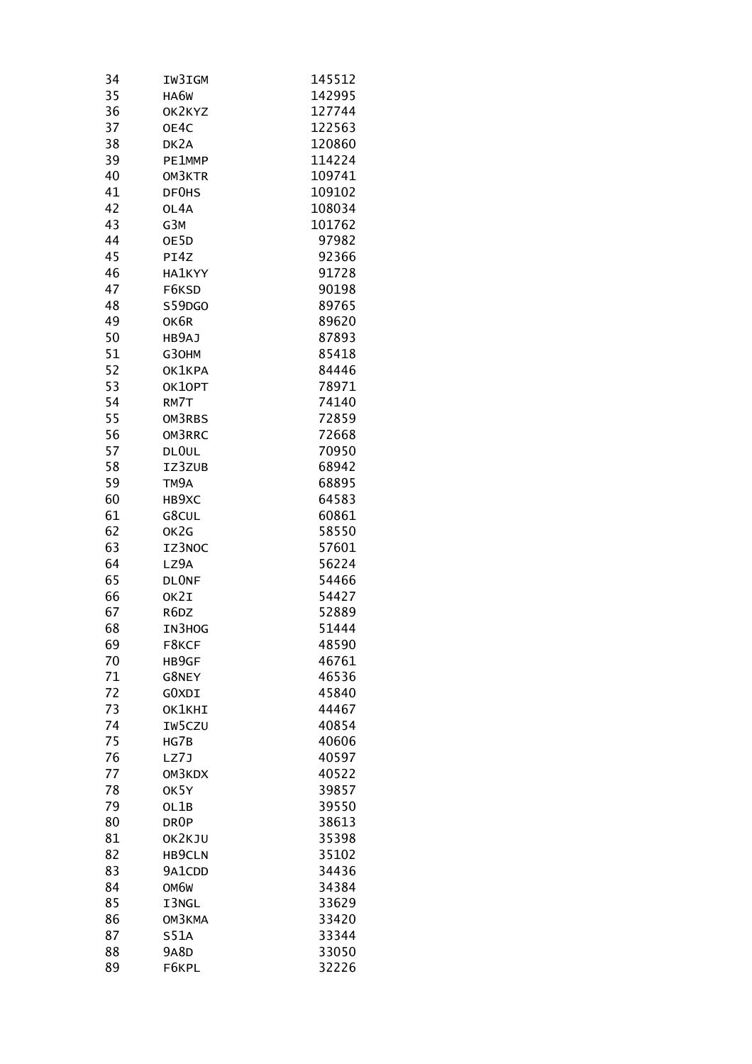| | | |
|---|---|---|
| 34 | IW3IGM | 145512 |
| 35 | HA6W | 142995 |
| 36 | OK2KYZ | 127744 |
| 37 | OE4C | 122563 |
| 38 | DK2A | 120860 |
| 39 | PE1MMP | 114224 |
| 40 | OM3KTR | 109741 |
| 41 | DF0HS | 109102 |
| 42 | OL4A | 108034 |
| 43 | G3M | 101762 |
| 44 | OE5D | 97982 |
| 45 | PI4Z | 92366 |
| 46 | HA1KYY | 91728 |
| 47 | F6KSD | 90198 |
| 48 | S59DGO | 89765 |
| 49 | OK6R | 89620 |
| 50 | HB9AJ | 87893 |
| 51 | G3OHM | 85418 |
| 52 | OK1KPA | 84446 |
| 53 | OK1OPT | 78971 |
| 54 | RM7T | 74140 |
| 55 | OM3RBS | 72859 |
| 56 | OM3RRC | 72668 |
| 57 | DL0UL | 70950 |
| 58 | IZ3ZUB | 68942 |
| 59 | TM9A | 68895 |
| 60 | HB9XC | 64583 |
| 61 | G8CUL | 60861 |
| 62 | OK2G | 58550 |
| 63 | IZ3NOC | 57601 |
| 64 | LZ9A | 56224 |
| 65 | DL0NF | 54466 |
| 66 | OK2I | 54427 |
| 67 | R6DZ | 52889 |
| 68 | IN3HOG | 51444 |
| 69 | F8KCF | 48590 |
| 70 | HB9GF | 46761 |
| 71 | G8NEY | 46536 |
| 72 | G0XDI | 45840 |
| 73 | OK1KHI | 44467 |
| 74 | IW5CZU | 40854 |
| 75 | HG7B | 40606 |
| 76 | LZ7J | 40597 |
| 77 | OM3KDX | 40522 |
| 78 | OK5Y | 39857 |
| 79 | OL1B | 39550 |
| 80 | DR0P | 38613 |
| 81 | OK2KJU | 35398 |
| 82 | HB9CLN | 35102 |
| 83 | 9A1CDD | 34436 |
| 84 | OM6W | 34384 |
| 85 | I3NGL | 33629 |
| 86 | OM3KMA | 33420 |
| 87 | S51A | 33344 |
| 88 | 9A8D | 33050 |
| 89 | F6KPL | 32226 |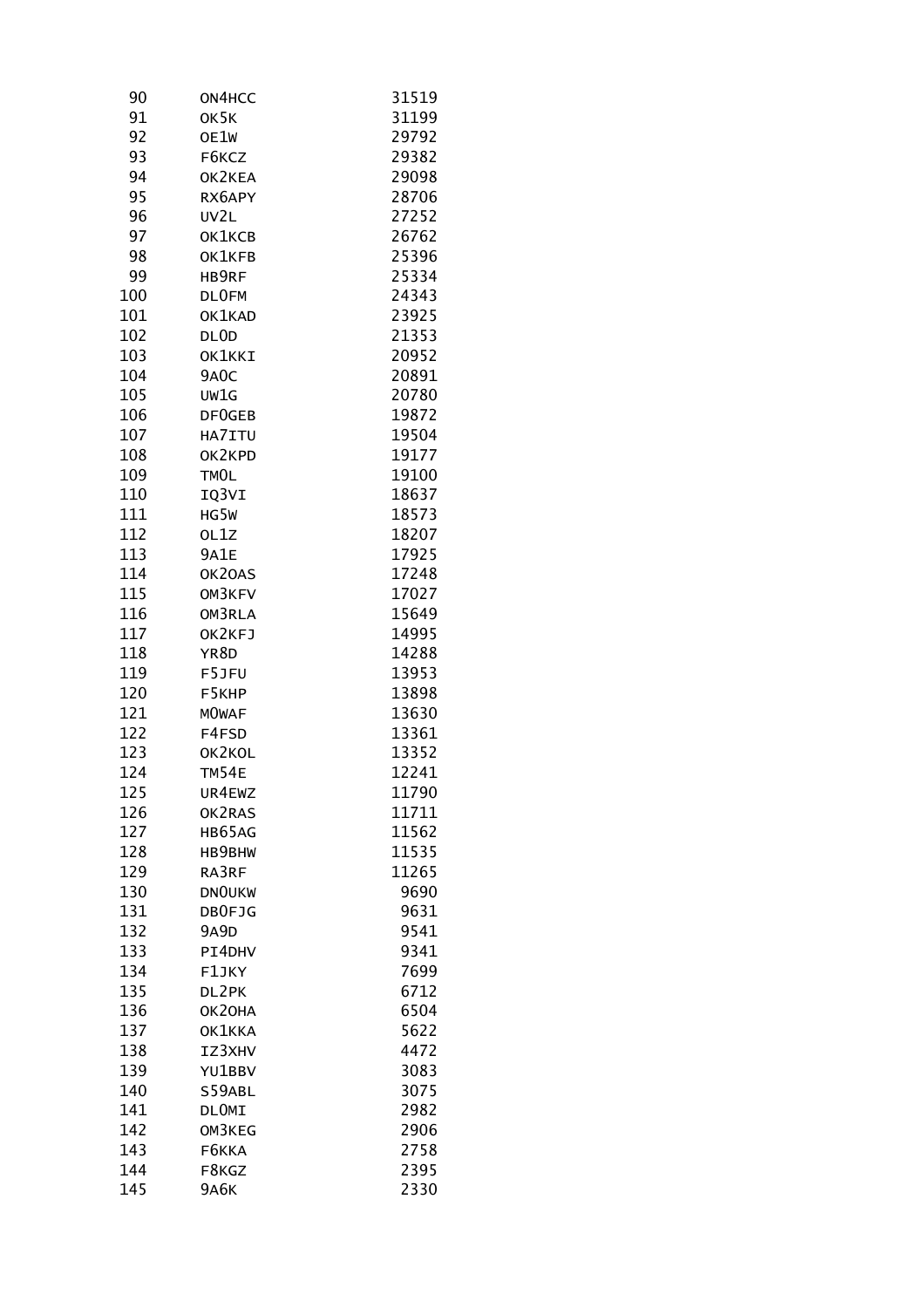| | | |
|---|---|---|
| 90 | ON4HCC | 31519 |
| 91 | OK5K | 31199 |
| 92 | OE1W | 29792 |
| 93 | F6KCZ | 29382 |
| 94 | OK2KEA | 29098 |
| 95 | RX6APY | 28706 |
| 96 | UV2L | 27252 |
| 97 | OK1KCB | 26762 |
| 98 | OK1KFB | 25396 |
| 99 | HB9RF | 25334 |
| 100 | DL0FM | 24343 |
| 101 | OK1KAD | 23925 |
| 102 | DL0D | 21353 |
| 103 | OK1KKI | 20952 |
| 104 | 9A0C | 20891 |
| 105 | UW1G | 20780 |
| 106 | DF0GEB | 19872 |
| 107 | HA7ITU | 19504 |
| 108 | OK2KPD | 19177 |
| 109 | TM0L | 19100 |
| 110 | IQ3VI | 18637 |
| 111 | HG5W | 18573 |
| 112 | OL1Z | 18207 |
| 113 | 9A1E | 17925 |
| 114 | OK2OAS | 17248 |
| 115 | OM3KFV | 17027 |
| 116 | OM3RLA | 15649 |
| 117 | OK2KFJ | 14995 |
| 118 | YR8D | 14288 |
| 119 | F5JFU | 13953 |
| 120 | F5KHP | 13898 |
| 121 | M0WAF | 13630 |
| 122 | F4FSD | 13361 |
| 123 | OK2KOL | 13352 |
| 124 | TM54E | 12241 |
| 125 | UR4EWZ | 11790 |
| 126 | OK2RAS | 11711 |
| 127 | HB65AG | 11562 |
| 128 | HB9BHW | 11535 |
| 129 | RA3RF | 11265 |
| 130 | DN0UKW | 9690 |
| 131 | DB0FJG | 9631 |
| 132 | 9A9D | 9541 |
| 133 | PI4DHV | 9341 |
| 134 | F1JKY | 7699 |
| 135 | DL2PK | 6712 |
| 136 | OK2OHA | 6504 |
| 137 | OK1KKA | 5622 |
| 138 | IZ3XHV | 4472 |
| 139 | YU1BBV | 3083 |
| 140 | S59ABL | 3075 |
| 141 | DL0MI | 2982 |
| 142 | OM3KEG | 2906 |
| 143 | F6KKA | 2758 |
| 144 | F8KGZ | 2395 |
| 145 | 9A6K | 2330 |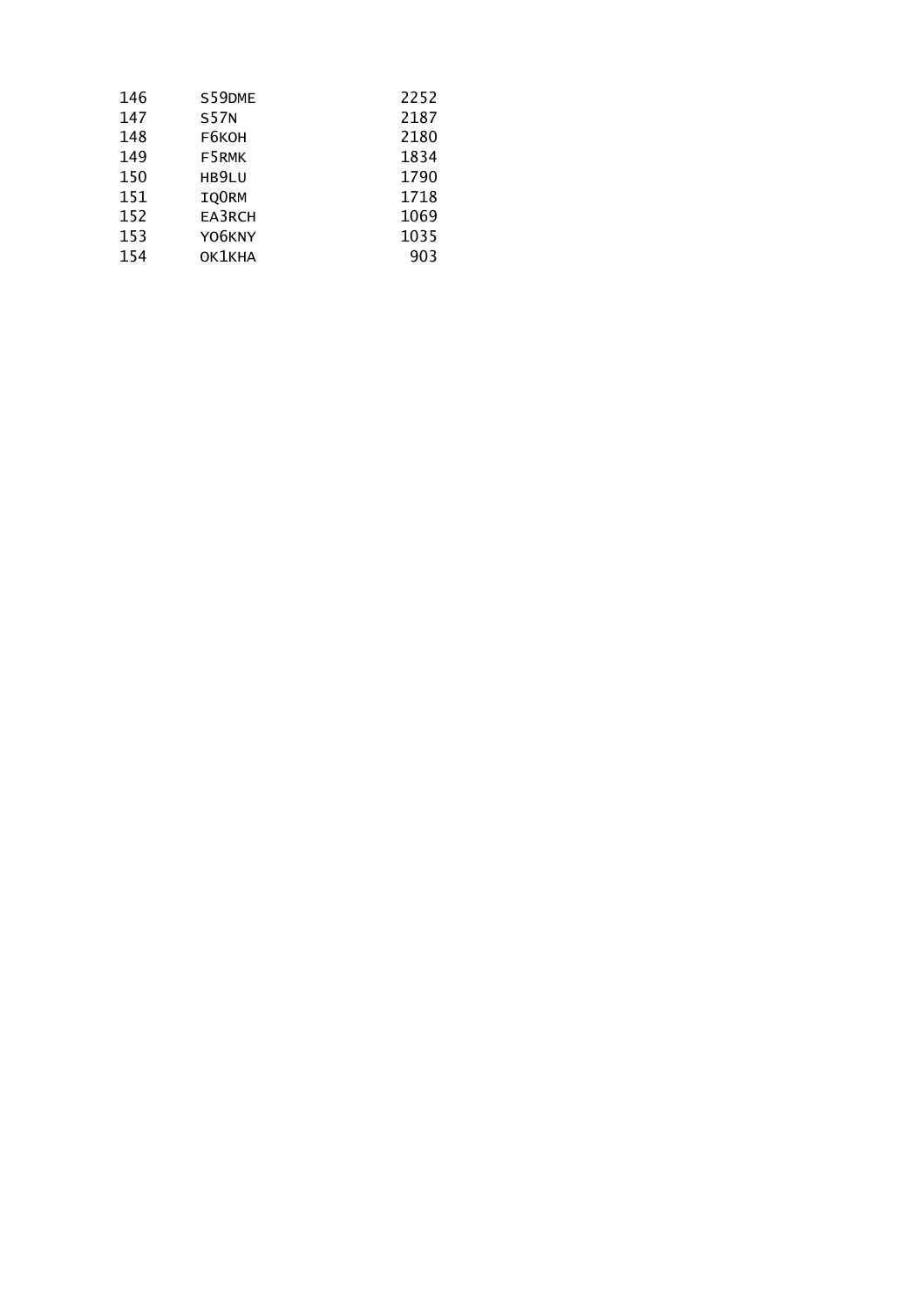| | | |
|---|---|---|
| 146 | S59DME | 2252 |
| 147 | S57N | 2187 |
| 148 | F6KOH | 2180 |
| 149 | F5RMK | 1834 |
| 150 | HB9LU | 1790 |
| 151 | IQ0RM | 1718 |
| 152 | EA3RCH | 1069 |
| 153 | YO6KNY | 1035 |
| 154 | OK1KHA | 903 |